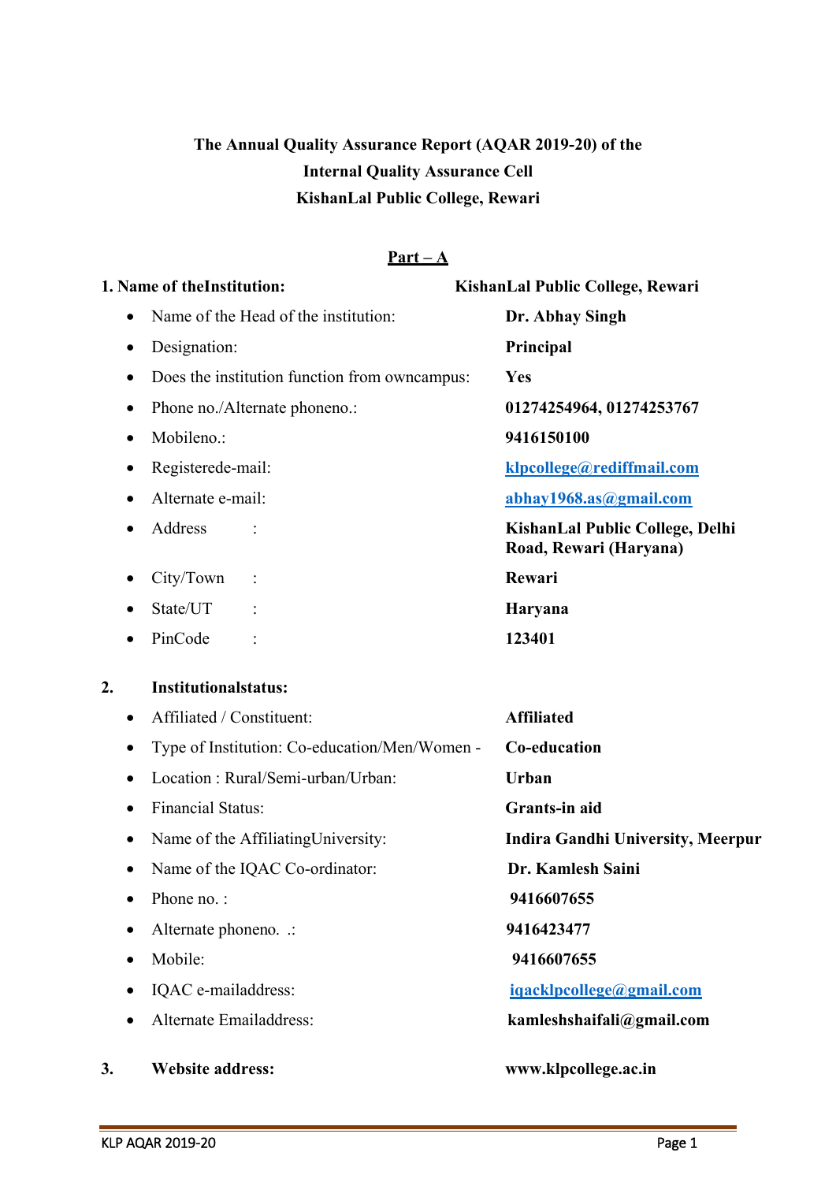# The Annual Quality Assurance Report (AQAR 2019-20) of the Internal Quality Assurance Cell KishanLal Public College, Rewari

## Part – A

**1. Name of theInstitution:** **KishanLal Public College, Rewari**

- Name of the Head of the institution: **Dr. Abhay Singh**
- Designation: **Principal**
- Does the institution function from owncampus: **Yes**
- Phone no./Alternate phoneno.: **01274254964, 01274253767**
- Mobileno.: **9416150100**
- Registerede-mail: **klpcollege@rediffmail.com**
- Alternate e-mail: **abhay1968.as@gmail.com**
- Address : **KishanLal Public College, Delhi Road, Rewari (Haryana)**
- City/Town : **Rewari**
- State/UT : **Haryana**
- PinCode : **123401**

**2. Institutionalstatus:**

- Affiliated / Constituent: **Affiliated**
- Type of Institution: Co-education/Men/Women - **Co-education**
- Location : Rural/Semi-urban/Urban: **Urban**
- Financial Status: **Grants-in aid**
- Name of the AffiliatingUniversity: **Indira Gandhi University, Meerpur**
- Name of the IQAC Co-ordinator: **Dr. Kamlesh Saini**
- Phone no. : **9416607655**
- Alternate phoneno. .: **9416423477**
- Mobile: **9416607655**
- IQAC e-mailaddress: **iqacklpcollege@gmail.com**
- Alternate Emailaddress: **kamleshshaifali@gmail.com**

**3. Website address:** **www.klpcollege.ac.in**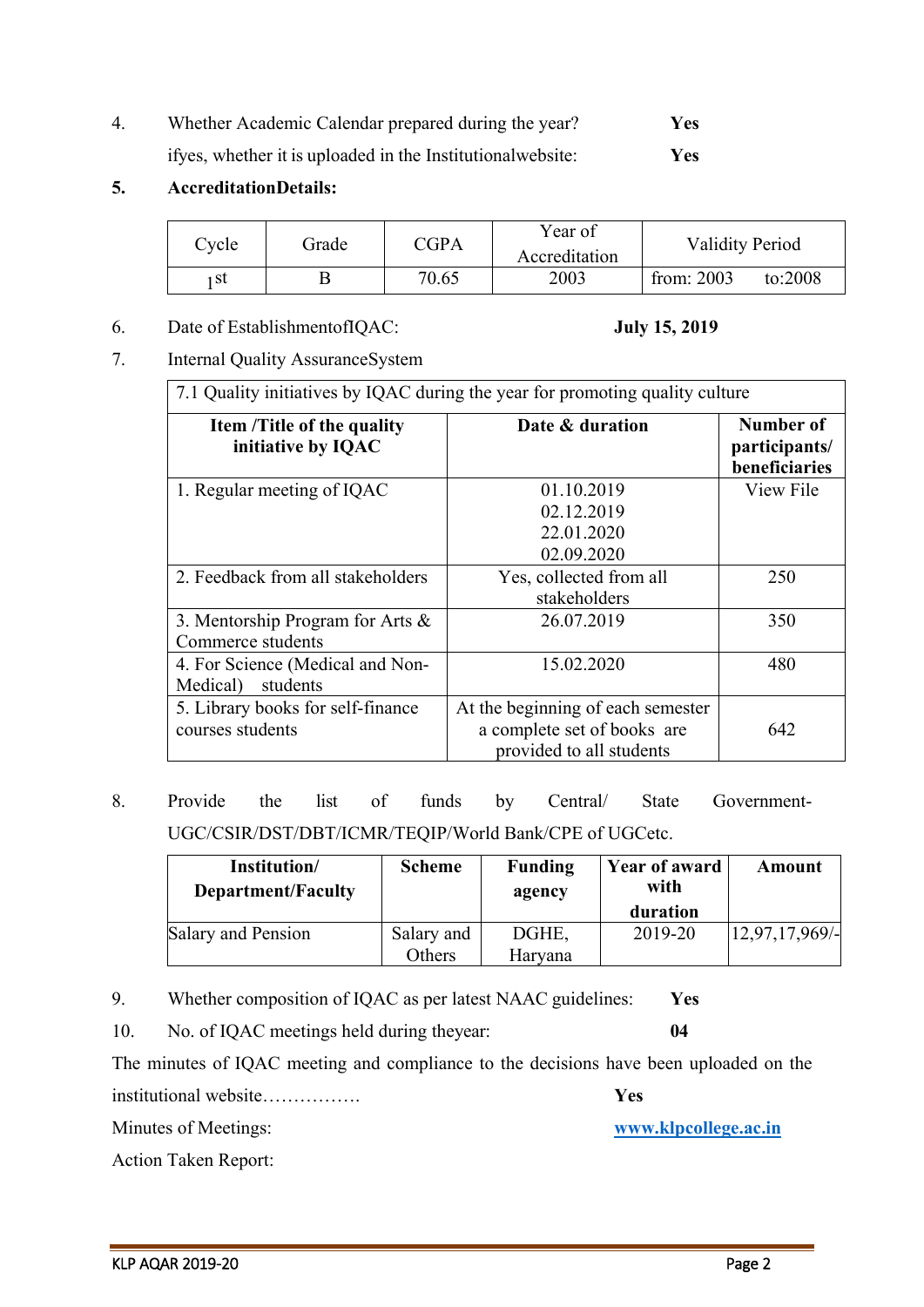4. Whether Academic Calendar prepared during the year? **Yes**

   ifyes, whether it is uploaded in the Institutionalwebsite: **Yes**

5. **AccreditationDetails:**

| Cycle | Grade | CGPA | Year of Accreditation | Validity Period | |
|---|---|---|---|---|---|
| 1st | B | 70.65 | 2003 | from: 2003 | to:2008 |

6. Date of EstablishmentofIQAC: **July 15, 2019**

7. Internal Quality AssuranceSystem

| 7.1 Quality initiatives by IQAC during the year for promoting quality culture | | |
|---|---|---|
| **Item /Title of the quality initiative by IQAC** | **Date & duration** | **Number of participants/ beneficiaries** |
| 1. Regular meeting of IQAC | 01.10.2019<br>02.12.2019<br>22.01.2020<br>02.09.2020 | View File |
| 2. Feedback from all stakeholders | Yes, collected from all stakeholders | 250 |
| 3. Mentorship Program for Arts & Commerce students | 26.07.2019 | 350 |
| 4. For Science (Medical and Non-Medical) students | 15.02.2020 | 480 |
| 5. Library books for self-finance courses students | At the beginning of each semester a complete set of books are provided to all students | 642 |

8. Provide the list of funds by Central/ State Government- UGC/CSIR/DST/DBT/ICMR/TEQIP/World Bank/CPE of UGCetc.

| Institution/ Department/Faculty | Scheme | Funding agency | Year of award with duration | Amount |
|---|---|---|---|---|
| Salary and Pension | Salary and Others | DGHE, Haryana | 2019-20 | 12,97,17,969/- |

9. Whether composition of IQAC as per latest NAAC guidelines: **Yes**

10. No. of IQAC meetings held during theyear: **04**

The minutes of IQAC meeting and compliance to the decisions have been uploaded on the institutional website……………. **Yes**

Minutes of Meetings: **www.klpcollege.ac.in**

Action Taken Report: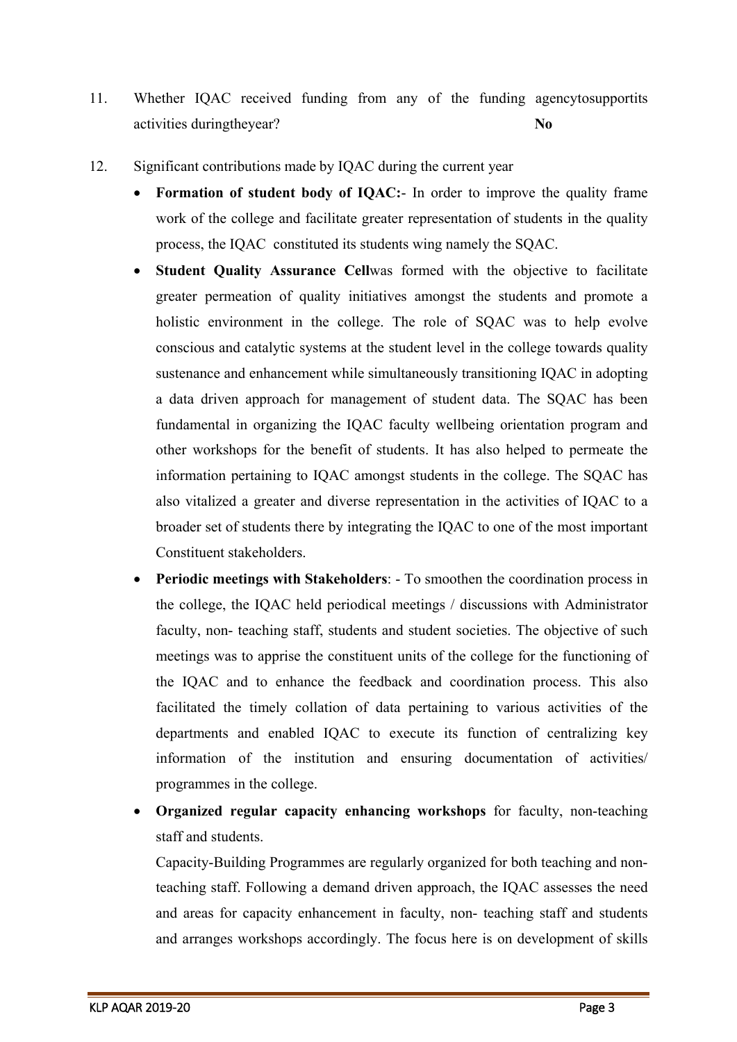11. Whether IQAC received funding from any of the funding agencytosupportits activities duringtheyear? **No**

12. Significant contributions made by IQAC during the current year

    - **Formation of student body of IQAC:**- In order to improve the quality frame work of the college and facilitate greater representation of students in the quality process, the IQAC constituted its students wing namely the SQAC.
    - **Student Quality Assurance Cell**was formed with the objective to facilitate greater permeation of quality initiatives amongst the students and promote a holistic environment in the college. The role of SQAC was to help evolve conscious and catalytic systems at the student level in the college towards quality sustenance and enhancement while simultaneously transitioning IQAC in adopting a data driven approach for management of student data. The SQAC has been fundamental in organizing the IQAC faculty wellbeing orientation program and other workshops for the benefit of students. It has also helped to permeate the information pertaining to IQAC amongst students in the college. The SQAC has also vitalized a greater and diverse representation in the activities of IQAC to a broader set of students there by integrating the IQAC to one of the most important Constituent stakeholders.
    - **Periodic meetings with Stakeholders**: - To smoothen the coordination process in the college, the IQAC held periodical meetings / discussions with Administrator faculty, non- teaching staff, students and student societies. The objective of such meetings was to apprise the constituent units of the college for the functioning of the IQAC and to enhance the feedback and coordination process. This also facilitated the timely collation of data pertaining to various activities of the departments and enabled IQAC to execute its function of centralizing key information of the institution and ensuring documentation of activities/ programmes in the college.
    - **Organized regular capacity enhancing workshops** for faculty, non-teaching staff and students.

      Capacity-Building Programmes are regularly organized for both teaching and non-teaching staff. Following a demand driven approach, the IQAC assesses the need and areas for capacity enhancement in faculty, non- teaching staff and students and arranges workshops accordingly. The focus here is on development of skills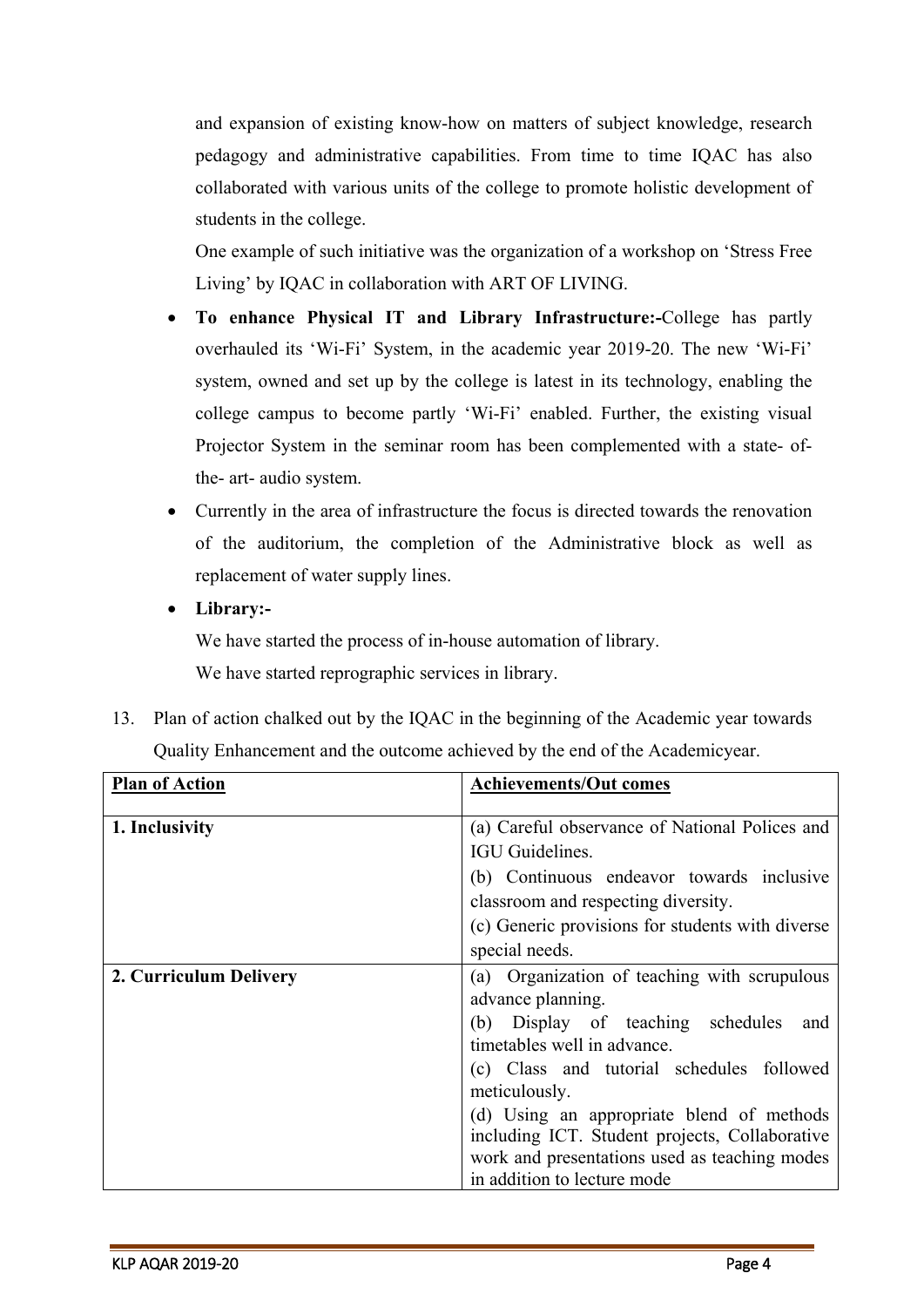and expansion of existing know-how on matters of subject knowledge, research pedagogy and administrative capabilities. From time to time IQAC has also collaborated with various units of the college to promote holistic development of students in the college.

One example of such initiative was the organization of a workshop on 'Stress Free Living' by IQAC in collaboration with ART OF LIVING.

- **To enhance Physical IT and Library Infrastructure:-**College has partly overhauled its 'Wi-Fi' System, in the academic year 2019-20. The new 'Wi-Fi' system, owned and set up by the college is latest in its technology, enabling the college campus to become partly 'Wi-Fi' enabled. Further, the existing visual Projector System in the seminar room has been complemented with a state- of- the- art- audio system.
- Currently in the area of infrastructure the focus is directed towards the renovation of the auditorium, the completion of the Administrative block as well as replacement of water supply lines.
- **Library:-**

  We have started the process of in-house automation of library.

  We have started reprographic services in library.

13. Plan of action chalked out by the IQAC in the beginning of the Academic year towards Quality Enhancement and the outcome achieved by the end of the Academicyear.

| Plan of Action | Achievements/Out comes |
|---|---|
| **1. Inclusivity** | (a) Careful observance of National Polices and IGU Guidelines.<br>(b) Continuous endeavor towards inclusive classroom and respecting diversity.<br>(c) Generic provisions for students with diverse special needs. |
| **2. Curriculum Delivery** | (a) Organization of teaching with scrupulous advance planning.<br>(b) Display of teaching schedules and timetables well in advance.<br>(c) Class and tutorial schedules followed meticulously.<br>(d) Using an appropriate blend of methods including ICT. Student projects, Collaborative work and presentations used as teaching modes in addition to lecture mode |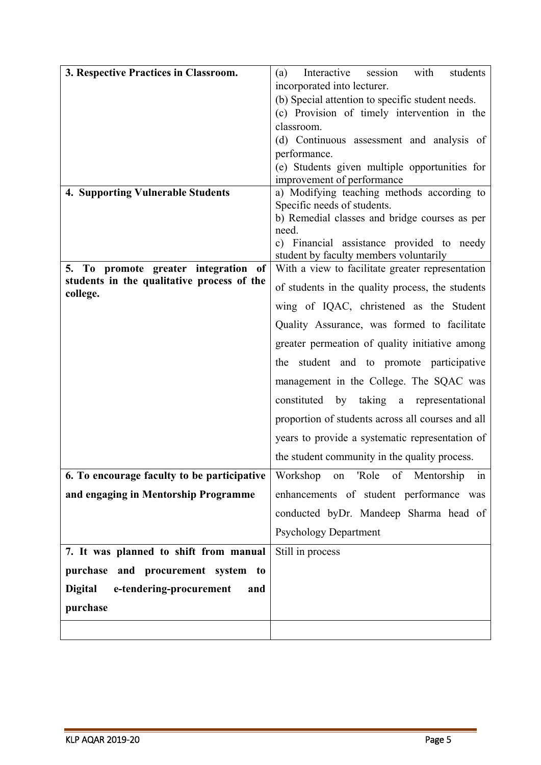| | |
|---|---|
| **3. Respective Practices in Classroom.** | (a) Interactive session with students incorporated into lecturer.<br>(b) Special attention to specific student needs.<br>(c) Provision of timely intervention in the classroom.<br>(d) Continuous assessment and analysis of performance.<br>(e) Students given multiple opportunities for improvement of performance |
| **4. Supporting Vulnerable Students** | a) Modifying teaching methods according to Specific needs of students.<br>b) Remedial classes and bridge courses as per need.<br>c) Financial assistance provided to needy student by faculty members voluntarily |
| **5. To promote greater integration of students in the qualitative process of the college.** | With a view to facilitate greater representation of students in the quality process, the students wing of IQAC, christened as the Student Quality Assurance, was formed to facilitate greater permeation of quality initiative among the student and to promote participative management in the College. The SQAC was constituted by taking a representational proportion of students across all courses and all years to provide a systematic representation of the student community in the quality process. |
| **6. To encourage faculty to be participative and engaging in Mentorship Programme** | Workshop on 'Role of Mentorship in enhancements of student performance was conducted byDr. Mandeep Sharma head of Psychology Department |
| **7. It was planned to shift from manual purchase and procurement system to Digital e-tendering-procurement and purchase** | Still in process |
| | |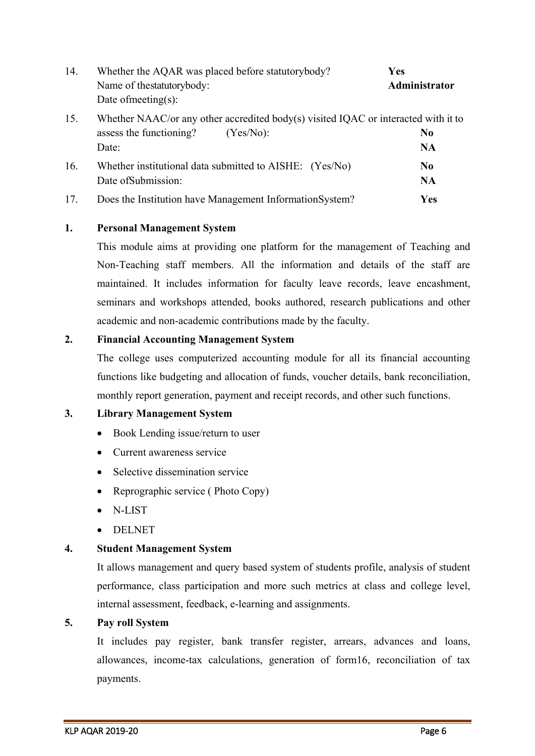14. Whether the AQAR was placed before statutorybody? **Yes**
    Name of thestatutorybody: **Administrator**
    Date ofmeeting(s):

15. Whether NAAC/or any other accredited body(s) visited IQAC or interacted with it to assess the functioning? (Yes/No): **No**
    Date: **NA**

16. Whether institutional data submitted to AISHE: (Yes/No) **No**
    Date ofSubmission: **NA**

17. Does the Institution have Management InformationSystem? **Yes**

**1. Personal Management System**

This module aims at providing one platform for the management of Teaching and Non-Teaching staff members. All the information and details of the staff are maintained. It includes information for faculty leave records, leave encashment, seminars and workshops attended, books authored, research publications and other academic and non-academic contributions made by the faculty.

**2. Financial Accounting Management System**

The college uses computerized accounting module for all its financial accounting functions like budgeting and allocation of funds, voucher details, bank reconciliation, monthly report generation, payment and receipt records, and other such functions.

**3. Library Management System**

- Book Lending issue/return to user
- Current awareness service
- Selective dissemination service
- Reprographic service ( Photo Copy)
- N-LIST
- DELNET

**4. Student Management System**

It allows management and query based system of students profile, analysis of student performance, class participation and more such metrics at class and college level, internal assessment, feedback, e-learning and assignments.

**5. Pay roll System**

It includes pay register, bank transfer register, arrears, advances and loans, allowances, income-tax calculations, generation of form16, reconciliation of tax payments.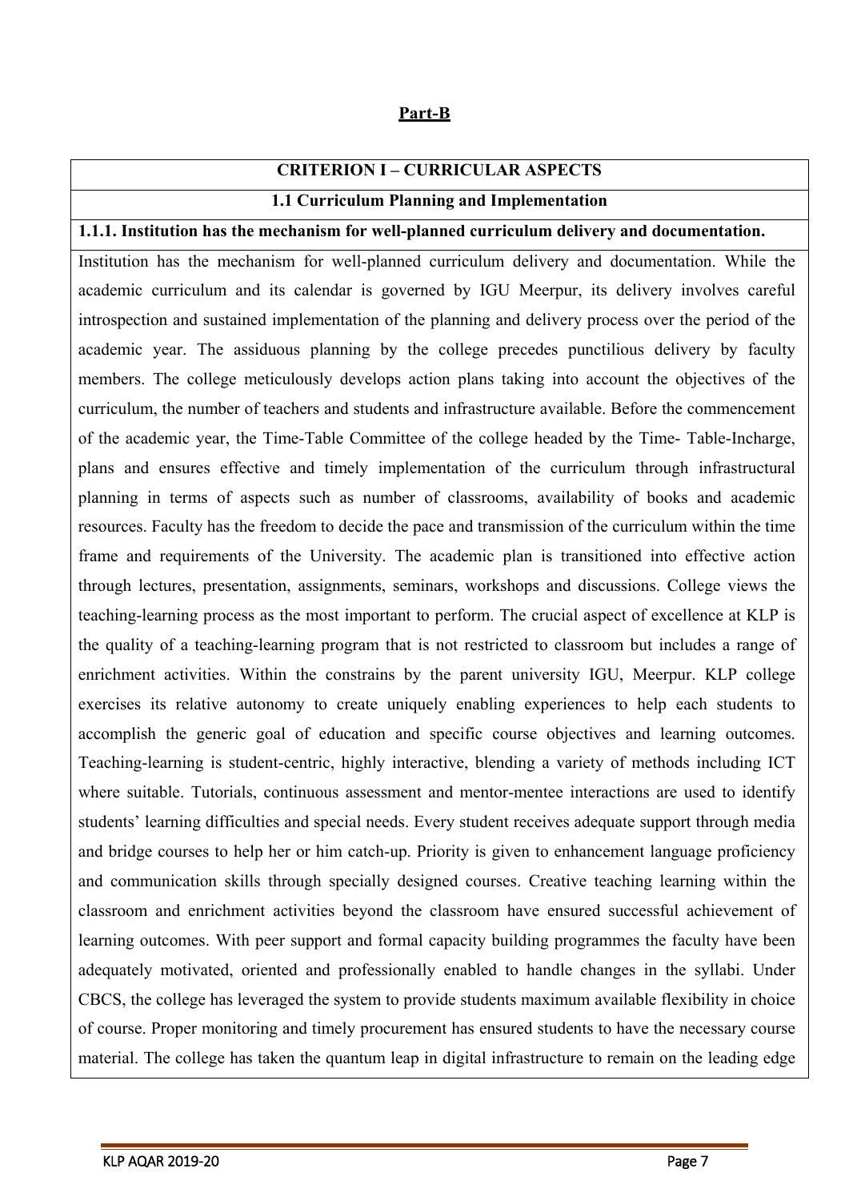**Part-B**

## CRITERION I – CURRICULAR ASPECTS

### 1.1 Curriculum Planning and Implementation

**1.1.1. Institution has the mechanism for well-planned curriculum delivery and documentation.**

Institution has the mechanism for well-planned curriculum delivery and documentation. While the academic curriculum and its calendar is governed by IGU Meerpur, its delivery involves careful introspection and sustained implementation of the planning and delivery process over the period of the academic year. The assiduous planning by the college precedes punctilious delivery by faculty members. The college meticulously develops action plans taking into account the objectives of the curriculum, the number of teachers and students and infrastructure available. Before the commencement of the academic year, the Time-Table Committee of the college headed by the Time- Table-Incharge, plans and ensures effective and timely implementation of the curriculum through infrastructural planning in terms of aspects such as number of classrooms, availability of books and academic resources. Faculty has the freedom to decide the pace and transmission of the curriculum within the time frame and requirements of the University. The academic plan is transitioned into effective action through lectures, presentation, assignments, seminars, workshops and discussions. College views the teaching-learning process as the most important to perform. The crucial aspect of excellence at KLP is the quality of a teaching-learning program that is not restricted to classroom but includes a range of enrichment activities. Within the constrains by the parent university IGU, Meerpur. KLP college exercises its relative autonomy to create uniquely enabling experiences to help each students to accomplish the generic goal of education and specific course objectives and learning outcomes. Teaching-learning is student-centric, highly interactive, blending a variety of methods including ICT where suitable. Tutorials, continuous assessment and mentor-mentee interactions are used to identify students' learning difficulties and special needs. Every student receives adequate support through media and bridge courses to help her or him catch-up. Priority is given to enhancement language proficiency and communication skills through specially designed courses. Creative teaching learning within the classroom and enrichment activities beyond the classroom have ensured successful achievement of learning outcomes. With peer support and formal capacity building programmes the faculty have been adequately motivated, oriented and professionally enabled to handle changes in the syllabi. Under CBCS, the college has leveraged the system to provide students maximum available flexibility in choice of course. Proper monitoring and timely procurement has ensured students to have the necessary course material. The college has taken the quantum leap in digital infrastructure to remain on the leading edge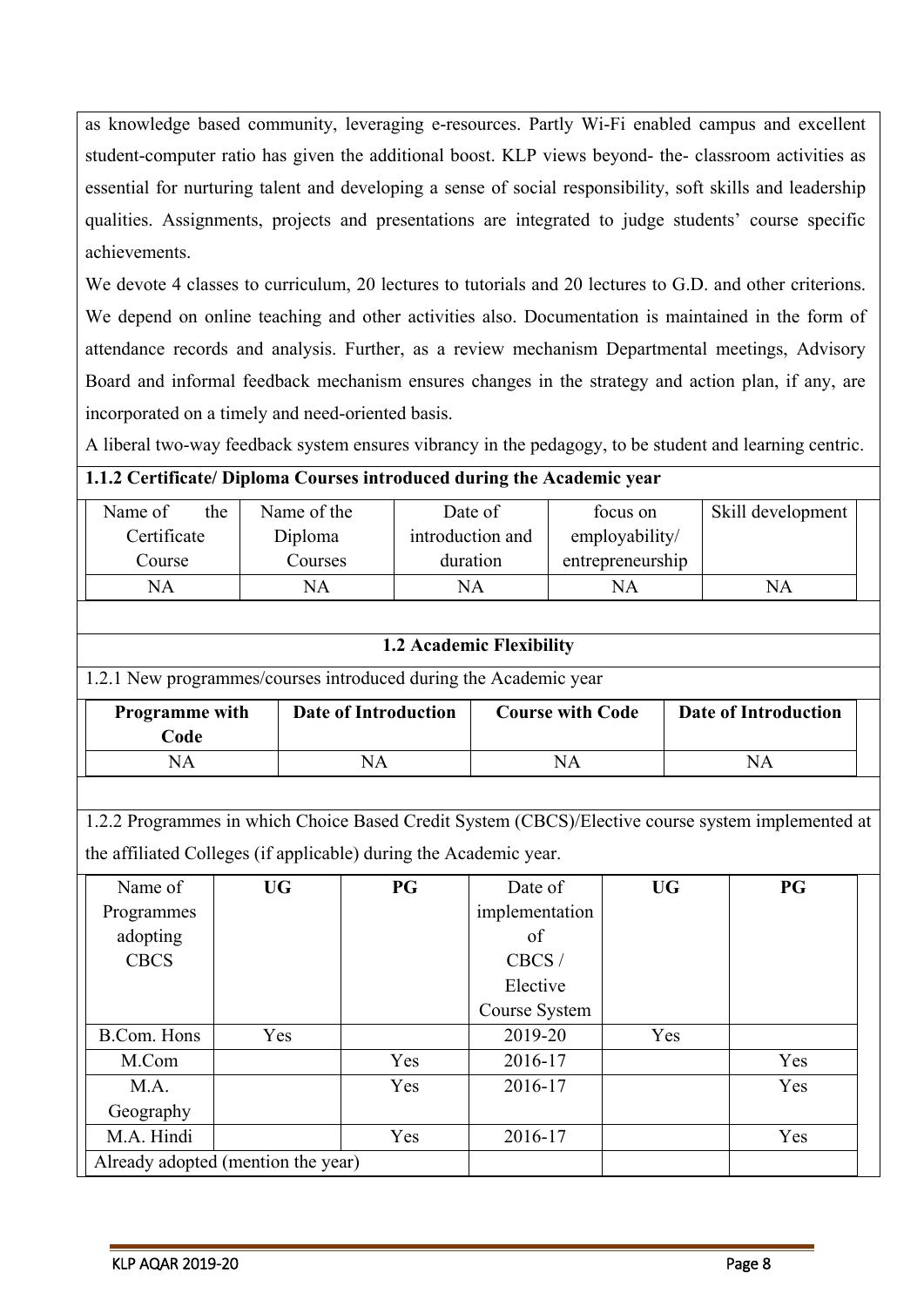as knowledge based community, leveraging e-resources. Partly Wi-Fi enabled campus and excellent student-computer ratio has given the additional boost. KLP views beyond- the- classroom activities as essential for nurturing talent and developing a sense of social responsibility, soft skills and leadership qualities. Assignments, projects and presentations are integrated to judge students' course specific achievements.

We devote 4 classes to curriculum, 20 lectures to tutorials and 20 lectures to G.D. and other criterions. We depend on online teaching and other activities also. Documentation is maintained in the form of attendance records and analysis. Further, as a review mechanism Departmental meetings, Advisory Board and informal feedback mechanism ensures changes in the strategy and action plan, if any, are incorporated on a timely and need-oriented basis.

A liberal two-way feedback system ensures vibrancy in the pedagogy, to be student and learning centric.

**1.1.2 Certificate/ Diploma Courses introduced during the Academic year**

| Name of the Certificate Course | Name of the Diploma Courses | Date of introduction and duration | focus on employability/ entrepreneurship | Skill development |
|---|---|---|---|---|
| NA | NA | NA | NA | NA |

**1.2 Academic Flexibility**

1.2.1 New programmes/courses introduced during the Academic year

| **Programme with Code** | **Date of Introduction** | **Course with Code** | **Date of Introduction** |
|---|---|---|---|
| NA | NA | NA | NA |

1.2.2 Programmes in which Choice Based Credit System (CBCS)/Elective course system implemented at the affiliated Colleges (if applicable) during the Academic year.

| Name of Programmes adopting CBCS | **UG** | **PG** | Date of implementation of CBCS / Elective Course System | **UG** | **PG** |
|---|---|---|---|---|---|
| B.Com. Hons | Yes | | 2019-20 | Yes | |
| M.Com | | Yes | 2016-17 | | Yes |
| M.A. Geography | | Yes | 2016-17 | | Yes |
| M.A. Hindi | | Yes | 2016-17 | | Yes |
| Already adopted (mention the year) | | | | | |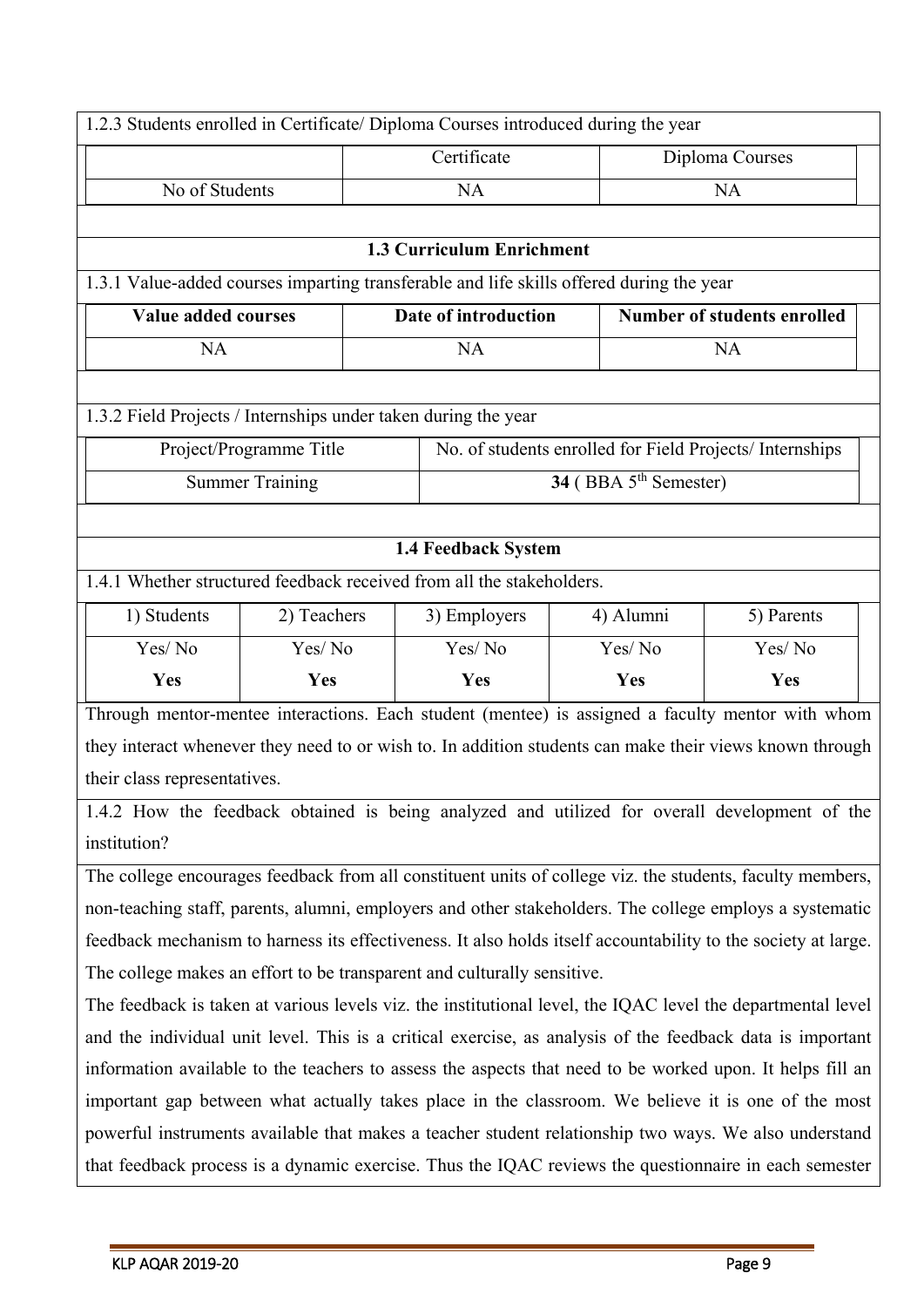1.2.3 Students enrolled in Certificate/ Diploma Courses introduced during the year

| | Certificate | Diploma Courses |
|---|---|---|
| No of Students | NA | NA |

## 1.3 Curriculum Enrichment

1.3.1 Value-added courses imparting transferable and life skills offered during the year

| **Value added courses** | **Date of introduction** | **Number of students enrolled** |
|---|---|---|
| NA | NA | NA |

1.3.2 Field Projects / Internships under taken during the year

| Project/Programme Title | No. of students enrolled for Field Projects/ Internships |
|---|---|
| Summer Training | **34** ( BBA 5th Semester) |

## 1.4 Feedback System

1.4.1 Whether structured feedback received from all the stakeholders.

| 1) Students | 2) Teachers | 3) Employers | 4) Alumni | 5) Parents |
|---|---|---|---|---|
| Yes/ No | Yes/ No | Yes/ No | Yes/ No | Yes/ No |
| **Yes** | **Yes** | **Yes** | **Yes** | **Yes** |

Through mentor-mentee interactions. Each student (mentee) is assigned a faculty mentor with whom they interact whenever they need to or wish to. In addition students can make their views known through their class representatives.

1.4.2 How the feedback obtained is being analyzed and utilized for overall development of the institution?

The college encourages feedback from all constituent units of college viz. the students, faculty members, non-teaching staff, parents, alumni, employers and other stakeholders. The college employs a systematic feedback mechanism to harness its effectiveness. It also holds itself accountability to the society at large. The college makes an effort to be transparent and culturally sensitive.

The feedback is taken at various levels viz. the institutional level, the IQAC level the departmental level and the individual unit level. This is a critical exercise, as analysis of the feedback data is important information available to the teachers to assess the aspects that need to be worked upon. It helps fill an important gap between what actually takes place in the classroom. We believe it is one of the most powerful instruments available that makes a teacher student relationship two ways. We also understand that feedback process is a dynamic exercise. Thus the IQAC reviews the questionnaire in each semester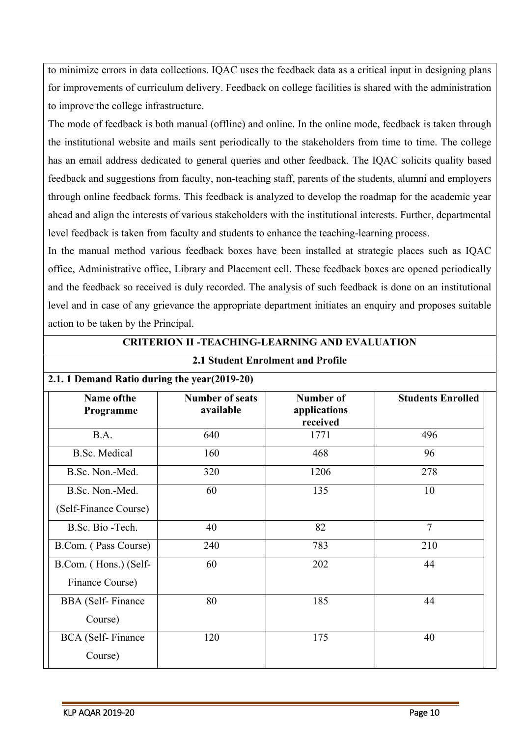to minimize errors in data collections. IQAC uses the feedback data as a critical input in designing plans for improvements of curriculum delivery. Feedback on college facilities is shared with the administration to improve the college infrastructure.

The mode of feedback is both manual (offline) and online. In the online mode, feedback is taken through the institutional website and mails sent periodically to the stakeholders from time to time. The college has an email address dedicated to general queries and other feedback. The IQAC solicits quality based feedback and suggestions from faculty, non-teaching staff, parents of the students, alumni and employers through online feedback forms. This feedback is analyzed to develop the roadmap for the academic year ahead and align the interests of various stakeholders with the institutional interests. Further, departmental level feedback is taken from faculty and students to enhance the teaching-learning process.

In the manual method various feedback boxes have been installed at strategic places such as IQAC office, Administrative office, Library and Placement cell. These feedback boxes are opened periodically and the feedback so received is duly recorded. The analysis of such feedback is done on an institutional level and in case of any grievance the appropriate department initiates an enquiry and proposes suitable action to be taken by the Principal.

## CRITERION II -TEACHING-LEARNING AND EVALUATION

### 2.1 Student Enrolment and Profile

**2.1. 1 Demand Ratio during the year(2019-20)**

| Name ofthe Programme | Number of seats available | Number of applications received | Students Enrolled |
|---|---|---|---|
| B.A. | 640 | 1771 | 496 |
| B.Sc. Medical | 160 | 468 | 96 |
| B.Sc. Non.-Med. | 320 | 1206 | 278 |
| B.Sc. Non.-Med. (Self-Finance Course) | 60 | 135 | 10 |
| B.Sc. Bio -Tech. | 40 | 82 | 7 |
| B.Com. ( Pass Course) | 240 | 783 | 210 |
| B.Com. ( Hons.) (Self-Finance Course) | 60 | 202 | 44 |
| BBA (Self- Finance Course) | 80 | 185 | 44 |
| BCA (Self- Finance Course) | 120 | 175 | 40 |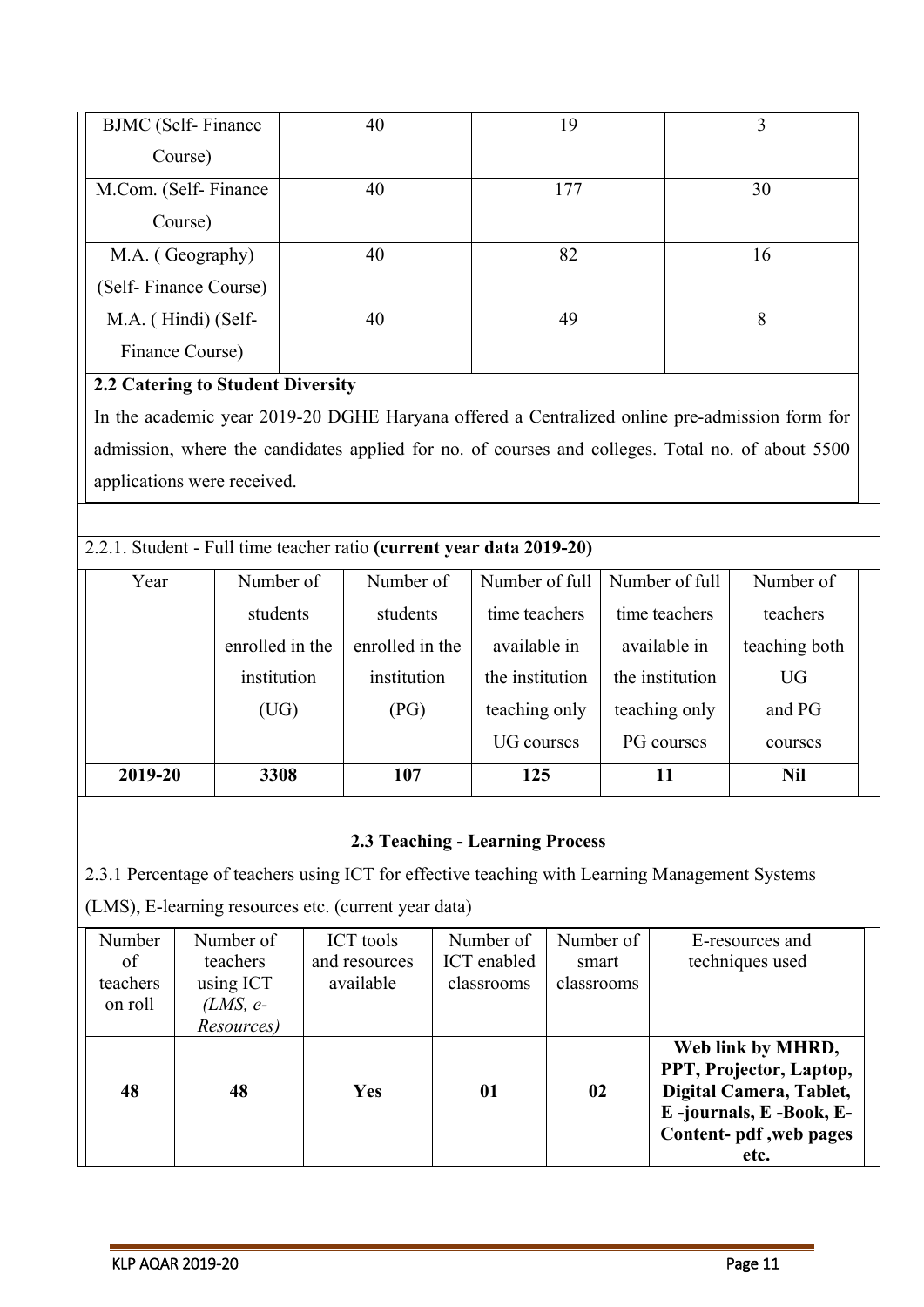| BJMC (Self- Finance Course) | 40 | 19 | 3 |
|---|---|---|---|
| M.Com. (Self- Finance Course) | 40 | 177 | 30 |
| M.A. ( Geography) (Self- Finance Course) | 40 | 82 | 16 |
| M.A. ( Hindi) (Self- Finance Course) | 40 | 49 | 8 |

**2.2 Catering to Student Diversity**

In the academic year 2019-20 DGHE Haryana offered a Centralized online pre-admission form for admission, where the candidates applied for no. of courses and colleges. Total no. of about 5500 applications were received.

2.2.1. Student - Full time teacher ratio **(current year data 2019-20)**

| Year | Number of students enrolled in the institution (UG) | Number of students enrolled in the institution (PG) | Number of full time teachers available in the institution teaching only UG courses | Number of full time teachers available in the institution teaching only PG courses | Number of teachers teaching both UG and PG courses |
|---|---|---|---|---|---|
| **2019-20** | **3308** | **107** | **125** | **11** | **Nil** |

## 2.3 Teaching - Learning Process

2.3.1 Percentage of teachers using ICT for effective teaching with Learning Management Systems (LMS), E-learning resources etc. (current year data)

| Number of teachers on roll | Number of teachers using ICT *(LMS, e-Resources)* | ICT tools and resources available | Number of ICT enabled classrooms | Number of smart classrooms | E-resources and techniques used |
|---|---|---|---|---|---|
| **48** | **48** | **Yes** | **01** | **02** | **Web link by MHRD, PPT, Projector, Laptop, Digital Camera, Tablet, E -journals, E -Book, E-Content- pdf ,web pages etc.** |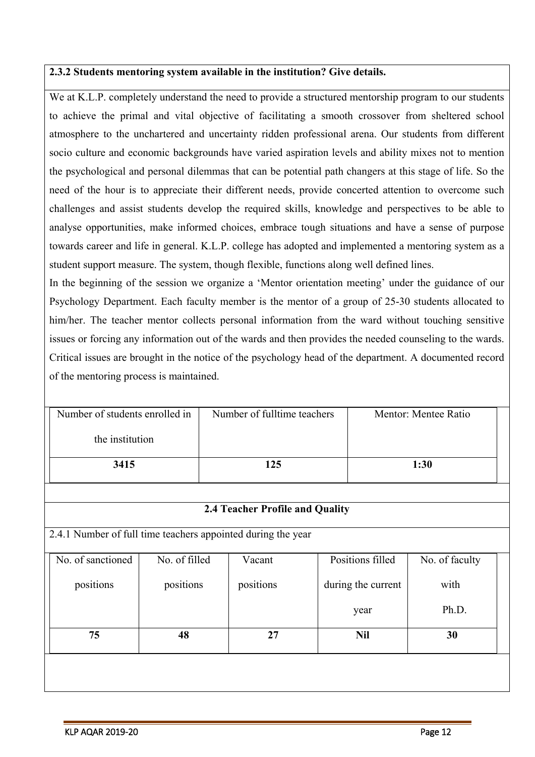**2.3.2 Students mentoring system available in the institution? Give details.**

We at K.L.P. completely understand the need to provide a structured mentorship program to our students to achieve the primal and vital objective of facilitating a smooth crossover from sheltered school atmosphere to the unchartered and uncertainty ridden professional arena. Our students from different socio culture and economic backgrounds have varied aspiration levels and ability mixes not to mention the psychological and personal dilemmas that can be potential path changers at this stage of life. So the need of the hour is to appreciate their different needs, provide concerted attention to overcome such challenges and assist students develop the required skills, knowledge and perspectives to be able to analyse opportunities, make informed choices, embrace tough situations and have a sense of purpose towards career and life in general. K.L.P. college has adopted and implemented a mentoring system as a student support measure. The system, though flexible, functions along well defined lines.

In the beginning of the session we organize a 'Mentor orientation meeting' under the guidance of our Psychology Department. Each faculty member is the mentor of a group of 25-30 students allocated to him/her. The teacher mentor collects personal information from the ward without touching sensitive issues or forcing any information out of the wards and then provides the needed counseling to the wards. Critical issues are brought in the notice of the psychology head of the department. A documented record of the mentoring process is maintained.

| Number of students enrolled in the institution | Number of fulltime teachers | Mentor: Mentee Ratio |
|---|---|---|
| **3415** | **125** | **1:30** |

**2.4 Teacher Profile and Quality**

2.4.1 Number of full time teachers appointed during the year

| No. of sanctioned positions | No. of filled positions | Vacant positions | Positions filled during the current year | No. of faculty with Ph.D. |
|---|---|---|---|---|
| **75** | **48** | **27** | **Nil** | **30** |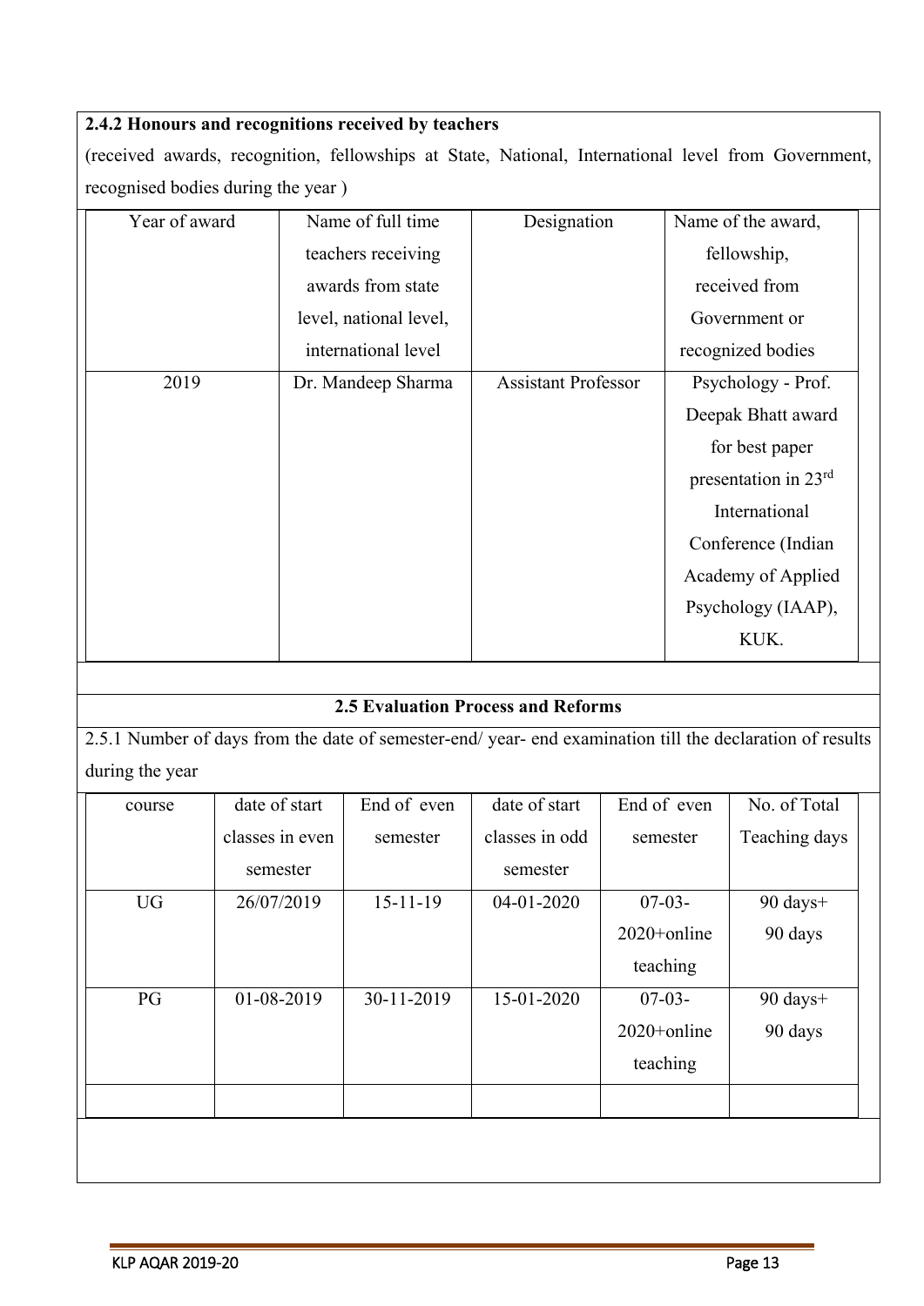**2.4.2 Honours and recognitions received by teachers**

(received awards, recognition, fellowships at State, National, International level from Government, recognised bodies during the year )

| Year of award | Name of full time teachers receiving awards from state level, national level, international level | Designation | Name of the award, fellowship, received from Government or recognized bodies |
|---|---|---|---|
| 2019 | Dr. Mandeep Sharma | Assistant Professor | Psychology - Prof. Deepak Bhatt award for best paper presentation in 23rd International Conference (Indian Academy of Applied Psychology (IAAP), KUK. |

**2.5 Evaluation Process and Reforms**

2.5.1 Number of days from the date of semester-end/ year- end examination till the declaration of results during the year

| course | date of start classes in even semester | End of even semester | date of start classes in odd semester | End of even semester | No. of Total Teaching days |
|---|---|---|---|---|---|
| UG | 26/07/2019 | 15-11-19 | 04-01-2020 | 07-03-2020+online teaching | 90 days+ 90 days |
| PG | 01-08-2019 | 30-11-2019 | 15-01-2020 | 07-03-2020+online teaching | 90 days+ 90 days |
| | | | | | |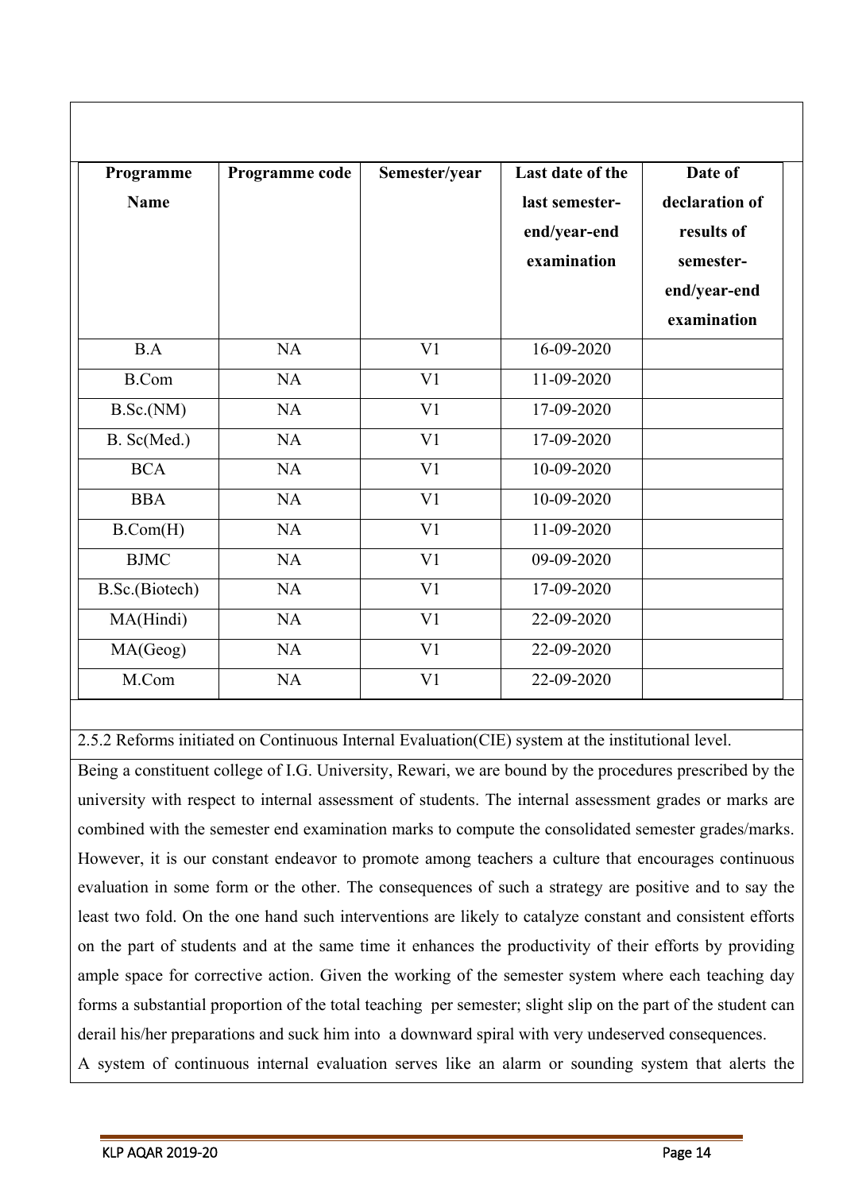| Programme Name | Programme code | Semester/year | Last date of the last semester-end/year-end examination | Date of declaration of results of semester-end/year-end examination |
|---|---|---|---|---|
| B.A | NA | V1 | 16-09-2020 | |
| B.Com | NA | V1 | 11-09-2020 | |
| B.Sc.(NM) | NA | V1 | 17-09-2020 | |
| B. Sc(Med.) | NA | V1 | 17-09-2020 | |
| BCA | NA | V1 | 10-09-2020 | |
| BBA | NA | V1 | 10-09-2020 | |
| B.Com(H) | NA | V1 | 11-09-2020 | |
| BJMC | NA | V1 | 09-09-2020 | |
| B.Sc.(Biotech) | NA | V1 | 17-09-2020 | |
| MA(Hindi) | NA | V1 | 22-09-2020 | |
| MA(Geog) | NA | V1 | 22-09-2020 | |
| M.Com | NA | V1 | 22-09-2020 | |

2.5.2 Reforms initiated on Continuous Internal Evaluation(CIE) system at the institutional level.

Being a constituent college of I.G. University, Rewari, we are bound by the procedures prescribed by the university with respect to internal assessment of students. The internal assessment grades or marks are combined with the semester end examination marks to compute the consolidated semester grades/marks. However, it is our constant endeavor to promote among teachers a culture that encourages continuous evaluation in some form or the other. The consequences of such a strategy are positive and to say the least two fold. On the one hand such interventions are likely to catalyze constant and consistent efforts on the part of students and at the same time it enhances the productivity of their efforts by providing ample space for corrective action. Given the working of the semester system where each teaching day forms a substantial proportion of the total teaching per semester; slight slip on the part of the student can derail his/her preparations and suck him into a downward spiral with very undeserved consequences.

A system of continuous internal evaluation serves like an alarm or sounding system that alerts the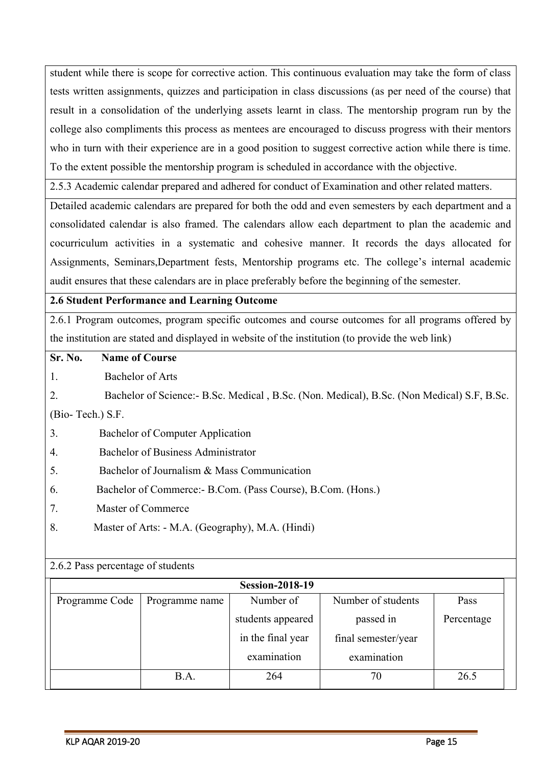student while there is scope for corrective action. This continuous evaluation may take the form of class tests written assignments, quizzes and participation in class discussions (as per need of the course) that result in a consolidation of the underlying assets learnt in class. The mentorship program run by the college also compliments this process as mentees are encouraged to discuss progress with their mentors who in turn with their experience are in a good position to suggest corrective action while there is time. To the extent possible the mentorship program is scheduled in accordance with the objective.

2.5.3 Academic calendar prepared and adhered for conduct of Examination and other related matters.

Detailed academic calendars are prepared for both the odd and even semesters by each department and a consolidated calendar is also framed. The calendars allow each department to plan the academic and cocurriculum activities in a systematic and cohesive manner. It records the days allocated for Assignments, Seminars,Department fests, Mentorship programs etc. The college's internal academic audit ensures that these calendars are in place preferably before the beginning of the semester.

**2.6 Student Performance and Learning Outcome**

2.6.1 Program outcomes, program specific outcomes and course outcomes for all programs offered by the institution are stated and displayed in website of the institution (to provide the web link)

**Sr. No. Name of Course**

1. Bachelor of Arts
2. Bachelor of Science:- B.Sc. Medical , B.Sc. (Non. Medical), B.Sc. (Non Medical) S.F, B.Sc. (Bio- Tech.) S.F.
3. Bachelor of Computer Application
4. Bachelor of Business Administrator
5. Bachelor of Journalism & Mass Communication
6. Bachelor of Commerce:- B.Com. (Pass Course), B.Com. (Hons.)
7. Master of Commerce
8. Master of Arts: - M.A. (Geography), M.A. (Hindi)

2.6.2 Pass percentage of students

| **Session-2018-19** | | | | |
|---|---|---|---|---|
| Programme Code | Programme name | Number of students appeared in the final year examination | Number of students passed in final semester/year examination | Pass Percentage |
| | B.A. | 264 | 70 | 26.5 |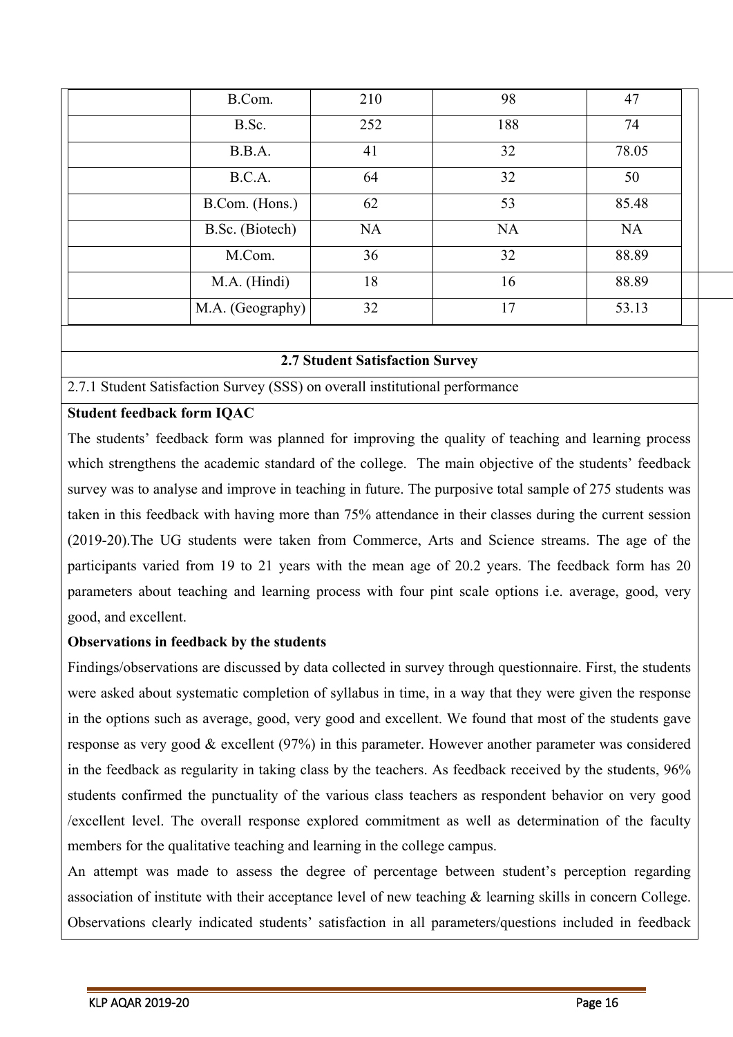| | | | | |
|---|---|---|---|---|
| | B.Com. | 210 | 98 | 47 |
| | B.Sc. | 252 | 188 | 74 |
| | B.B.A. | 41 | 32 | 78.05 |
| | B.C.A. | 64 | 32 | 50 |
| | B.Com. (Hons.) | 62 | 53 | 85.48 |
| | B.Sc. (Biotech) | NA | NA | NA |
| | M.Com. | 36 | 32 | 88.89 |
| | M.A. (Hindi) | 18 | 16 | 88.89 |
| | M.A. (Geography) | 32 | 17 | 53.13 |

**2.7 Student Satisfaction Survey**

2.7.1 Student Satisfaction Survey (SSS) on overall institutional performance

**Student feedback form IQAC**

The students' feedback form was planned for improving the quality of teaching and learning process which strengthens the academic standard of the college. The main objective of the students' feedback survey was to analyse and improve in teaching in future. The purposive total sample of 275 students was taken in this feedback with having more than 75% attendance in their classes during the current session (2019-20).The UG students were taken from Commerce, Arts and Science streams. The age of the participants varied from 19 to 21 years with the mean age of 20.2 years. The feedback form has 20 parameters about teaching and learning process with four pint scale options i.e. average, good, very good, and excellent.

**Observations in feedback by the students**

Findings/observations are discussed by data collected in survey through questionnaire. First, the students were asked about systematic completion of syllabus in time, in a way that they were given the response in the options such as average, good, very good and excellent. We found that most of the students gave response as very good & excellent (97%) in this parameter. However another parameter was considered in the feedback as regularity in taking class by the teachers. As feedback received by the students, 96% students confirmed the punctuality of the various class teachers as respondent behavior on very good /excellent level. The overall response explored commitment as well as determination of the faculty members for the qualitative teaching and learning in the college campus.

An attempt was made to assess the degree of percentage between student's perception regarding association of institute with their acceptance level of new teaching & learning skills in concern College. Observations clearly indicated students' satisfaction in all parameters/questions included in feedback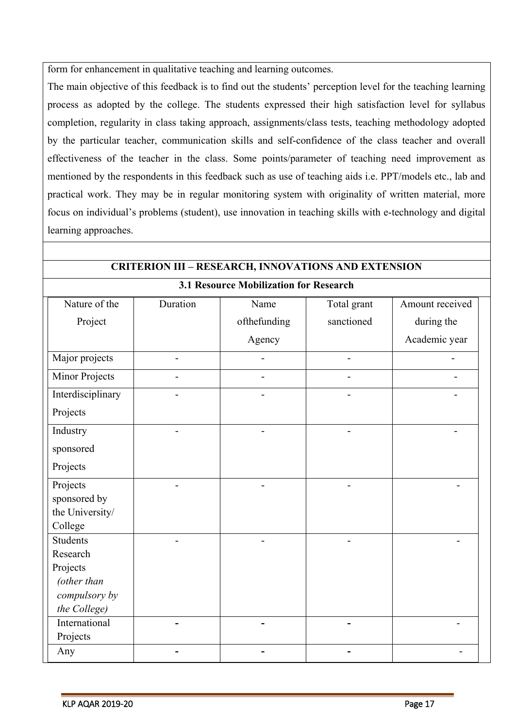form for enhancement in qualitative teaching and learning outcomes.

The main objective of this feedback is to find out the students' perception level for the teaching learning process as adopted by the college. The students expressed their high satisfaction level for syllabus completion, regularity in class taking approach, assignments/class tests, teaching methodology adopted by the particular teacher, communication skills and self-confidence of the class teacher and overall effectiveness of the teacher in the class. Some points/parameter of teaching need improvement as mentioned by the respondents in this feedback such as use of teaching aids i.e. PPT/models etc., lab and practical work. They may be in regular monitoring system with originality of written material, more focus on individual's problems (student), use innovation in teaching skills with e-technology and digital learning approaches.

## CRITERION III – RESEARCH, INNOVATIONS AND EXTENSION

### 3.1 Resource Mobilization for Research

| Nature of the Project | Duration | Name ofthefunding Agency | Total grant sanctioned | Amount received during the Academic year |
|---|---|---|---|---|
| Major projects | - | - | - | - |
| Minor Projects | - | - | - | - |
| Interdisciplinary Projects | - | - | - | - |
| Industry sponsored Projects | - | - | - | - |
| Projects sponsored by the University/ College | - | - | - | - |
| Students Research Projects *(other than compulsory by the College)* | - | - | - | - |
| International Projects | - | - | - | - |
| Any | - | - | - | - |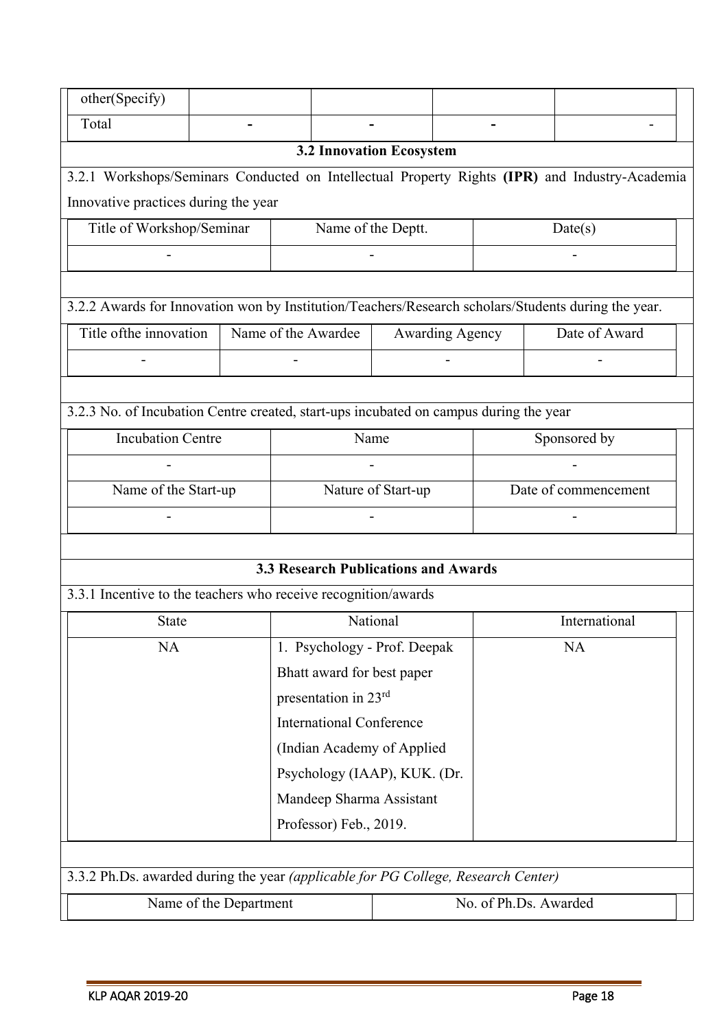| other(Specify) | | | | |
|---|---|---|---|---|
| Total | - | - | - | - |

### 3.2 Innovation Ecosystem

3.2.1 Workshops/Seminars Conducted on Intellectual Property Rights **(IPR)** and Industry-Academia Innovative practices during the year

| Title of Workshop/Seminar | Name of the Deptt. | Date(s) |
|---|---|---|
| - | - | - |

3.2.2 Awards for Innovation won by Institution/Teachers/Research scholars/Students during the year.

| Title ofthe innovation | Name of the Awardee | Awarding Agency | Date of Award |
|---|---|---|---|
| - | - | - | - |

3.2.3 No. of Incubation Centre created, start-ups incubated on campus during the year

| Incubation Centre | Name | Sponsored by |
|---|---|---|
| - | - | - |
| Name of the Start-up | Nature of Start-up | Date of commencement |
| - | - | - |

### 3.3 Research Publications and Awards

3.3.1 Incentive to the teachers who receive recognition/awards

| State | National | International |
|---|---|---|
| NA | 1. Psychology - Prof. Deepak Bhatt award for best paper presentation in 23rd International Conference (Indian Academy of Applied Psychology (IAAP), KUK. (Dr. Mandeep Sharma Assistant Professor) Feb., 2019. | NA |

3.3.2 Ph.Ds. awarded during the year *(applicable for PG College, Research Center)*

| Name of the Department | No. of Ph.Ds. Awarded |
|---|---|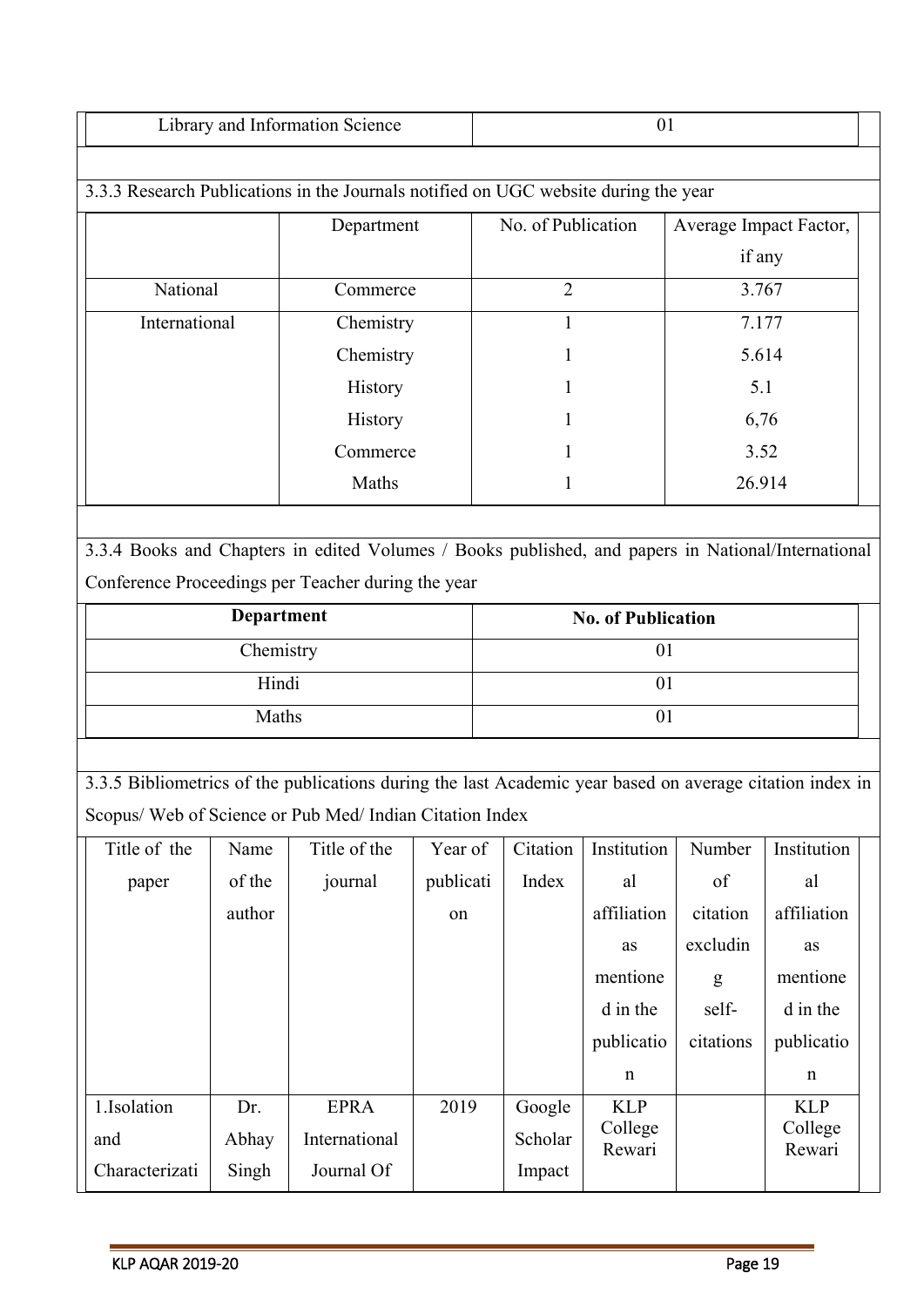| Library and Information Science | 01 |
|---|---|

3.3.3 Research Publications in the Journals notified on UGC website during the year

| | Department | No. of Publication | Average Impact Factor, if any |
|---|---|---|---|
| National | Commerce | 2 | 3.767 |
| International | Chemistry | 1 | 7.177 |
| | Chemistry | 1 | 5.614 |
| | History | 1 | 5.1 |
| | History | 1 | 6,76 |
| | Commerce | 1 | 3.52 |
| | Maths | 1 | 26.914 |

3.3.4 Books and Chapters in edited Volumes / Books published, and papers in National/International Conference Proceedings per Teacher during the year

| **Department** | **No. of Publication** |
|---|---|
| Chemistry | 01 |
| Hindi | 01 |
| Maths | 01 |

3.3.5 Bibliometrics of the publications during the last Academic year based on average citation index in Scopus/ Web of Science or Pub Med/ Indian Citation Index

| Title of the paper | Name of the author | Title of the journal | Year of publication | Citation Index | Institutional affiliation as mentioned in the publication | Number of citation excluding self-citations | Institutional affiliation as mentioned in the publication |
|---|---|---|---|---|---|---|---|
| 1.Isolation and Characterizati | Dr. Abhay Singh | EPRA International Journal Of | 2019 | Google Scholar Impact | KLP College Rewari | | KLP College Rewari |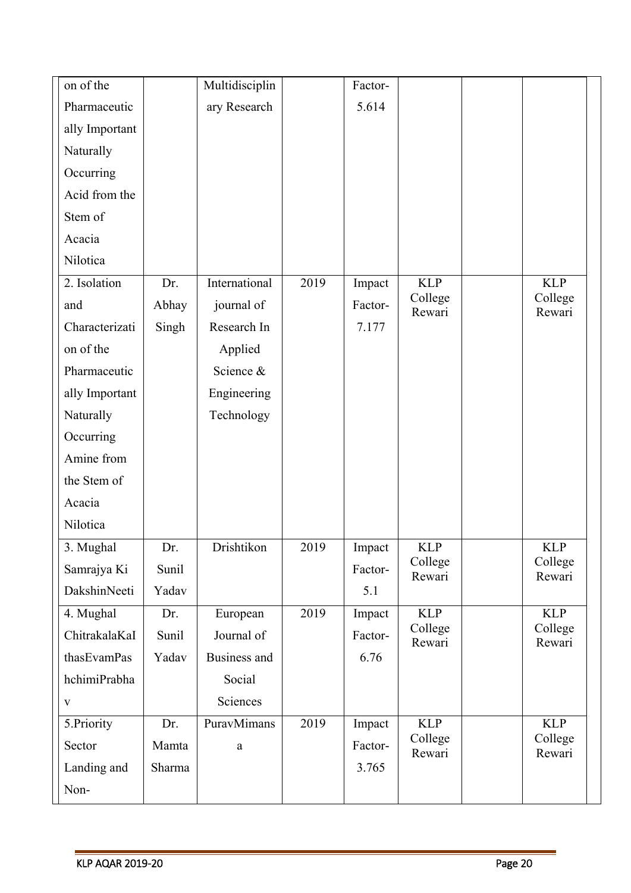| | | | | | | | |
|---|---|---|---|---|---|---|---|
| on of the Pharmaceutically Important Naturally Occurring Acid from the Stem of Acacia Nilotica | | Multidisciplinary Research | | Factor-5.614 | | | |
| 2. Isolation and Characterization of the Pharmaceutically Important Naturally Occurring Amine from the Stem of Acacia Nilotica | Dr. Abhay Singh | International journal of Research In Applied Science & Engineering Technology | 2019 | Impact Factor-7.177 | KLP College Rewari | | KLP College Rewari |
| 3. Mughal Samrajya Ki DakshinNeeti | Dr. Sunil Yadav | Drishtikon | 2019 | Impact Factor-5.1 | KLP College Rewari | | KLP College Rewari |
| 4. Mughal ChitrakalaKaI thasEvamPas hchimiPrabha v | Dr. Sunil Yadav | European Journal of Business and Social Sciences | 2019 | Impact Factor-6.76 | KLP College Rewari | | KLP College Rewari |
| 5.Priority Sector Landing and Non- | Dr. Mamta Sharma | PuravMimansa | 2019 | Impact Factor-3.765 | KLP College Rewari | | KLP College Rewari |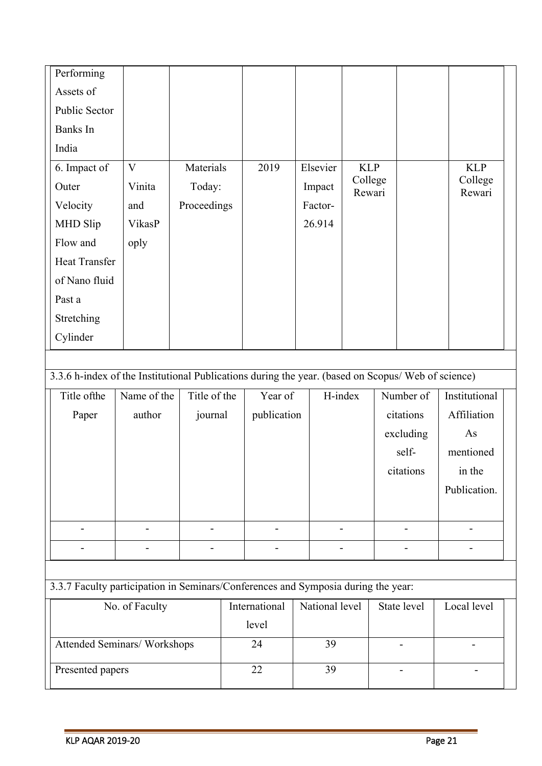| | | | | | | | |
|---|---|---|---|---|---|---|---|
| Performing Assets of Public Sector Banks In India | | | | | | | |
| 6. Impact of Outer Velocity MHD Slip Flow and Heat Transfer of Nano fluid Past a Stretching Cylinder | V Vinita and VikasP oply | Materials Today: Proceedings | 2019 | Elsevier Impact Factor- 26.914 | KLP College Rewari | | KLP College Rewari |

3.3.6 h-index of the Institutional Publications during the year. (based on Scopus/ Web of science)

| Title ofthe Paper | Name of the author | Title of the journal | Year of publication | H-index | Number of citations excluding self-citations | Institutional Affiliation As mentioned in the Publication. |
|---|---|---|---|---|---|---|
| - | - | - | - | - | - | - |
| - | - | - | - | - | - | - |

3.3.7 Faculty participation in Seminars/Conferences and Symposia during the year:

| No. of Faculty | International level | National level | State level | Local level |
|---|---|---|---|---|
| Attended Seminars/ Workshops | 24 | 39 | - | - |
| Presented papers | 22 | 39 | - | - |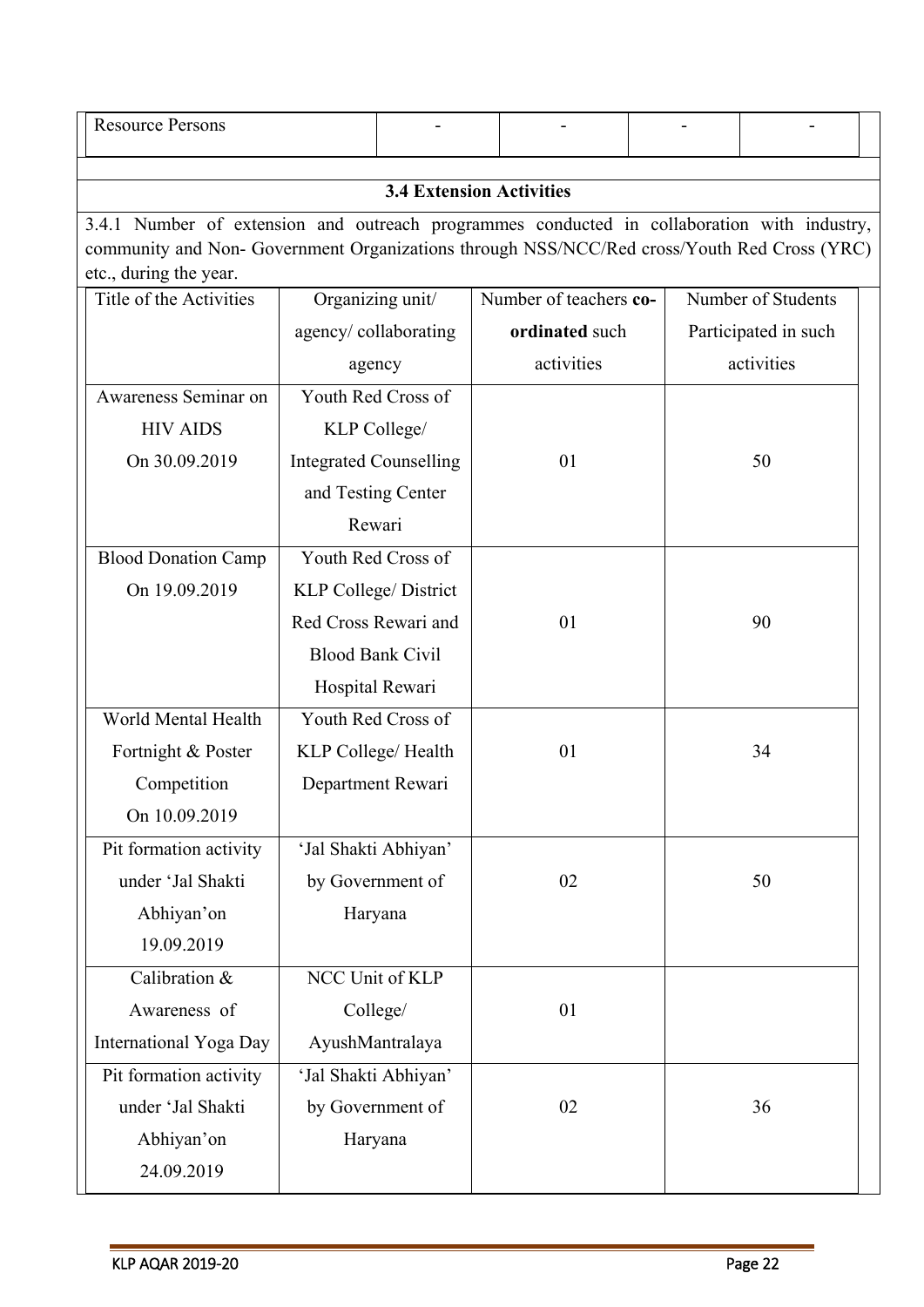| Resource Persons | - | - | - | - |
|---|---|---|---|---|

### 3.4 Extension Activities

3.4.1 Number of extension and outreach programmes conducted in collaboration with industry, community and Non- Government Organizations through NSS/NCC/Red cross/Youth Red Cross (YRC) etc., during the year.

| Title of the Activities | Organizing unit/ agency/ collaborating agency | Number of teachers **co-ordinated** such activities | Number of Students Participated in such activities |
|---|---|---|---|
| Awareness Seminar on HIV AIDS On 30.09.2019 | Youth Red Cross of KLP College/ Integrated Counselling and Testing Center Rewari | 01 | 50 |
| Blood Donation Camp On 19.09.2019 | Youth Red Cross of KLP College/ District Red Cross Rewari and Blood Bank Civil Hospital Rewari | 01 | 90 |
| World Mental Health Fortnight & Poster Competition On 10.09.2019 | Youth Red Cross of KLP College/ Health Department Rewari | 01 | 34 |
| Pit formation activity under 'Jal Shakti Abhiyan'on 19.09.2019 | 'Jal Shakti Abhiyan' by Government of Haryana | 02 | 50 |
| Calibration & Awareness of International Yoga Day | NCC Unit of KLP College/ AyushMantralaya | 01 | |
| Pit formation activity under 'Jal Shakti Abhiyan'on 24.09.2019 | 'Jal Shakti Abhiyan' by Government of Haryana | 02 | 36 |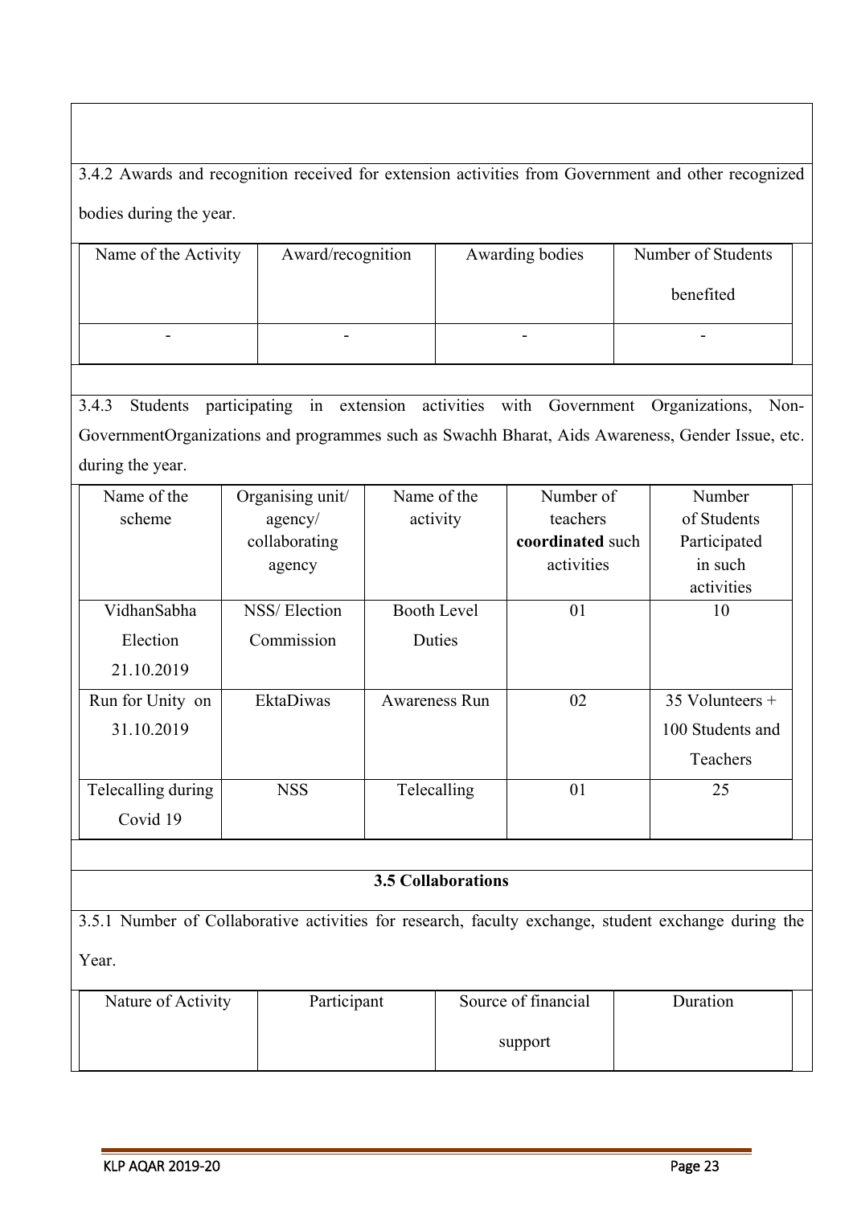3.4.2 Awards and recognition received for extension activities from Government and other recognized bodies during the year.

| Name of the Activity | Award/recognition | Awarding bodies | Number of Students benefited |
|---|---|---|---|
| - | - | - | - |

3.4.3 Students participating in extension activities with Government Organizations, Non-GovernmentOrganizations and programmes such as Swachh Bharat, Aids Awareness, Gender Issue, etc. during the year.

| Name of the scheme | Organising unit/ agency/ collaborating agency | Name of the activity | Number of teachers **coordinated** such activities | Number of Students Participated in such activities |
|---|---|---|---|---|
| VidhanSabha Election 21.10.2019 | NSS/ Election Commission | Booth Level Duties | 01 | 10 |
| Run for Unity on 31.10.2019 | EktaDiwas | Awareness Run | 02 | 35 Volunteers + 100 Students and Teachers |
| Telecalling during Covid 19 | NSS | Telecalling | 01 | 25 |

### 3.5 Collaborations

3.5.1 Number of Collaborative activities for research, faculty exchange, student exchange during the Year.

| Nature of Activity | Participant | Source of financial support | Duration |
|---|---|---|---|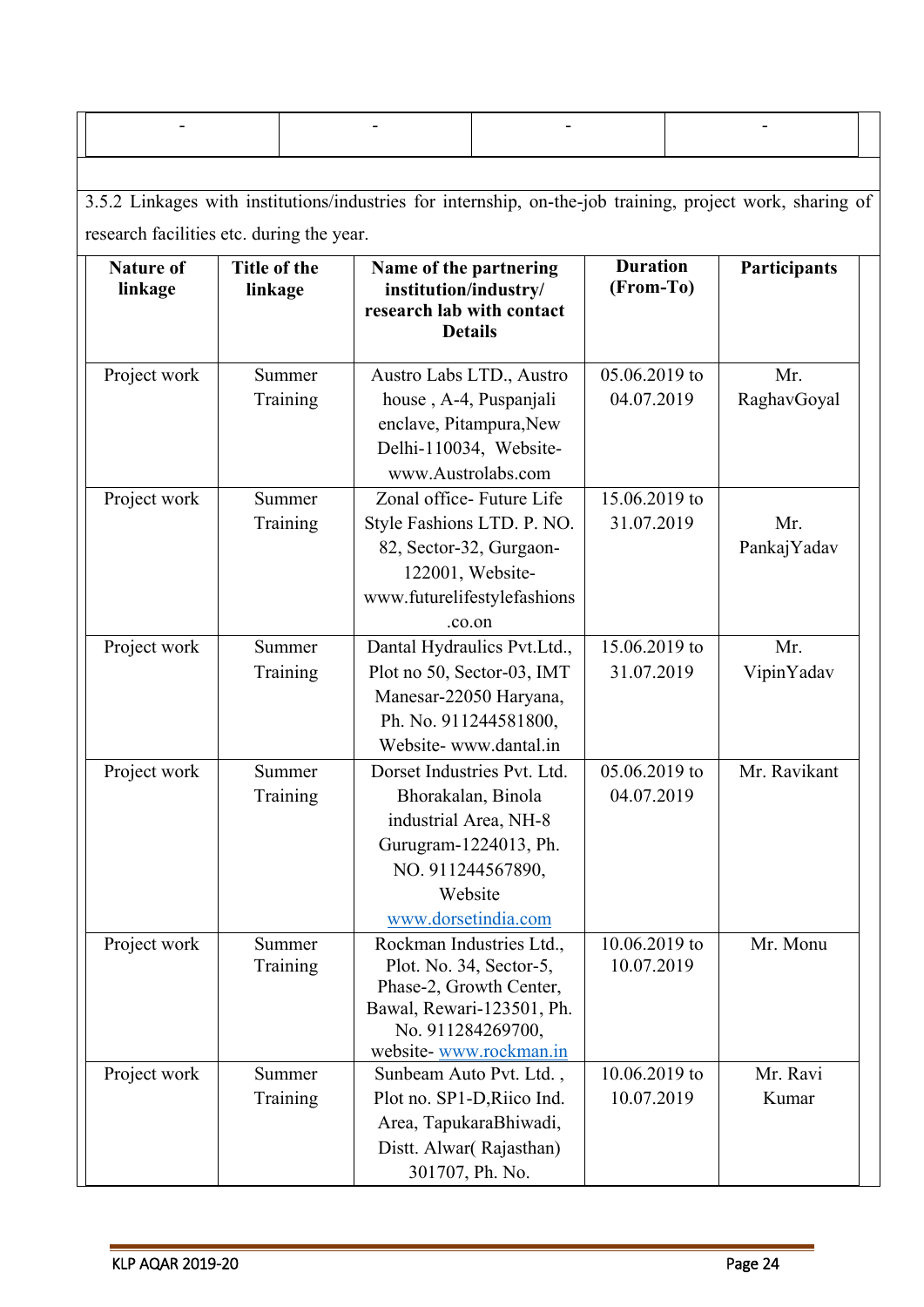| - | - | - | - |
|---|---|---|---|

3.5.2 Linkages with institutions/industries for internship, on-the-job training, project work, sharing of research facilities etc. during the year.

| Nature of linkage | Title of the linkage | Name of the partnering institution/industry/ research lab with contact Details | Duration (From-To) | Participants |
|---|---|---|---|---|
| Project work | Summer Training | Austro Labs LTD., Austro house , A-4, Puspanjali enclave, Pitampura,New Delhi-110034, Website- www.Austrolabs.com | 05.06.2019 to 04.07.2019 | Mr. RaghavGoyal |
| Project work | Summer Training | Zonal office- Future Life Style Fashions LTD. P. NO. 82, Sector-32, Gurgaon-122001, Website- www.futurelifestylefashions .co.on | 15.06.2019 to 31.07.2019 | Mr. PankajYadav |
| Project work | Summer Training | Dantal Hydraulics Pvt.Ltd., Plot no 50, Sector-03, IMT Manesar-22050 Haryana, Ph. No. 911244581800, Website- www.dantal.in | 15.06.2019 to 31.07.2019 | Mr. VipinYadav |
| Project work | Summer Training | Dorset Industries Pvt. Ltd. Bhorakalan, Binola industrial Area, NH-8 Gurugram-1224013, Ph. NO. 911244567890, Website www.dorsetindia.com | 05.06.2019 to 04.07.2019 | Mr. Ravikant |
| Project work | Summer Training | Rockman Industries Ltd., Plot. No. 34, Sector-5, Phase-2, Growth Center, Bawal, Rewari-123501, Ph. No. 911284269700, website- www.rockman.in | 10.06.2019 to 10.07.2019 | Mr. Monu |
| Project work | Summer Training | Sunbeam Auto Pvt. Ltd. , Plot no. SP1-D,Riico Ind. Area, TapukaraBhiwadi, Distt. Alwar( Rajasthan) 301707, Ph. No. | 10.06.2019 to 10.07.2019 | Mr. Ravi Kumar |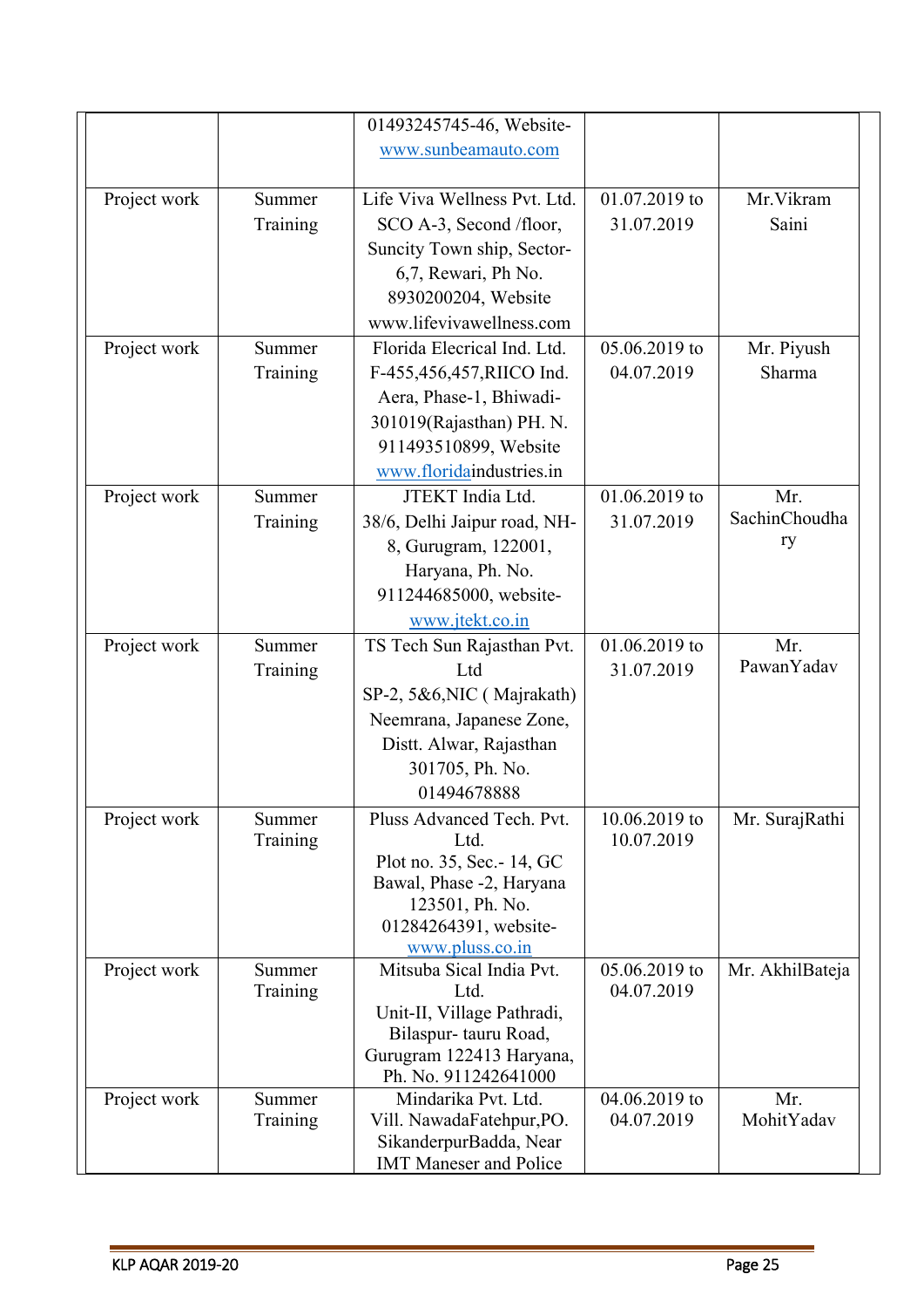| | | | | |
|---|---|---|---|---|
| | | 01493245745-46, Website- www.sunbeamauto.com | | |
| Project work | Summer Training | Life Viva Wellness Pvt. Ltd. SCO A-3, Second /floor, Suncity Town ship, Sector-6,7, Rewari, Ph No. 8930200204, Website www.lifevivawellness.com | 01.07.2019 to 31.07.2019 | Mr.Vikram Saini |
| Project work | Summer Training | Florida Elecrical Ind. Ltd. F-455,456,457,RIICO Ind. Aera, Phase-1, Bhiwadi-301019(Rajasthan) PH. N. 911493510899, Website www.floridaindustries.in | 05.06.2019 to 04.07.2019 | Mr. Piyush Sharma |
| Project work | Summer Training | JTEKT India Ltd. 38/6, Delhi Jaipur road, NH-8, Gurugram, 122001, Haryana, Ph. No. 911244685000, website- www.jtekt.co.in | 01.06.2019 to 31.07.2019 | Mr. SachinChoudhary |
| Project work | Summer Training | TS Tech Sun Rajasthan Pvt. Ltd SP-2, 5&6,NIC ( Majrakath) Neemrana, Japanese Zone, Distt. Alwar, Rajasthan 301705, Ph. No. 01494678888 | 01.06.2019 to 31.07.2019 | Mr. PawanYadav |
| Project work | Summer Training | Pluss Advanced Tech. Pvt. Ltd. Plot no. 35, Sec.- 14, GC Bawal, Phase -2, Haryana 123501, Ph. No. 01284264391, website- www.pluss.co.in | 10.06.2019 to 10.07.2019 | Mr. SurajRathi |
| Project work | Summer Training | Mitsuba Sical India Pvt. Ltd. Unit-II, Village Pathradi, Bilaspur- tauru Road, Gurugram 122413 Haryana, Ph. No. 911242641000 | 05.06.2019 to 04.07.2019 | Mr. AkhilBateja |
| Project work | Summer Training | Mindarika Pvt. Ltd. Vill. NawadaFatehpur,PO. SikanderpurBadda, Near IMT Maneser and Police | 04.06.2019 to 04.07.2019 | Mr. MohitYadav |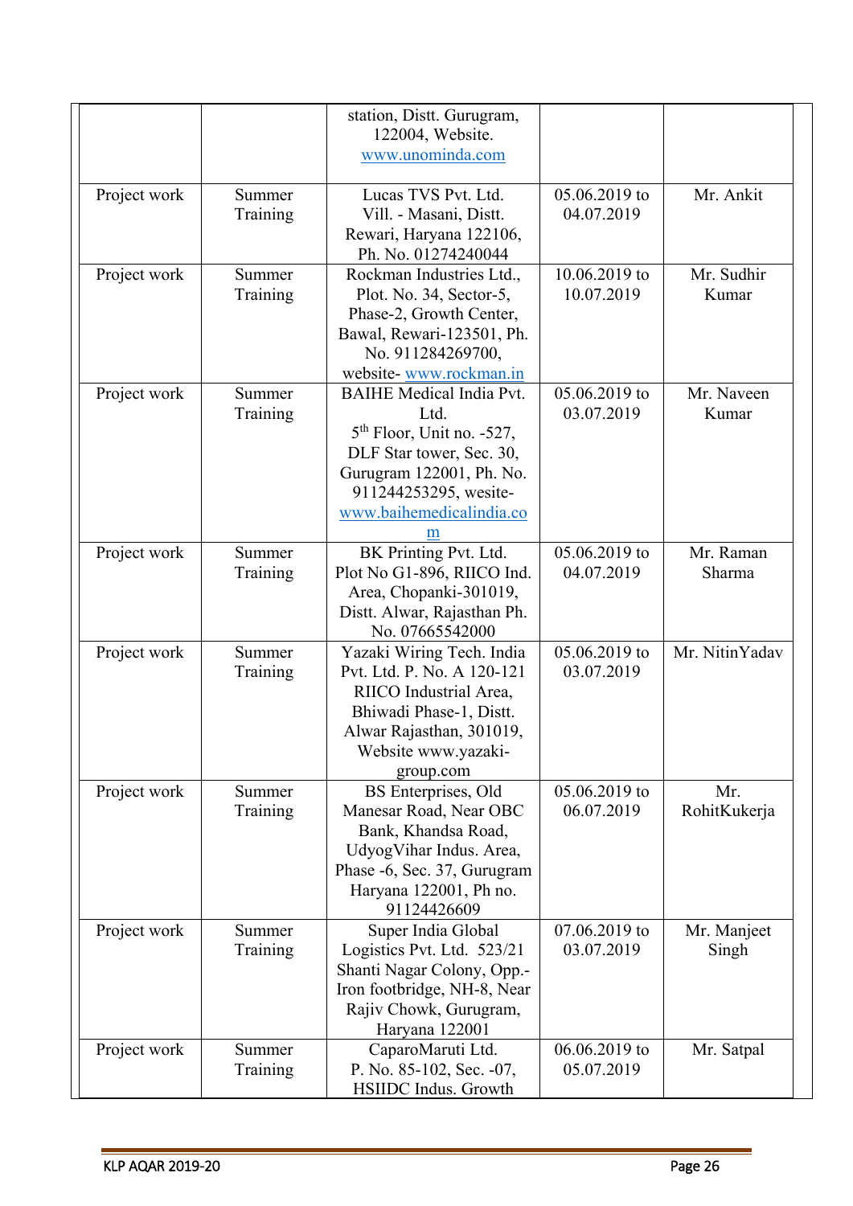|  |  |  |  |  |
|---|---|---|---|---|
|  |  | station, Distt. Gurugram, 122004, Website. www.unominda.com |  |  |
| Project work | Summer Training | Lucas TVS Pvt. Ltd. Vill. - Masani, Distt. Rewari, Haryana 122106, Ph. No. 01274240044 | 05.06.2019 to 04.07.2019 | Mr. Ankit |
| Project work | Summer Training | Rockman Industries Ltd., Plot. No. 34, Sector-5, Phase-2, Growth Center, Bawal, Rewari-123501, Ph. No. 911284269700, website- www.rockman.in | 10.06.2019 to 10.07.2019 | Mr. Sudhir Kumar |
| Project work | Summer Training | BAIHE Medical India Pvt. Ltd. 5th Floor, Unit no. -527, DLF Star tower, Sec. 30, Gurugram 122001, Ph. No. 911244253295, wesite- www.baihemedicalindia.com | 05.06.2019 to 03.07.2019 | Mr. Naveen Kumar |
| Project work | Summer Training | BK Printing Pvt. Ltd. Plot No G1-896, RIICO Ind. Area, Chopanki-301019, Distt. Alwar, Rajasthan Ph. No. 07665542000 | 05.06.2019 to 04.07.2019 | Mr. Raman Sharma |
| Project work | Summer Training | Yazaki Wiring Tech. India Pvt. Ltd. P. No. A 120-121 RIICO Industrial Area, Bhiwadi Phase-1, Distt. Alwar Rajasthan, 301019, Website www.yazaki-group.com | 05.06.2019 to 03.07.2019 | Mr. NitinYadav |
| Project work | Summer Training | BS Enterprises, Old Manesar Road, Near OBC Bank, Khandsa Road, UdyogVihar Indus. Area, Phase -6, Sec. 37, Gurugram Haryana 122001, Ph no. 91124426609 | 05.06.2019 to 06.07.2019 | Mr. RohitKukerja |
| Project work | Summer Training | Super India Global Logistics Pvt. Ltd. 523/21 Shanti Nagar Colony, Opp.- Iron footbridge, NH-8, Near Rajiv Chowk, Gurugram, Haryana 122001 | 07.06.2019 to 03.07.2019 | Mr. Manjeet Singh |
| Project work | Summer Training | CaparoMaruti Ltd. P. No. 85-102, Sec. -07, HSIIDC Indus. Growth | 06.06.2019 to 05.07.2019 | Mr. Satpal |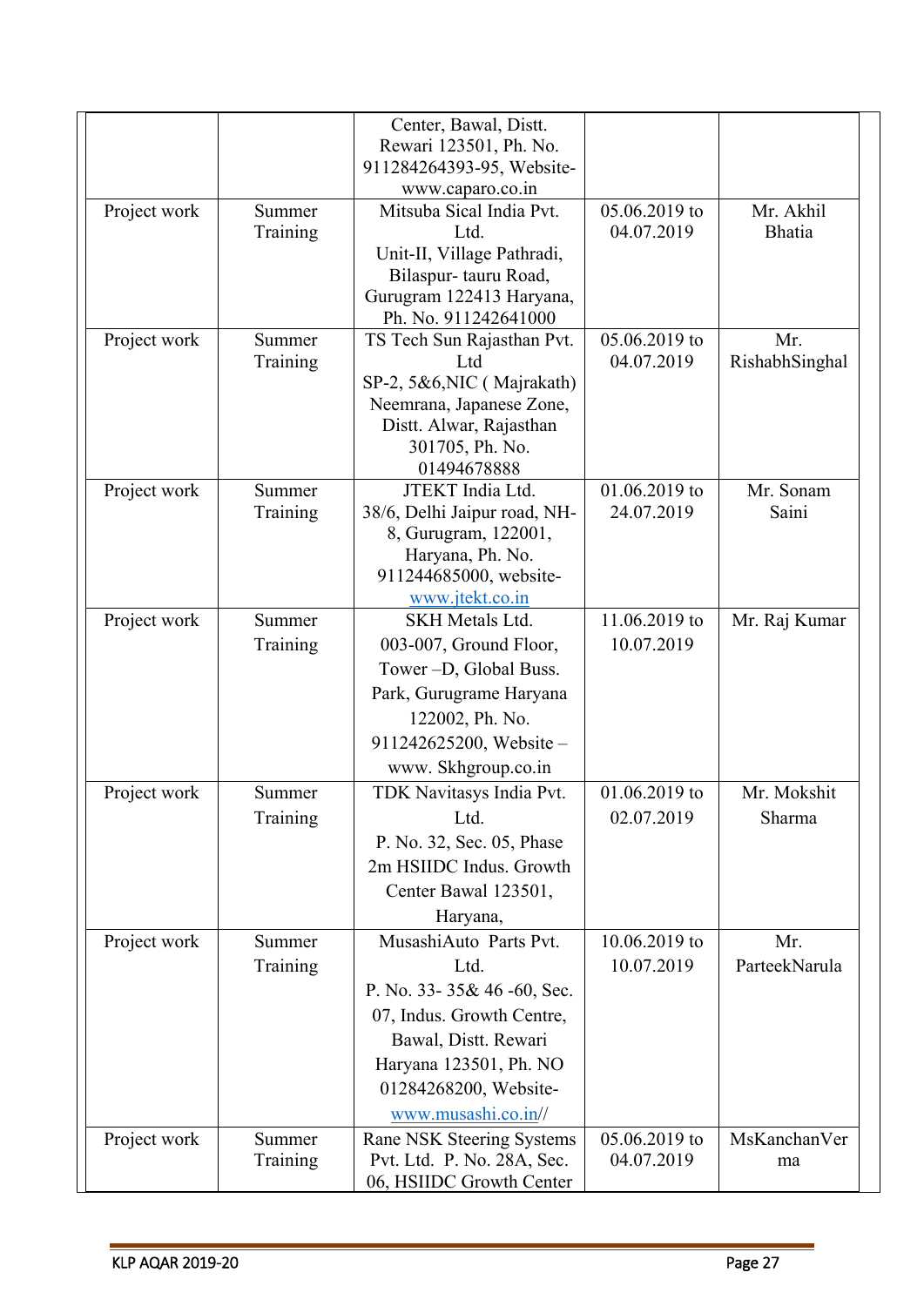| | | | | |
|---|---|---|---|---|
| | | Center, Bawal, Distt. Rewari 123501, Ph. No. 911284264393-95, Website- www.caparo.co.in | | |
| Project work | Summer Training | Mitsuba Sical India Pvt. Ltd. Unit-II, Village Pathradi, Bilaspur- tauru Road, Gurugram 122413 Haryana, Ph. No. 911242641000 | 05.06.2019 to 04.07.2019 | Mr. Akhil Bhatia |
| Project work | Summer Training | TS Tech Sun Rajasthan Pvt. Ltd SP-2, 5&6,NIC ( Majrakath) Neemrana, Japanese Zone, Distt. Alwar, Rajasthan 301705, Ph. No. 01494678888 | 05.06.2019 to 04.07.2019 | Mr. RishabhSinghal |
| Project work | Summer Training | JTEKT India Ltd. 38/6, Delhi Jaipur road, NH-8, Gurugram, 122001, Haryana, Ph. No. 911244685000, website- www.jtekt.co.in | 01.06.2019 to 24.07.2019 | Mr. Sonam Saini |
| Project work | Summer Training | SKH Metals Ltd. 003-007, Ground Floor, Tower –D, Global Buss. Park, Gurugrame Haryana 122002, Ph. No. 911242625200, Website – www. Skhgroup.co.in | 11.06.2019 to 10.07.2019 | Mr. Raj Kumar |
| Project work | Summer Training | TDK Navitasys India Pvt. Ltd. P. No. 32, Sec. 05, Phase 2m HSIIDC Indus. Growth Center Bawal 123501, Haryana, | 01.06.2019 to 02.07.2019 | Mr. Mokshit Sharma |
| Project work | Summer Training | MusashiAuto Parts Pvt. Ltd. P. No. 33- 35& 46 -60, Sec. 07, Indus. Growth Centre, Bawal, Distt. Rewari Haryana 123501, Ph. NO 01284268200, Website- www.musashi.co.in// | 10.06.2019 to 10.07.2019 | Mr. ParteekNarula |
| Project work | Summer Training | Rane NSK Steering Systems Pvt. Ltd. P. No. 28A, Sec. 06, HSIIDC Growth Center | 05.06.2019 to 04.07.2019 | MsKanchanVerma |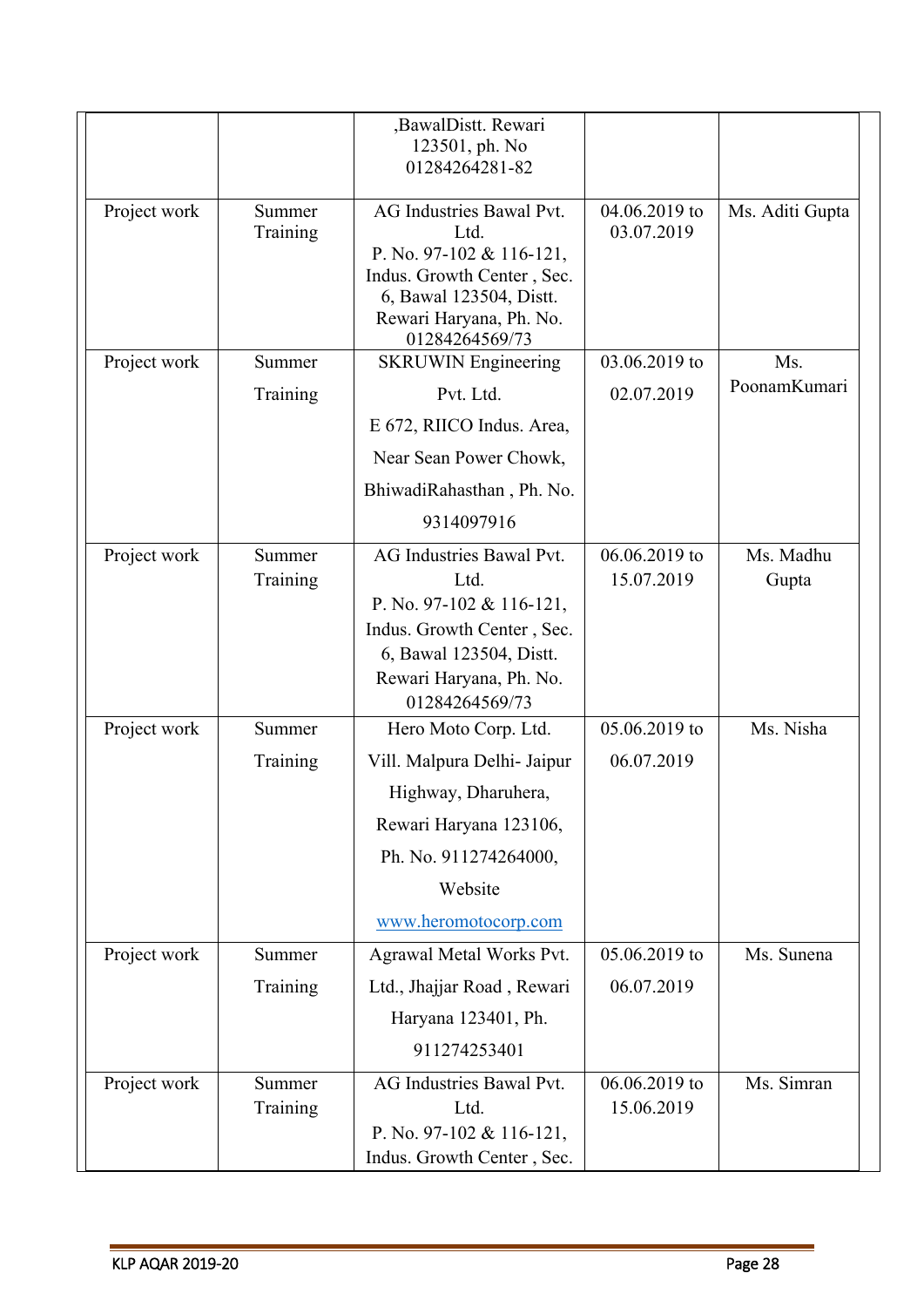| | | ,BawalDistt. Rewari 123501, ph. No 01284264281-82 | | |
|---|---|---|---|---|
| Project work | Summer Training | AG Industries Bawal Pvt. Ltd. P. No. 97-102 & 116-121, Indus. Growth Center , Sec. 6, Bawal 123504, Distt. Rewari Haryana, Ph. No. 01284264569/73 | 04.06.2019 to 03.07.2019 | Ms. Aditi Gupta |
| Project work | Summer Training | SKRUWIN Engineering Pvt. Ltd. E 672, RIICO Indus. Area, Near Sean Power Chowk, BhiwadiRahasthan , Ph. No. 9314097916 | 03.06.2019 to 02.07.2019 | Ms. PoonamKumari |
| Project work | Summer Training | AG Industries Bawal Pvt. Ltd. P. No. 97-102 & 116-121, Indus. Growth Center , Sec. 6, Bawal 123504, Distt. Rewari Haryana, Ph. No. 01284264569/73 | 06.06.2019 to 15.07.2019 | Ms. Madhu Gupta |
| Project work | Summer Training | Hero Moto Corp. Ltd. Vill. Malpura Delhi- Jaipur Highway, Dharuhera, Rewari Haryana 123106, Ph. No. 911274264000, Website www.heromotocorp.com | 05.06.2019 to 06.07.2019 | Ms. Nisha |
| Project work | Summer Training | Agrawal Metal Works Pvt. Ltd., Jhajjar Road , Rewari Haryana 123401, Ph. 911274253401 | 05.06.2019 to 06.07.2019 | Ms. Sunena |
| Project work | Summer Training | AG Industries Bawal Pvt. Ltd. P. No. 97-102 & 116-121, Indus. Growth Center , Sec. | 06.06.2019 to 15.06.2019 | Ms. Simran |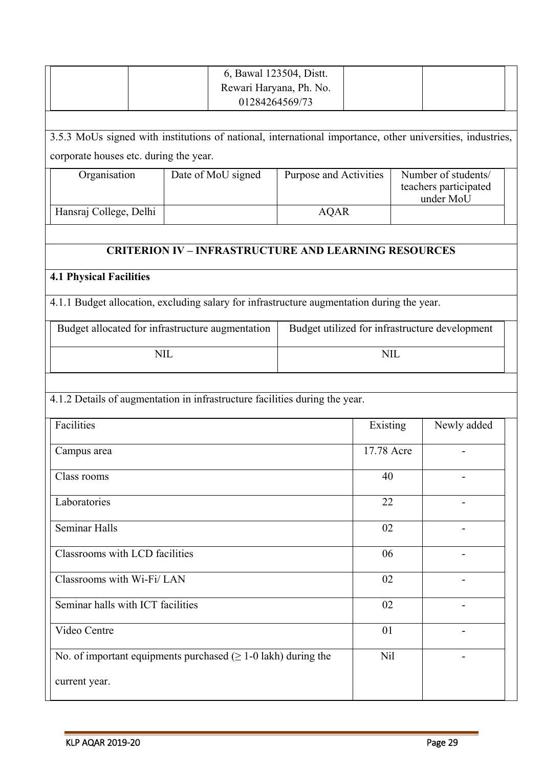|  |  | 6, Bawal 123504, Distt. Rewari Haryana, Ph. No. 01284264569/73 |  |  |
|---|---|---|---|---|

3.5.3 MoUs signed with institutions of national, international importance, other universities, industries, corporate houses etc. during the year.

| Organisation | Date of MoU signed | Purpose and Activities | Number of students/ teachers participated under MoU |
|---|---|---|---|
| Hansraj College, Delhi |  | AQAR |  |

## CRITERION IV – INFRASTRUCTURE AND LEARNING RESOURCES

### 4.1 Physical Facilities

4.1.1 Budget allocation, excluding salary for infrastructure augmentation during the year.

| Budget allocated for infrastructure augmentation | Budget utilized for infrastructure development |
|---|---|
| NIL | NIL |

4.1.2 Details of augmentation in infrastructure facilities during the year.

| Facilities | Existing | Newly added |
|---|---|---|
| Campus area | 17.78 Acre | - |
| Class rooms | 40 | - |
| Laboratories | 22 | - |
| Seminar Halls | 02 | - |
| Classrooms with LCD facilities | 06 | - |
| Classrooms with Wi-Fi/ LAN | 02 | - |
| Seminar halls with ICT facilities | 02 | - |
| Video Centre | 01 | - |
| No. of important equipments purchased (≥ 1-0 lakh) during the current year. | Nil | - |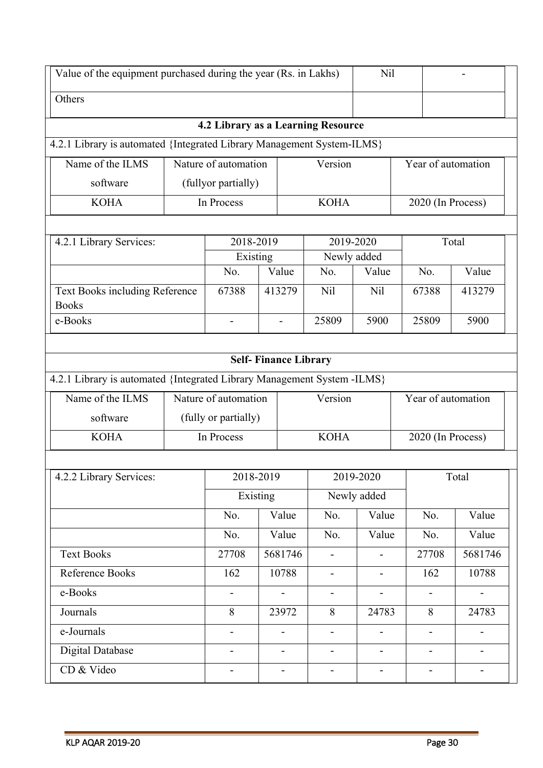| Value of the equipment purchased during the year (Rs. in Lakhs) | Nil | - |
|---|---|---|
| Others | | |

## 4.2 Library as a Learning Resource

4.2.1 Library is automated {Integrated Library Management System-ILMS}

| Name of the ILMS software | Nature of automation (fullyor partially) | Version | Year of automation |
|---|---|---|---|
| KOHA | In Process | KOHA | 2020 (In Process) |

| 4.2.1 Library Services: | 2018-2019 Existing | | 2019-2020 Newly added | | Total | |
|---|---|---|---|---|---|---|
| | No. | Value | No. | Value | No. | Value |
| Text Books including Reference Books | 67388 | 413279 | Nil | Nil | 67388 | 413279 |
| e-Books | - | - | 25809 | 5900 | 25809 | 5900 |

## Self- Finance Library

4.2.1 Library is automated {Integrated Library Management System -ILMS}

| Name of the ILMS software | Nature of automation (fully or partially) | Version | Year of automation |
|---|---|---|---|
| KOHA | In Process | KOHA | 2020 (In Process) |

| 4.2.2 Library Services: | 2018-2019 Existing | | 2019-2020 Newly added | | Total | |
|---|---|---|---|---|---|---|
| | No. | Value | No. | Value | No. | Value |
| | No. | Value | No. | Value | No. | Value |
| Text Books | 27708 | 5681746 | - | - | 27708 | 5681746 |
| Reference Books | 162 | 10788 | - | - | 162 | 10788 |
| e-Books | - | - | - | - | - | - |
| Journals | 8 | 23972 | 8 | 24783 | 8 | 24783 |
| e-Journals | - | - | - | - | - | - |
| Digital Database | - | - | - | - | - | - |
| CD & Video | - | - | - | - | - | - |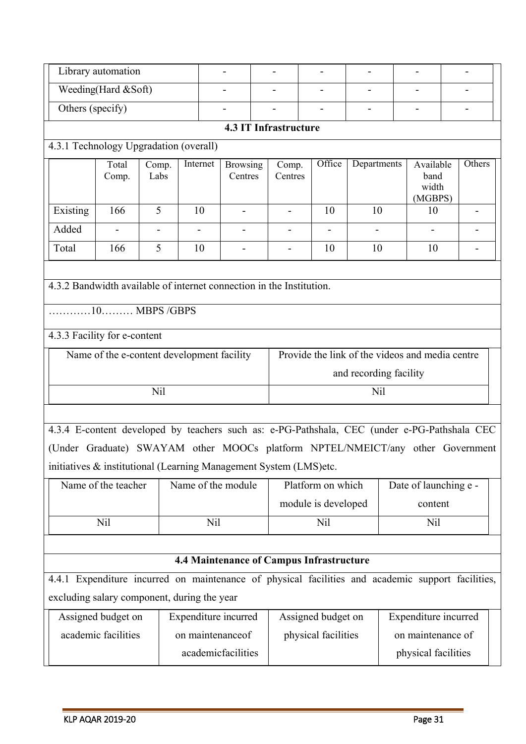| Library automation | - | - | - | - | - | - |
|---|---|---|---|---|---|---|
| Weeding(Hard &Soft) | - | - | - | - | - | - |
| Others (specify) | - | - | - | - | - | - |

### 4.3 IT Infrastructure

4.3.1 Technology Upgradation (overall)

| | Total Comp. | Comp. Labs | Internet | Browsing Centres | Comp. Centres | Office | Departments | Available band width (MGBPS) | Others |
|---|---|---|---|---|---|---|---|---|---|
| Existing | 166 | 5 | 10 | - | - | 10 | 10 | 10 | - |
| Added | - | - | - | - | - | - | - | - | - |
| Total | 166 | 5 | 10 | - | - | 10 | 10 | 10 | - |

4.3.2 Bandwidth available of internet connection in the Institution.

…………10……… MBPS /GBPS

4.3.3 Facility for e-content

| Name of the e-content development facility | Provide the link of the videos and media centre and recording facility |
|---|---|
| Nil | Nil |

4.3.4 E-content developed by teachers such as: e-PG-Pathshala, CEC (under e-PG-Pathshala CEC (Under Graduate) SWAYAM other MOOCs platform NPTEL/NMEICT/any other Government initiatives & institutional (Learning Management System (LMS)etc.

| Name of the teacher | Name of the module | Platform on which module is developed | Date of launching e - content |
|---|---|---|---|
| Nil | Nil | Nil | Nil |

### 4.4 Maintenance of Campus Infrastructure

4.4.1 Expenditure incurred on maintenance of physical facilities and academic support facilities, excluding salary component, during the year

| Assigned budget on academic facilities | Expenditure incurred on maintenanceof academicfacilities | Assigned budget on physical facilities | Expenditure incurred on maintenance of physical facilities |
|---|---|---|---|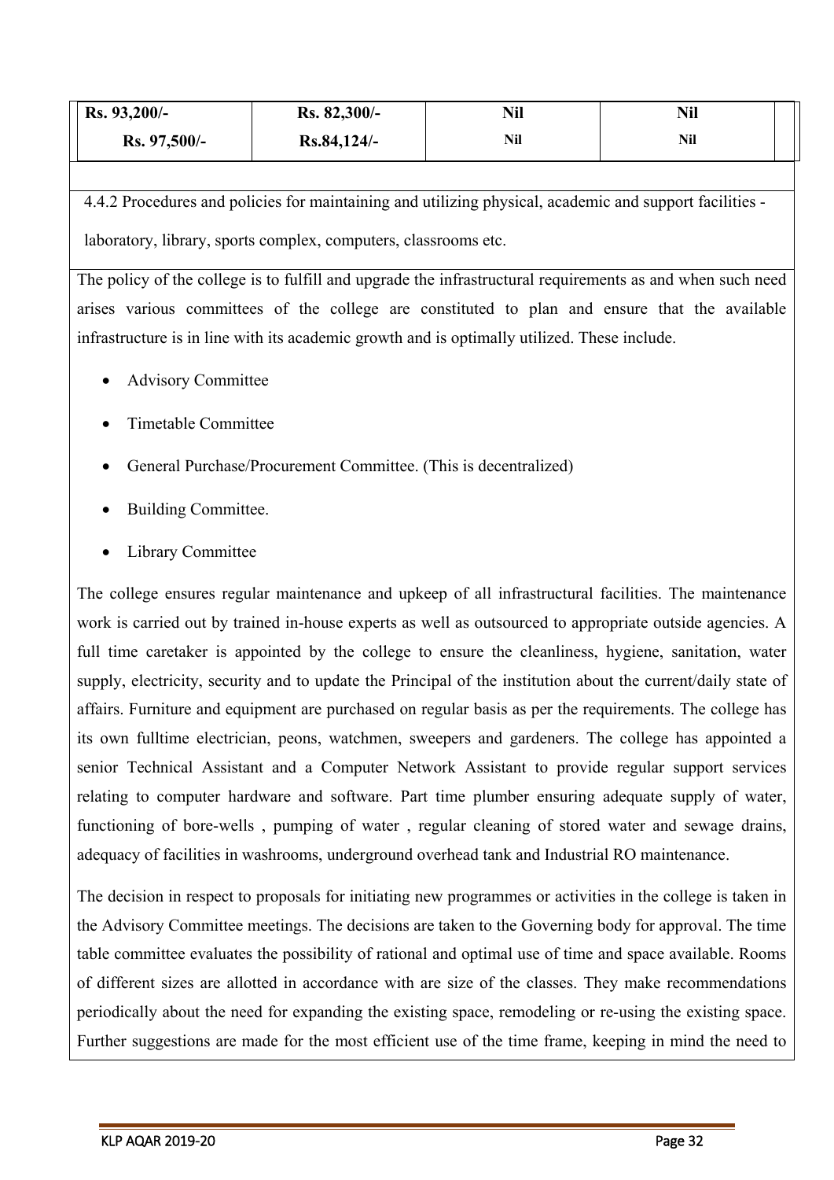| Rs. 93,200/- | Rs. 82,300/- | Nil | Nil |
|---|---|---|---|
| Rs. 97,500/- | Rs.84,124/- | Nil | Nil |

4.4.2 Procedures and policies for maintaining and utilizing physical, academic and support facilities - laboratory, library, sports complex, computers, classrooms etc.

The policy of the college is to fulfill and upgrade the infrastructural requirements as and when such need arises various committees of the college are constituted to plan and ensure that the available infrastructure is in line with its academic growth and is optimally utilized. These include.

- Advisory Committee
- Timetable Committee
- General Purchase/Procurement Committee. (This is decentralized)
- Building Committee.
- Library Committee

The college ensures regular maintenance and upkeep of all infrastructural facilities. The maintenance work is carried out by trained in-house experts as well as outsourced to appropriate outside agencies. A full time caretaker is appointed by the college to ensure the cleanliness, hygiene, sanitation, water supply, electricity, security and to update the Principal of the institution about the current/daily state of affairs. Furniture and equipment are purchased on regular basis as per the requirements. The college has its own fulltime electrician, peons, watchmen, sweepers and gardeners. The college has appointed a senior Technical Assistant and a Computer Network Assistant to provide regular support services relating to computer hardware and software. Part time plumber ensuring adequate supply of water, functioning of bore-wells , pumping of water , regular cleaning of stored water and sewage drains, adequacy of facilities in washrooms, underground overhead tank and Industrial RO maintenance.

The decision in respect to proposals for initiating new programmes or activities in the college is taken in the Advisory Committee meetings. The decisions are taken to the Governing body for approval. The time table committee evaluates the possibility of rational and optimal use of time and space available. Rooms of different sizes are allotted in accordance with are size of the classes. They make recommendations periodically about the need for expanding the existing space, remodeling or re-using the existing space. Further suggestions are made for the most efficient use of the time frame, keeping in mind the need to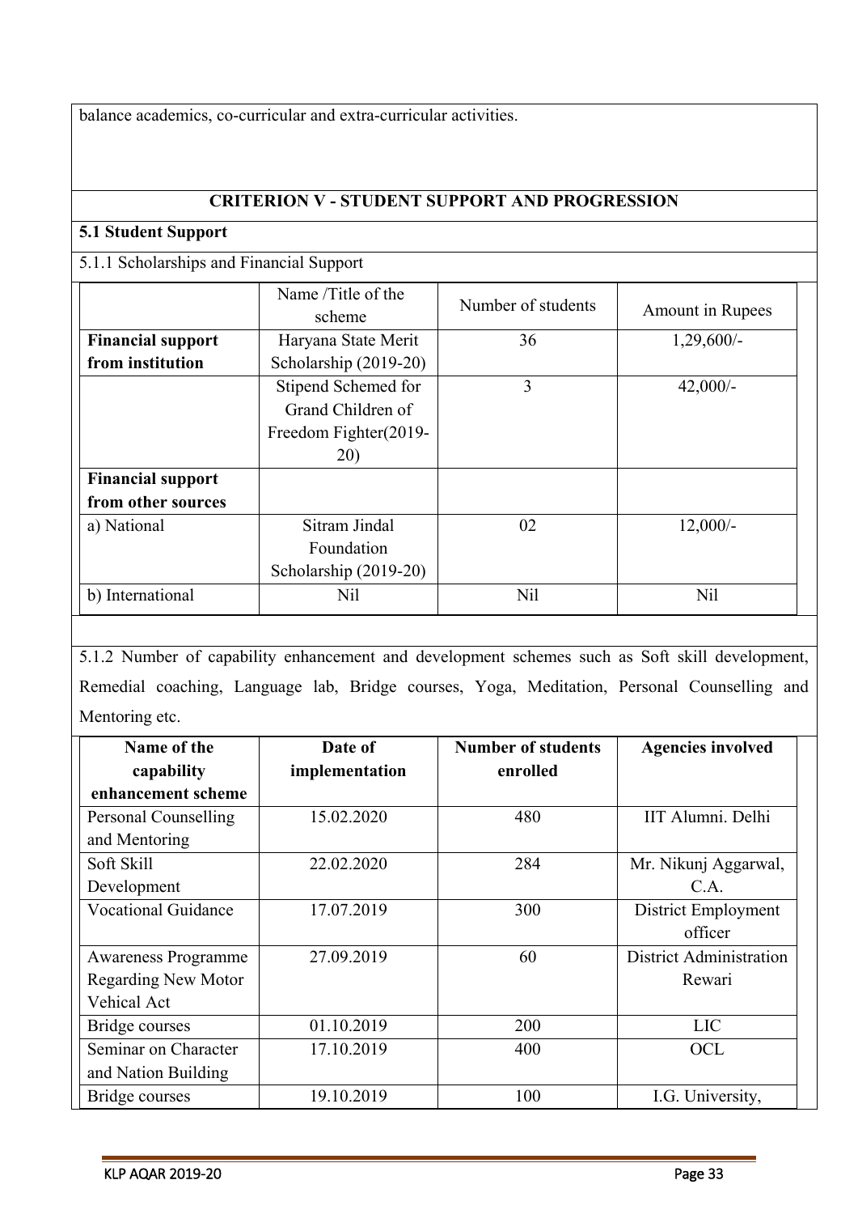balance academics, co-curricular and extra-curricular activities.

## CRITERION V - STUDENT SUPPORT AND PROGRESSION

### 5.1 Student Support

5.1.1 Scholarships and Financial Support

| | Name /Title of the scheme | Number of students | Amount in Rupees |
|---|---|---|---|
| **Financial support from institution** | Haryana State Merit Scholarship (2019-20) | 36 | 1,29,600/- |
| | Stipend Schemed for Grand Children of Freedom Fighter(2019-20) | 3 | 42,000/- |
| **Financial support from other sources** | | | |
| a) National | Sitram Jindal Foundation Scholarship (2019-20) | 02 | 12,000/- |
| b) International | Nil | Nil | Nil |

5.1.2 Number of capability enhancement and development schemes such as Soft skill development, Remedial coaching, Language lab, Bridge courses, Yoga, Meditation, Personal Counselling and Mentoring etc.

| Name of the capability enhancement scheme | Date of implementation | Number of students enrolled | Agencies involved |
|---|---|---|---|
| Personal Counselling and Mentoring | 15.02.2020 | 480 | IIT Alumni. Delhi |
| Soft Skill Development | 22.02.2020 | 284 | Mr. Nikunj Aggarwal, C.A. |
| Vocational Guidance | 17.07.2019 | 300 | District Employment officer |
| Awareness Programme Regarding New Motor Vehical Act | 27.09.2019 | 60 | District Administration Rewari |
| Bridge courses | 01.10.2019 | 200 | LIC |
| Seminar on Character and Nation Building | 17.10.2019 | 400 | OCL |
| Bridge courses | 19.10.2019 | 100 | I.G. University, |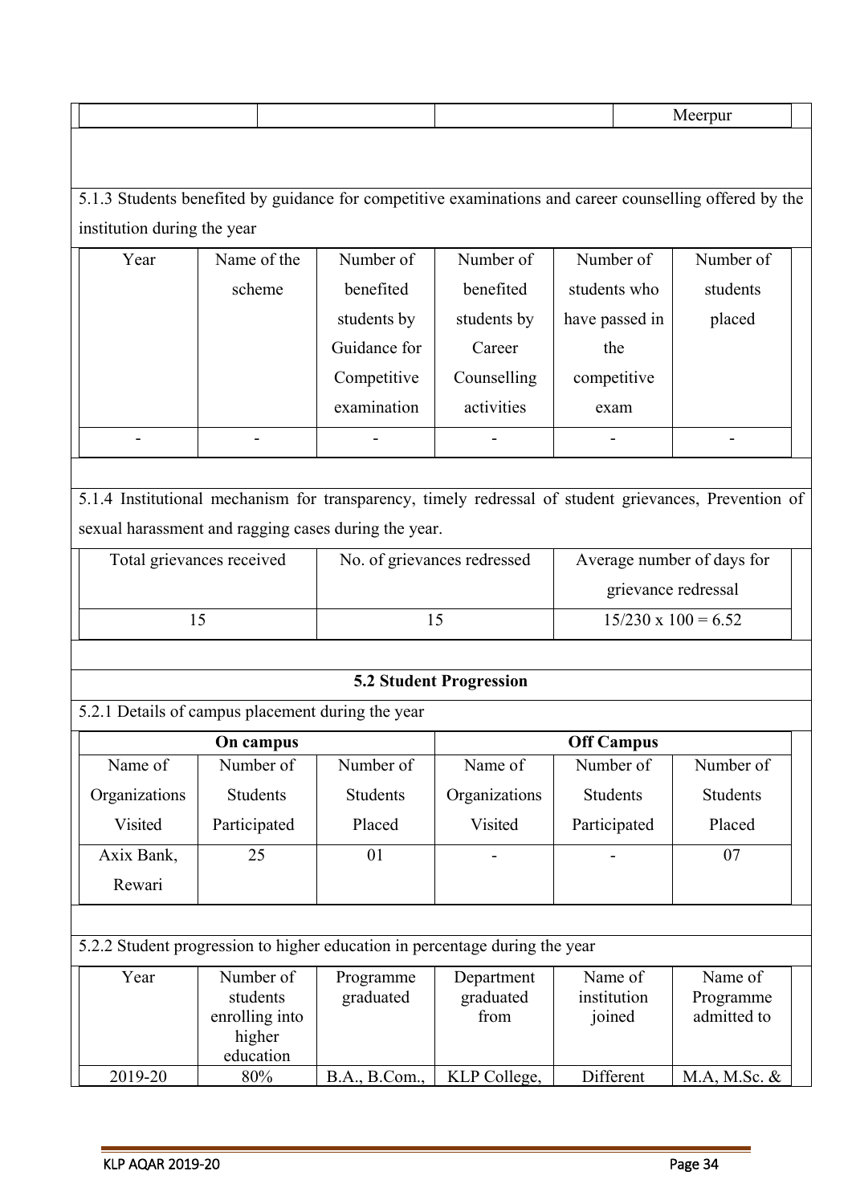| | | | | Meerpur |
|---|---|---|---|---|

5.1.3 Students benefited by guidance for competitive examinations and career counselling offered by the institution during the year

| Year | Name of the scheme | Number of benefited students by Guidance for Competitive examination | Number of benefited students by Career Counselling activities | Number of students who have passed in the competitive exam | Number of students placed |
|---|---|---|---|---|---|
| - | - | - | - | - | - |

5.1.4 Institutional mechanism for transparency, timely redressal of student grievances, Prevention of sexual harassment and ragging cases during the year.

| Total grievances received | No. of grievances redressed | Average number of days for grievance redressal |
|---|---|---|
| 15 | 15 | 15/230 x 100 = 6.52 |

**5.2 Student Progression**

5.2.1 Details of campus placement during the year

| **On campus** | | | **Off Campus** | | |
|---|---|---|---|---|---|
| Name of Organizations Visited | Number of Students Participated | Number of Students Placed | Name of Organizations Visited | Number of Students Participated | Number of Students Placed |
| Axix Bank, Rewari | 25 | 01 | - | - | 07 |

5.2.2 Student progression to higher education in percentage during the year

| Year | Number of students enrolling into higher education | Programme graduated | Department graduated from | Name of institution joined | Name of Programme admitted to |
|---|---|---|---|---|---|
| 2019-20 | 80% | B.A., B.Com., | KLP College, | Different | M.A, M.Sc. & |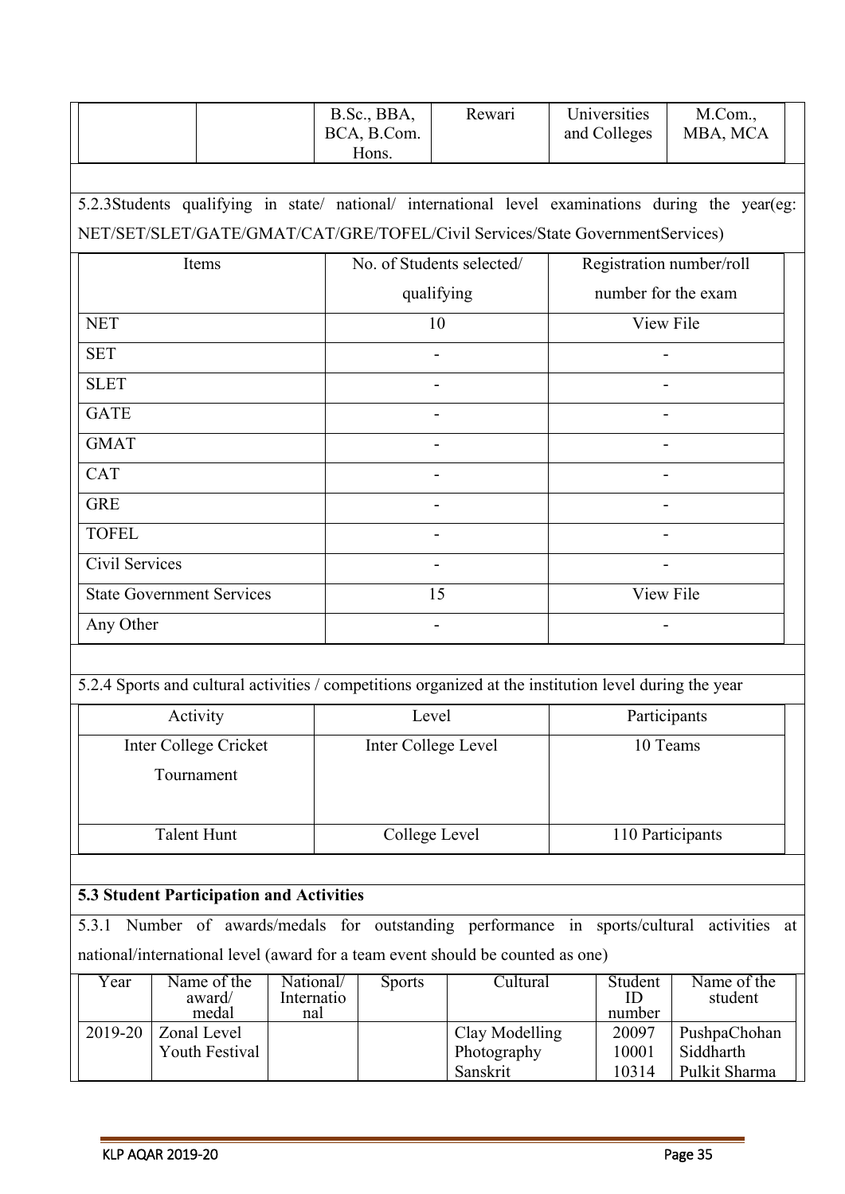| | | B.Sc., BBA, BCA, B.Com. Hons. | Rewari | Universities and Colleges | M.Com., MBA, MCA |
|---|---|---|---|---|---|

5.2.3Students qualifying in state/ national/ international level examinations during the year(eg: NET/SET/SLET/GATE/GMAT/CAT/GRE/TOFEL/Civil Services/State GovernmentServices)

| Items | No. of Students selected/ qualifying | Registration number/roll number for the exam |
|---|---|---|
| NET | 10 | View File |
| SET | - | - |
| SLET | - | - |
| GATE | - | - |
| GMAT | - | - |
| CAT | - | - |
| GRE | - | - |
| TOFEL | - | - |
| Civil Services | - | - |
| State Government Services | 15 | View File |
| Any Other | - | - |

5.2.4 Sports and cultural activities / competitions organized at the institution level during the year

| Activity | Level | Participants |
|---|---|---|
| Inter College Cricket Tournament | Inter College Level | 10 Teams |
| Talent Hunt | College Level | 110 Participants |

**5.3 Student Participation and Activities**

5.3.1 Number of awards/medals for outstanding performance in sports/cultural activities at national/international level (award for a team event should be counted as one)

| Year | Name of the award/ medal | National/ International | Sports | Cultural | Student ID number | Name of the student |
|---|---|---|---|---|---|---|
| 2019-20 | Zonal Level Youth Festival | | | Clay Modelling<br>Photography<br>Sanskrit | 20097<br>10001<br>10314 | PushpaChohan<br>Siddharth<br>Pulkit Sharma |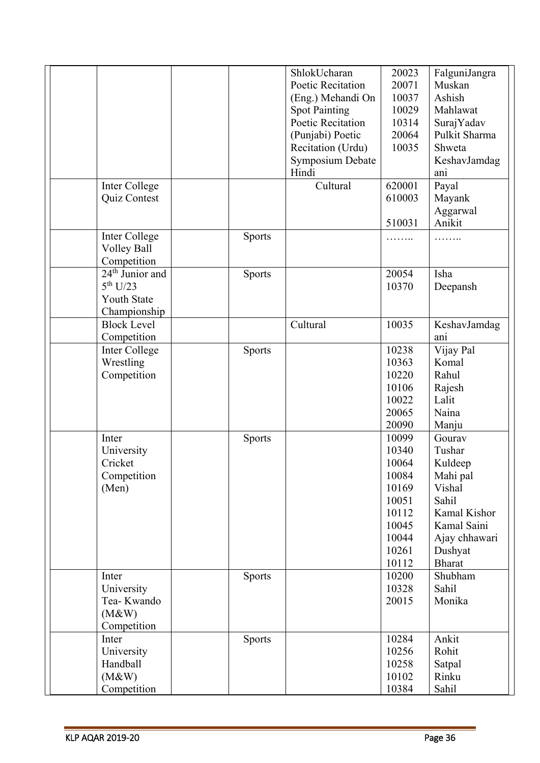| | | | | | | |
|---|---|---|---|---|---|---|
| | | | | ShlokUcharan Poetic Recitation (Eng.) Mehandi On Spot Painting Poetic Recitation (Punjabi) Poetic Recitation (Urdu) Symposium Debate Hindi | 20023<br>20071<br>10037<br>10029<br>10314<br>20064<br>10035 | FalguniJangra<br>Muskan<br>Ashish<br>Mahlawat<br>SurajYadav<br>Pulkit Sharma<br>Shweta<br>KeshavJamdagani |
| | Inter College Quiz Contest | | | Cultural | 620001<br>610003<br>510031 | Payal<br>Mayank Aggarwal<br>Anikit |
| | Inter College Volley Ball Competition | | Sports | | …….. | …….. |
| | 24th Junior and 5th U/23 Youth State Championship | | Sports | | 20054<br>10370 | Isha<br>Deepansh |
| | Block Level Competition | | | Cultural | 10035 | KeshavJamdagani |
| | Inter College Wrestling Competition | | Sports | | 10238<br>10363<br>10220<br>10106<br>10022<br>20065<br>20090 | Vijay Pal<br>Komal<br>Rahul<br>Rajesh<br>Lalit<br>Naina<br>Manju |
| | Inter University Cricket Competition (Men) | | Sports | | 10099<br>10340<br>10064<br>10084<br>10169<br>10051<br>10112<br>10045<br>10044<br>10261<br>10112 | Gourav<br>Tushar<br>Kuldeep<br>Mahi pal<br>Vishal<br>Sahil<br>Kamal Kishor<br>Kamal Saini<br>Ajay chhawari<br>Dushyat<br>Bharat |
| | Inter University Tea- Kwando (M&W) Competition | | Sports | | 10200<br>10328<br>20015 | Shubham<br>Sahil<br>Monika |
| | Inter University Handball (M&W) Competition | | Sports | | 10284<br>10256<br>10258<br>10102<br>10384 | Ankit<br>Rohit<br>Satpal<br>Rinku<br>Sahil |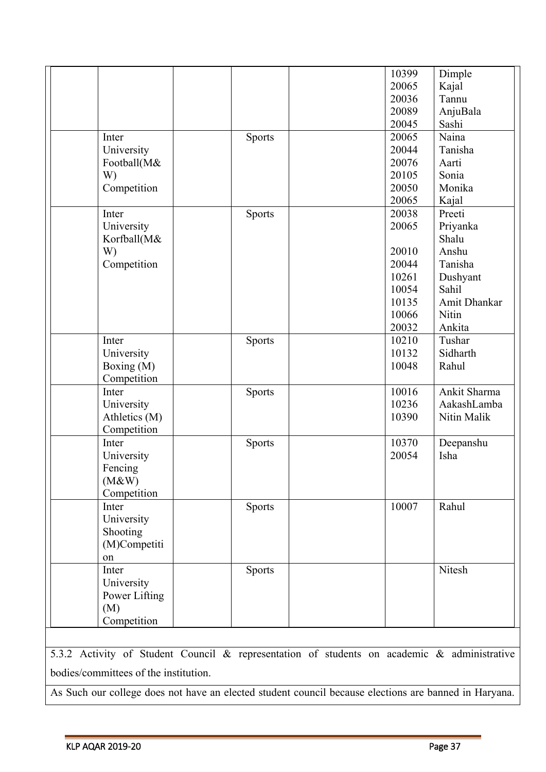| | | | | | | |
|---|---|---|---|---|---|---|
| | | | | | 10399<br>20065<br>20036<br>20089<br>20045 | Dimple<br>Kajal<br>Tannu<br>AnjuBala<br>Sashi |
| | Inter University Football(M& W) Competition | | Sports | | 20065<br>20044<br>20076<br>20105<br>20050<br>20065 | Naina<br>Tanisha<br>Aarti<br>Sonia<br>Monika<br>Kajal |
| | Inter University Korfball(M& W) Competition | | Sports | | 20038<br>20065<br><br>20010<br>20044<br>10261<br>10054<br>10135<br>10066<br>20032 | Preeti<br>Priyanka<br>Shalu<br>Anshu<br>Tanisha<br>Dushyant<br>Sahil<br>Amit Dhankar<br>Nitin<br>Ankita |
| | Inter University Boxing (M) Competition | | Sports | | 10210<br>10132<br>10048 | Tushar<br>Sidharth<br>Rahul |
| | Inter University Athletics (M) Competition | | Sports | | 10016<br>10236<br>10390 | Ankit Sharma<br>AakashLamba<br>Nitin Malik |
| | Inter University Fencing (M&W) Competition | | Sports | | 10370<br>20054 | Deepanshu<br>Isha |
| | Inter University Shooting (M)Competiti on | | Sports | | 10007 | Rahul |
| | Inter University Power Lifting (M) Competition | | Sports | | | Nitesh |

5.3.2 Activity of Student Council & representation of students on academic & administrative bodies/committees of the institution.

As Such our college does not have an elected student council because elections are banned in Haryana.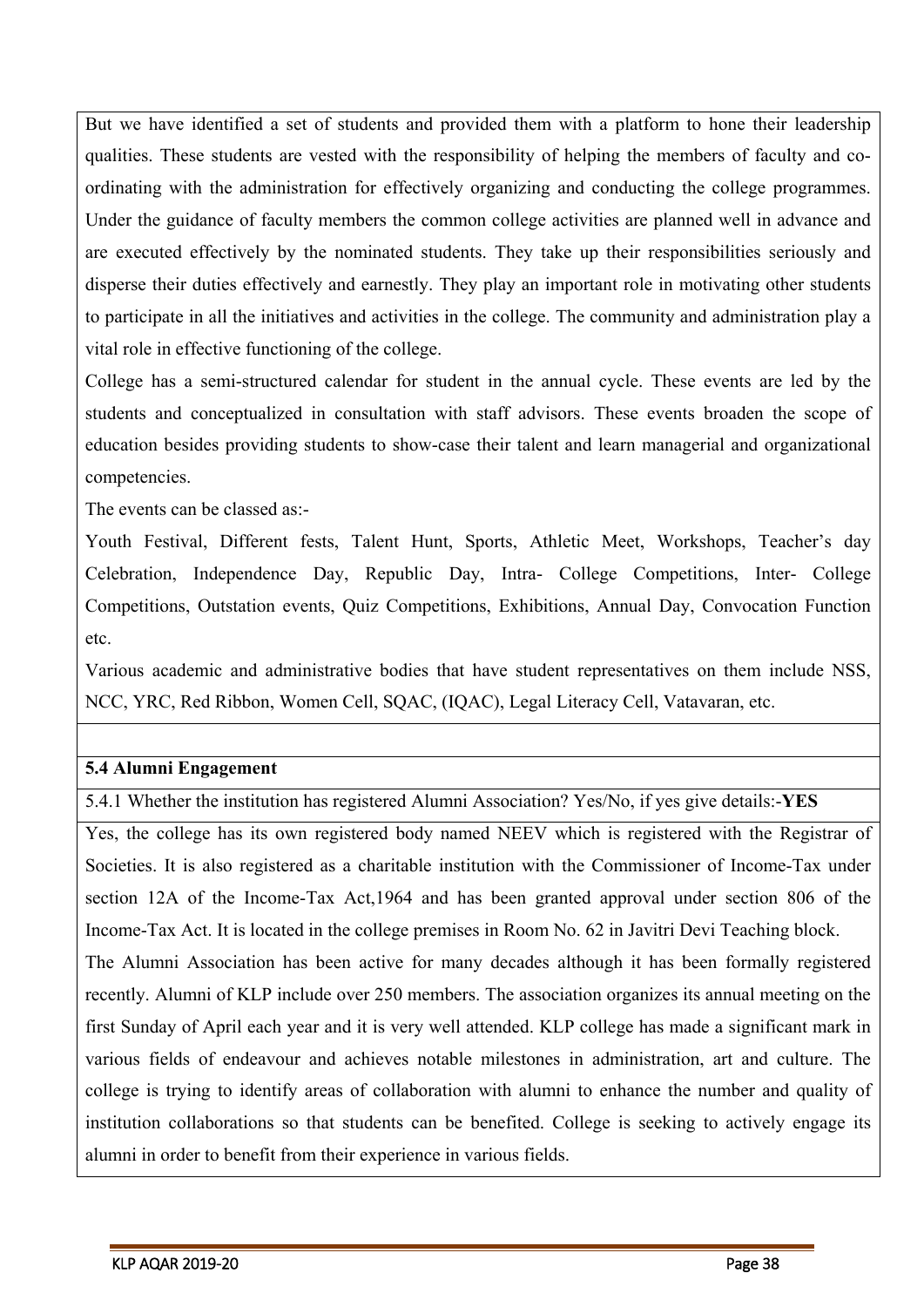But we have identified a set of students and provided them with a platform to hone their leadership qualities. These students are vested with the responsibility of helping the members of faculty and co-ordinating with the administration for effectively organizing and conducting the college programmes. Under the guidance of faculty members the common college activities are planned well in advance and are executed effectively by the nominated students. They take up their responsibilities seriously and disperse their duties effectively and earnestly. They play an important role in motivating other students to participate in all the initiatives and activities in the college. The community and administration play a vital role in effective functioning of the college.

College has a semi-structured calendar for student in the annual cycle. These events are led by the students and conceptualized in consultation with staff advisors. These events broaden the scope of education besides providing students to show-case their talent and learn managerial and organizational competencies.

The events can be classed as:-

Youth Festival, Different fests, Talent Hunt, Sports, Athletic Meet, Workshops, Teacher's day Celebration, Independence Day, Republic Day, Intra- College Competitions, Inter- College Competitions, Outstation events, Quiz Competitions, Exhibitions, Annual Day, Convocation Function etc.

Various academic and administrative bodies that have student representatives on them include NSS, NCC, YRC, Red Ribbon, Women Cell, SQAC, (IQAC), Legal Literacy Cell, Vatavaran, etc.

**5.4 Alumni Engagement**

5.4.1 Whether the institution has registered Alumni Association? Yes/No, if yes give details:-**YES**

Yes, the college has its own registered body named NEEV which is registered with the Registrar of Societies. It is also registered as a charitable institution with the Commissioner of Income-Tax under section 12A of the Income-Tax Act,1964 and has been granted approval under section 806 of the Income-Tax Act. It is located in the college premises in Room No. 62 in Javitri Devi Teaching block.

The Alumni Association has been active for many decades although it has been formally registered recently. Alumni of KLP include over 250 members. The association organizes its annual meeting on the first Sunday of April each year and it is very well attended. KLP college has made a significant mark in various fields of endeavour and achieves notable milestones in administration, art and culture. The college is trying to identify areas of collaboration with alumni to enhance the number and quality of institution collaborations so that students can be benefited. College is seeking to actively engage its alumni in order to benefit from their experience in various fields.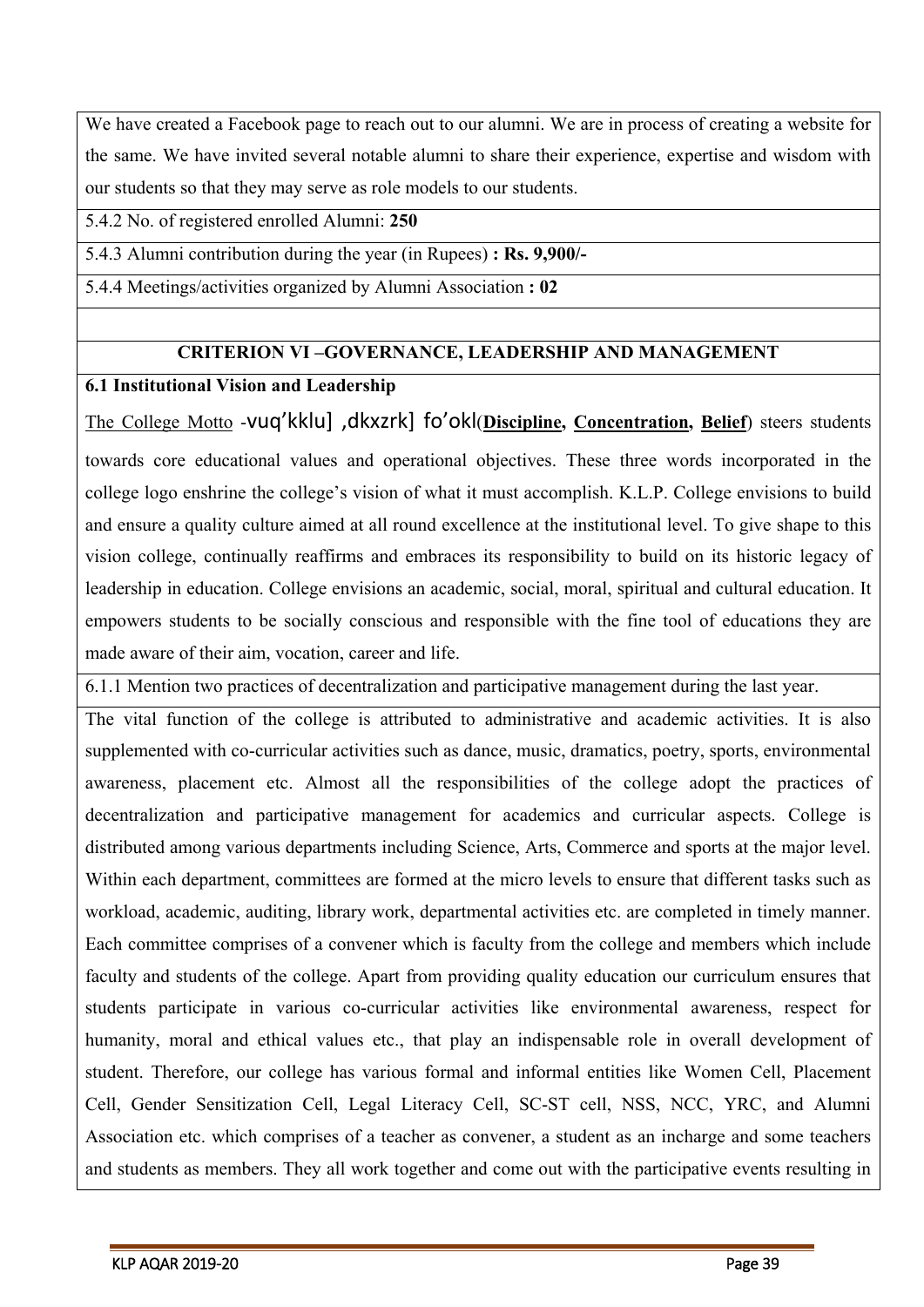We have created a Facebook page to reach out to our alumni. We are in process of creating a website for the same. We have invited several notable alumni to share their experience, expertise and wisdom with our students so that they may serve as role models to our students.

5.4.2 No. of registered enrolled Alumni: **250**

5.4.3 Alumni contribution during the year (in Rupees) **: Rs. 9,900/-**

5.4.4 Meetings/activities organized by Alumni Association **: 02**

## CRITERION VI –GOVERNANCE, LEADERSHIP AND MANAGEMENT

**6.1 Institutional Vision and Leadership**

The College Motto -vuq'kklu] ,dkxzrk] fo'okl(**Discipline, Concentration, Belief**) steers students towards core educational values and operational objectives. These three words incorporated in the college logo enshrine the college's vision of what it must accomplish. K.L.P. College envisions to build and ensure a quality culture aimed at all round excellence at the institutional level. To give shape to this vision college, continually reaffirms and embraces its responsibility to build on its historic legacy of leadership in education. College envisions an academic, social, moral, spiritual and cultural education. It empowers students to be socially conscious and responsible with the fine tool of educations they are made aware of their aim, vocation, career and life.

6.1.1 Mention two practices of decentralization and participative management during the last year.

The vital function of the college is attributed to administrative and academic activities. It is also supplemented with co-curricular activities such as dance, music, dramatics, poetry, sports, environmental awareness, placement etc. Almost all the responsibilities of the college adopt the practices of decentralization and participative management for academics and curricular aspects. College is distributed among various departments including Science, Arts, Commerce and sports at the major level. Within each department, committees are formed at the micro levels to ensure that different tasks such as workload, academic, auditing, library work, departmental activities etc. are completed in timely manner. Each committee comprises of a convener which is faculty from the college and members which include faculty and students of the college. Apart from providing quality education our curriculum ensures that students participate in various co-curricular activities like environmental awareness, respect for humanity, moral and ethical values etc., that play an indispensable role in overall development of student. Therefore, our college has various formal and informal entities like Women Cell, Placement Cell, Gender Sensitization Cell, Legal Literacy Cell, SC-ST cell, NSS, NCC, YRC, and Alumni Association etc. which comprises of a teacher as convener, a student as an incharge and some teachers and students as members. They all work together and come out with the participative events resulting in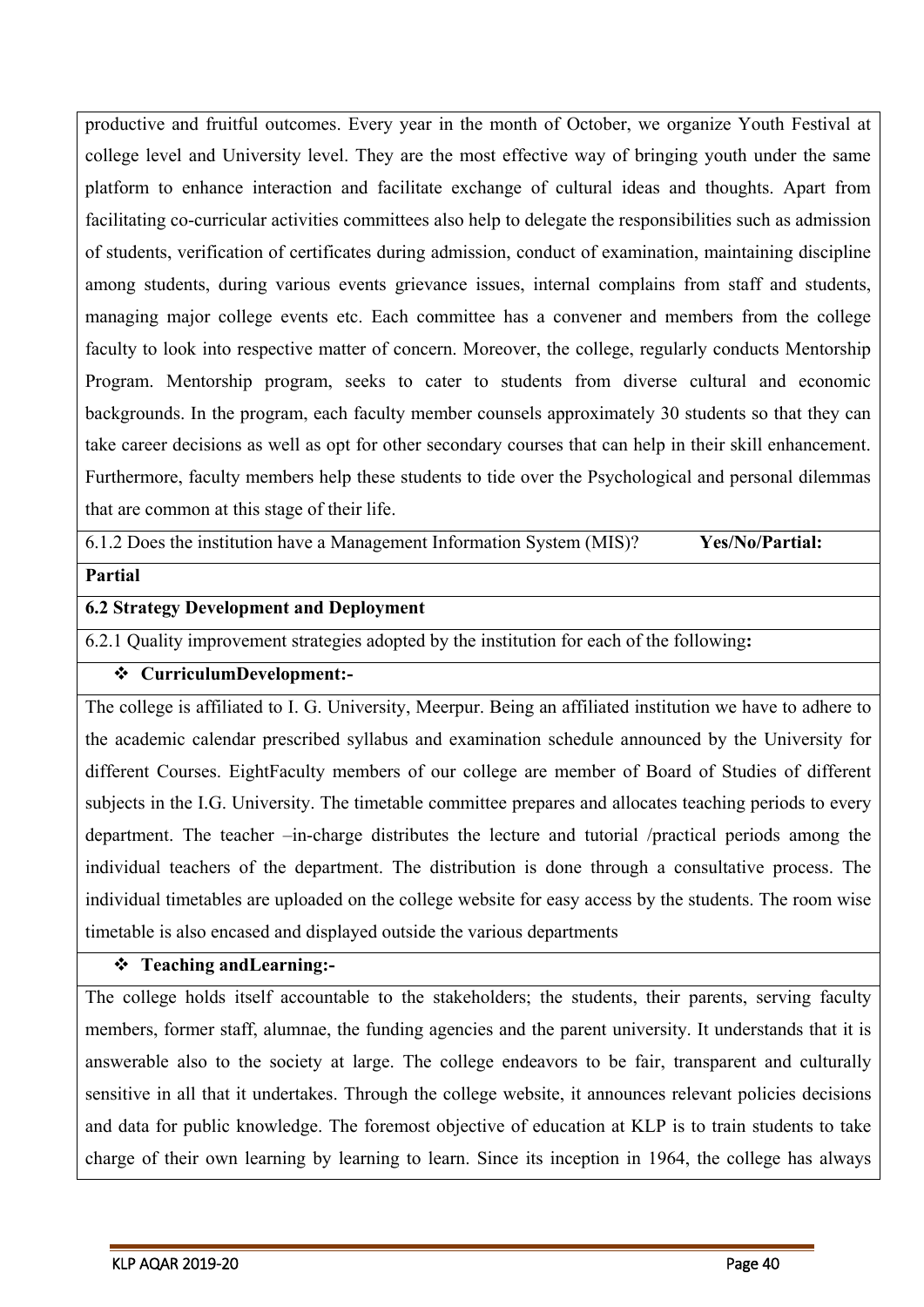productive and fruitful outcomes. Every year in the month of October, we organize Youth Festival at college level and University level. They are the most effective way of bringing youth under the same platform to enhance interaction and facilitate exchange of cultural ideas and thoughts. Apart from facilitating co-curricular activities committees also help to delegate the responsibilities such as admission of students, verification of certificates during admission, conduct of examination, maintaining discipline among students, during various events grievance issues, internal complains from staff and students, managing major college events etc. Each committee has a convener and members from the college faculty to look into respective matter of concern. Moreover, the college, regularly conducts Mentorship Program. Mentorship program, seeks to cater to students from diverse cultural and economic backgrounds. In the program, each faculty member counsels approximately 30 students so that they can take career decisions as well as opt for other secondary courses that can help in their skill enhancement. Furthermore, faculty members help these students to tide over the Psychological and personal dilemmas that are common at this stage of their life.

6.1.2 Does the institution have a Management Information System (MIS)? **Yes/No/Partial:**

**Partial**

**6.2 Strategy Development and Deployment**

6.2.1 Quality improvement strategies adopted by the institution for each of the following**:**

- **CurriculumDevelopment:-**

The college is affiliated to I. G. University, Meerpur. Being an affiliated institution we have to adhere to the academic calendar prescribed syllabus and examination schedule announced by the University for different Courses. EightFaculty members of our college are member of Board of Studies of different subjects in the I.G. University. The timetable committee prepares and allocates teaching periods to every department. The teacher –in-charge distributes the lecture and tutorial /practical periods among the individual teachers of the department. The distribution is done through a consultative process. The individual timetables are uploaded on the college website for easy access by the students. The room wise timetable is also encased and displayed outside the various departments

- **Teaching andLearning:-**

The college holds itself accountable to the stakeholders; the students, their parents, serving faculty members, former staff, alumnae, the funding agencies and the parent university. It understands that it is answerable also to the society at large. The college endeavors to be fair, transparent and culturally sensitive in all that it undertakes. Through the college website, it announces relevant policies decisions and data for public knowledge. The foremost objective of education at KLP is to train students to take charge of their own learning by learning to learn. Since its inception in 1964, the college has always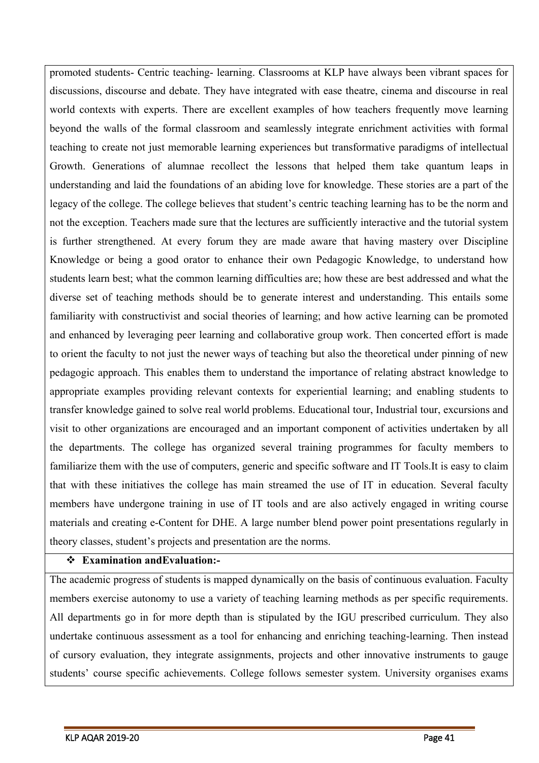promoted students- Centric teaching- learning. Classrooms at KLP have always been vibrant spaces for discussions, discourse and debate. They have integrated with ease theatre, cinema and discourse in real world contexts with experts. There are excellent examples of how teachers frequently move learning beyond the walls of the formal classroom and seamlessly integrate enrichment activities with formal teaching to create not just memorable learning experiences but transformative paradigms of intellectual Growth. Generations of alumnae recollect the lessons that helped them take quantum leaps in understanding and laid the foundations of an abiding love for knowledge. These stories are a part of the legacy of the college. The college believes that student's centric teaching learning has to be the norm and not the exception. Teachers made sure that the lectures are sufficiently interactive and the tutorial system is further strengthened. At every forum they are made aware that having mastery over Discipline Knowledge or being a good orator to enhance their own Pedagogic Knowledge, to understand how students learn best; what the common learning difficulties are; how these are best addressed and what the diverse set of teaching methods should be to generate interest and understanding. This entails some familiarity with constructivist and social theories of learning; and how active learning can be promoted and enhanced by leveraging peer learning and collaborative group work. Then concerted effort is made to orient the faculty to not just the newer ways of teaching but also the theoretical under pinning of new pedagogic approach. This enables them to understand the importance of relating abstract knowledge to appropriate examples providing relevant contexts for experiential learning; and enabling students to transfer knowledge gained to solve real world problems. Educational tour, Industrial tour, excursions and visit to other organizations are encouraged and an important component of activities undertaken by all the departments. The college has organized several training programmes for faculty members to familiarize them with the use of computers, generic and specific software and IT Tools.It is easy to claim that with these initiatives the college has main streamed the use of IT in education. Several faculty members have undergone training in use of IT tools and are also actively engaged in writing course materials and creating e-Content for DHE. A large number blend power point presentations regularly in theory classes, student's projects and presentation are the norms.

- **Examination andEvaluation:-**

The academic progress of students is mapped dynamically on the basis of continuous evaluation. Faculty members exercise autonomy to use a variety of teaching learning methods as per specific requirements. All departments go in for more depth than is stipulated by the IGU prescribed curriculum. They also undertake continuous assessment as a tool for enhancing and enriching teaching-learning. Then instead of cursory evaluation, they integrate assignments, projects and other innovative instruments to gauge students' course specific achievements. College follows semester system. University organises exams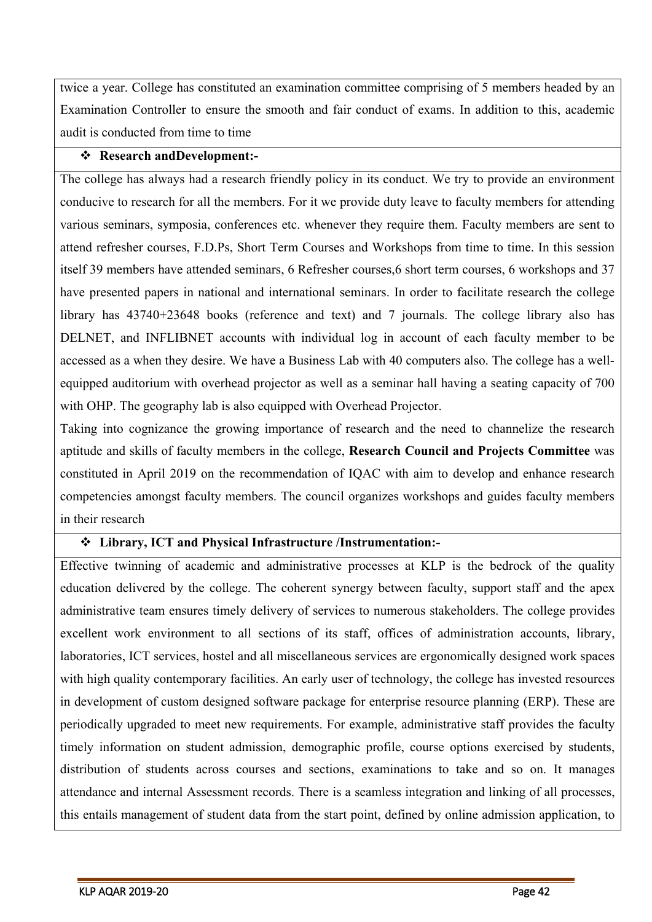twice a year. College has constituted an examination committee comprising of 5 members headed by an Examination Controller to ensure the smooth and fair conduct of exams. In addition to this, academic audit is conducted from time to time

- ❖ **Research andDevelopment:-**

The college has always had a research friendly policy in its conduct. We try to provide an environment conducive to research for all the members. For it we provide duty leave to faculty members for attending various seminars, symposia, conferences etc. whenever they require them. Faculty members are sent to attend refresher courses, F.D.Ps, Short Term Courses and Workshops from time to time. In this session itself 39 members have attended seminars, 6 Refresher courses,6 short term courses, 6 workshops and 37 have presented papers in national and international seminars. In order to facilitate research the college library has 43740+23648 books (reference and text) and 7 journals. The college library also has DELNET, and INFLIBNET accounts with individual log in account of each faculty member to be accessed as a when they desire. We have a Business Lab with 40 computers also. The college has a well-equipped auditorium with overhead projector as well as a seminar hall having a seating capacity of 700 with OHP. The geography lab is also equipped with Overhead Projector.

Taking into cognizance the growing importance of research and the need to channelize the research aptitude and skills of faculty members in the college, **Research Council and Projects Committee** was constituted in April 2019 on the recommendation of IQAC with aim to develop and enhance research competencies amongst faculty members. The council organizes workshops and guides faculty members in their research

- ❖ **Library, ICT and Physical Infrastructure /Instrumentation:-**

Effective twinning of academic and administrative processes at KLP is the bedrock of the quality education delivered by the college. The coherent synergy between faculty, support staff and the apex administrative team ensures timely delivery of services to numerous stakeholders. The college provides excellent work environment to all sections of its staff, offices of administration accounts, library, laboratories, ICT services, hostel and all miscellaneous services are ergonomically designed work spaces with high quality contemporary facilities. An early user of technology, the college has invested resources in development of custom designed software package for enterprise resource planning (ERP). These are periodically upgraded to meet new requirements. For example, administrative staff provides the faculty timely information on student admission, demographic profile, course options exercised by students, distribution of students across courses and sections, examinations to take and so on. It manages attendance and internal Assessment records. There is a seamless integration and linking of all processes, this entails management of student data from the start point, defined by online admission application, to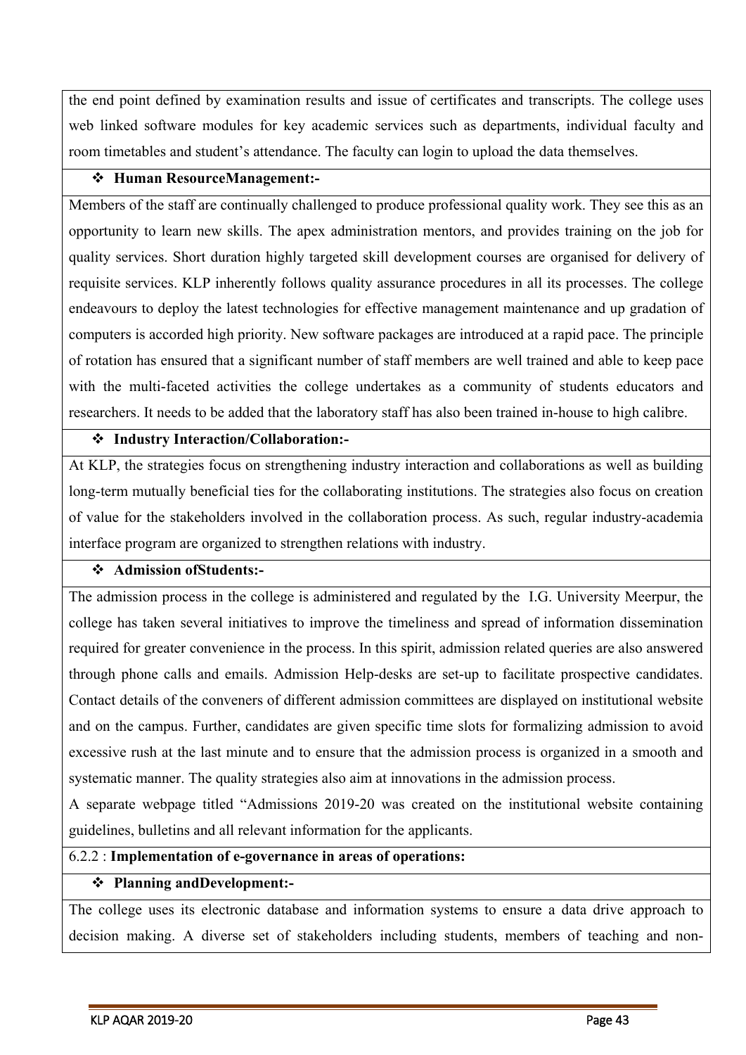the end point defined by examination results and issue of certificates and transcripts. The college uses web linked software modules for key academic services such as departments, individual faculty and room timetables and student's attendance. The faculty can login to upload the data themselves.

- **Human ResourceManagement:-**

Members of the staff are continually challenged to produce professional quality work. They see this as an opportunity to learn new skills. The apex administration mentors, and provides training on the job for quality services. Short duration highly targeted skill development courses are organised for delivery of requisite services. KLP inherently follows quality assurance procedures in all its processes. The college endeavours to deploy the latest technologies for effective management maintenance and up gradation of computers is accorded high priority. New software packages are introduced at a rapid pace. The principle of rotation has ensured that a significant number of staff members are well trained and able to keep pace with the multi-faceted activities the college undertakes as a community of students educators and researchers. It needs to be added that the laboratory staff has also been trained in-house to high calibre.

- **Industry Interaction/Collaboration:-**

At KLP, the strategies focus on strengthening industry interaction and collaborations as well as building long-term mutually beneficial ties for the collaborating institutions. The strategies also focus on creation of value for the stakeholders involved in the collaboration process. As such, regular industry-academia interface program are organized to strengthen relations with industry.

- **Admission ofStudents:-**

The admission process in the college is administered and regulated by the I.G. University Meerpur, the college has taken several initiatives to improve the timeliness and spread of information dissemination required for greater convenience in the process. In this spirit, admission related queries are also answered through phone calls and emails. Admission Help-desks are set-up to facilitate prospective candidates. Contact details of the conveners of different admission committees are displayed on institutional website and on the campus. Further, candidates are given specific time slots for formalizing admission to avoid excessive rush at the last minute and to ensure that the admission process is organized in a smooth and systematic manner. The quality strategies also aim at innovations in the admission process.

A separate webpage titled "Admissions 2019-20 was created on the institutional website containing guidelines, bulletins and all relevant information for the applicants.

6.2.2 : **Implementation of e-governance in areas of operations:**

- **Planning andDevelopment:-**

The college uses its electronic database and information systems to ensure a data drive approach to decision making. A diverse set of stakeholders including students, members of teaching and non-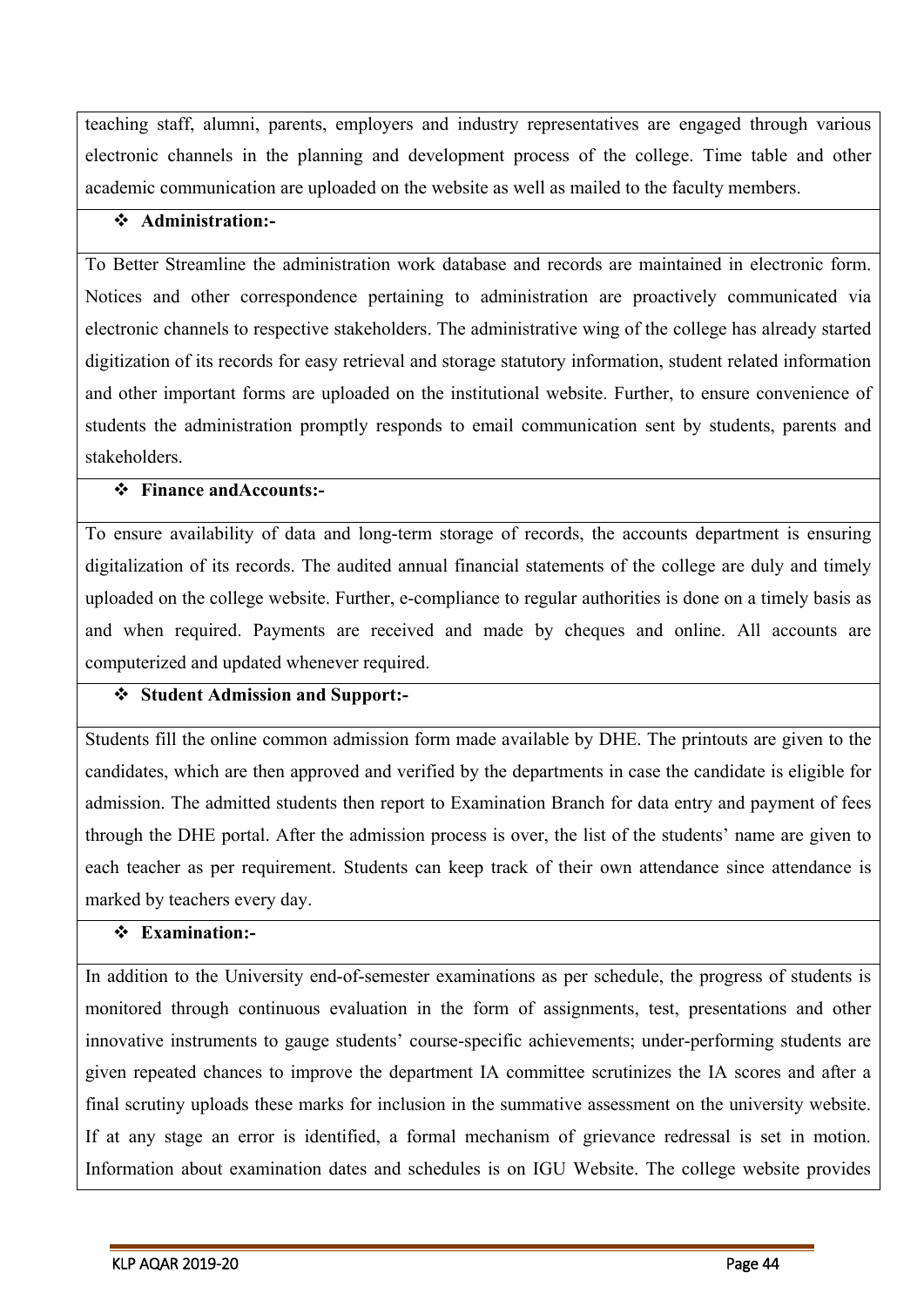teaching staff, alumni, parents, employers and industry representatives are engaged through various electronic channels in the planning and development process of the college. Time table and other academic communication are uploaded on the website as well as mailed to the faculty members.

- **Administration:-**

To Better Streamline the administration work database and records are maintained in electronic form. Notices and other correspondence pertaining to administration are proactively communicated via electronic channels to respective stakeholders. The administrative wing of the college has already started digitization of its records for easy retrieval and storage statutory information, student related information and other important forms are uploaded on the institutional website. Further, to ensure convenience of students the administration promptly responds to email communication sent by students, parents and stakeholders.

- **Finance andAccounts:-**

To ensure availability of data and long-term storage of records, the accounts department is ensuring digitalization of its records. The audited annual financial statements of the college are duly and timely uploaded on the college website. Further, e-compliance to regular authorities is done on a timely basis as and when required. Payments are received and made by cheques and online. All accounts are computerized and updated whenever required.

- **Student Admission and Support:-**

Students fill the online common admission form made available by DHE. The printouts are given to the candidates, which are then approved and verified by the departments in case the candidate is eligible for admission. The admitted students then report to Examination Branch for data entry and payment of fees through the DHE portal. After the admission process is over, the list of the students' name are given to each teacher as per requirement. Students can keep track of their own attendance since attendance is marked by teachers every day.

- **Examination:-**

In addition to the University end-of-semester examinations as per schedule, the progress of students is monitored through continuous evaluation in the form of assignments, test, presentations and other innovative instruments to gauge students' course-specific achievements; under-performing students are given repeated chances to improve the department IA committee scrutinizes the IA scores and after a final scrutiny uploads these marks for inclusion in the summative assessment on the university website. If at any stage an error is identified, a formal mechanism of grievance redressal is set in motion. Information about examination dates and schedules is on IGU Website. The college website provides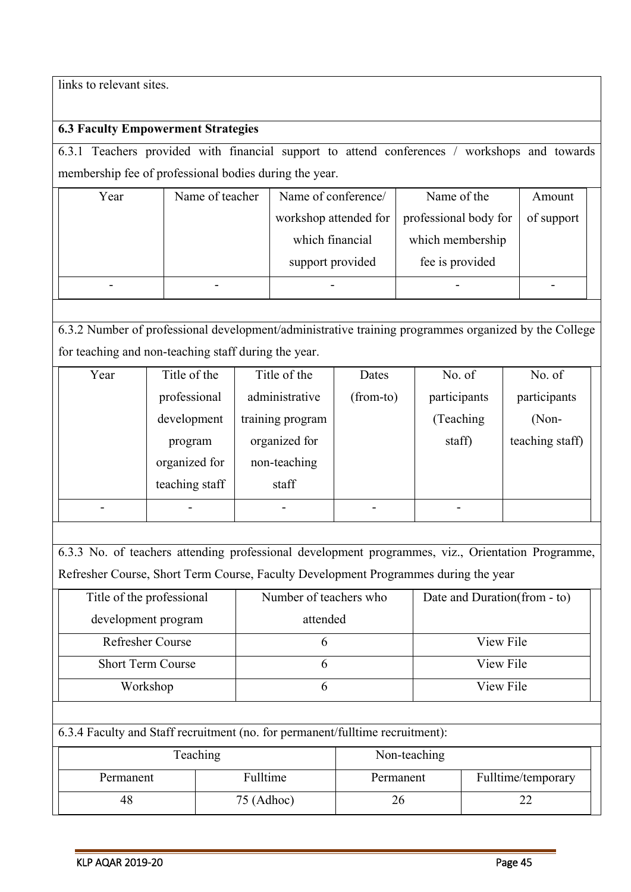links to relevant sites.

**6.3 Faculty Empowerment Strategies**

6.3.1 Teachers provided with financial support to attend conferences / workshops and towards membership fee of professional bodies during the year.

| Year | Name of teacher | Name of conference/ workshop attended for which financial support provided | Name of the professional body for which membership fee is provided | Amount of support |
|---|---|---|---|---|
| - | - | - | - | - |

6.3.2 Number of professional development/administrative training programmes organized by the College for teaching and non-teaching staff during the year.

| Year | Title of the professional development program organized for teaching staff | Title of the administrative training program organized for non-teaching staff | Dates (from-to) | No. of participants (Teaching staff) | No. of participants (Non-teaching staff) |
|---|---|---|---|---|---|
| - | - | - | - | - | |

6.3.3 No. of teachers attending professional development programmes, viz., Orientation Programme, Refresher Course, Short Term Course, Faculty Development Programmes during the year

| Title of the professional development program | Number of teachers who attended | Date and Duration(from - to) |
|---|---|---|
| Refresher Course | 6 | View File |
| Short Term Course | 6 | View File |
| Workshop | 6 | View File |

6.3.4 Faculty and Staff recruitment (no. for permanent/fulltime recruitment):

| Teaching | | Non-teaching | |
|---|---|---|---|
| Permanent | Fulltime | Permanent | Fulltime/temporary |
| 48 | 75 (Adhoc) | 26 | 22 |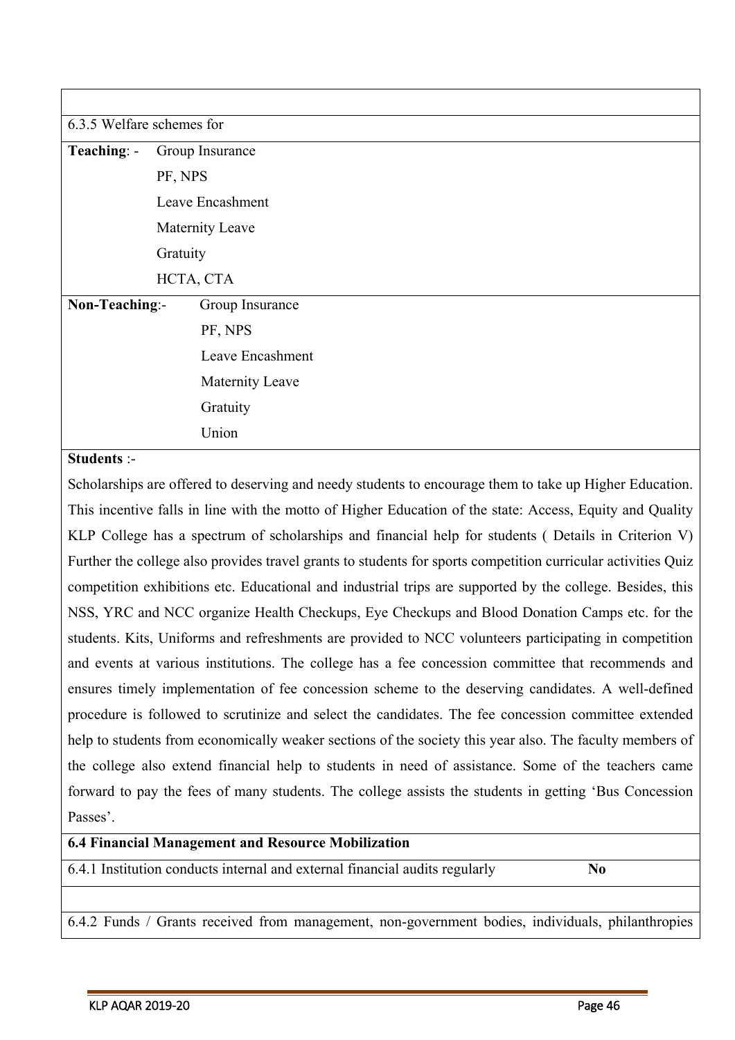6.3.5 Welfare schemes for

**Teaching**: - Group Insurance
- PF, NPS
- Leave Encashment
- Maternity Leave
- Gratuity
- HCTA, CTA

**Non-Teaching**:- Group Insurance
- PF, NPS
- Leave Encashment
- Maternity Leave
- Gratuity
- Union

**Students** :-

Scholarships are offered to deserving and needy students to encourage them to take up Higher Education. This incentive falls in line with the motto of Higher Education of the state: Access, Equity and Quality KLP College has a spectrum of scholarships and financial help for students ( Details in Criterion V) Further the college also provides travel grants to students for sports competition curricular activities Quiz competition exhibitions etc. Educational and industrial trips are supported by the college. Besides, this NSS, YRC and NCC organize Health Checkups, Eye Checkups and Blood Donation Camps etc. for the students. Kits, Uniforms and refreshments are provided to NCC volunteers participating in competition and events at various institutions. The college has a fee concession committee that recommends and ensures timely implementation of fee concession scheme to the deserving candidates. A well-defined procedure is followed to scrutinize and select the candidates. The fee concession committee extended help to students from economically weaker sections of the society this year also. The faculty members of the college also extend financial help to students in need of assistance. Some of the teachers came forward to pay the fees of many students. The college assists the students in getting 'Bus Concession Passes'.

**6.4 Financial Management and Resource Mobilization**

6.4.1 Institution conducts internal and external financial audits regularly **No**

6.4.2 Funds / Grants received from management, non-government bodies, individuals, philanthropies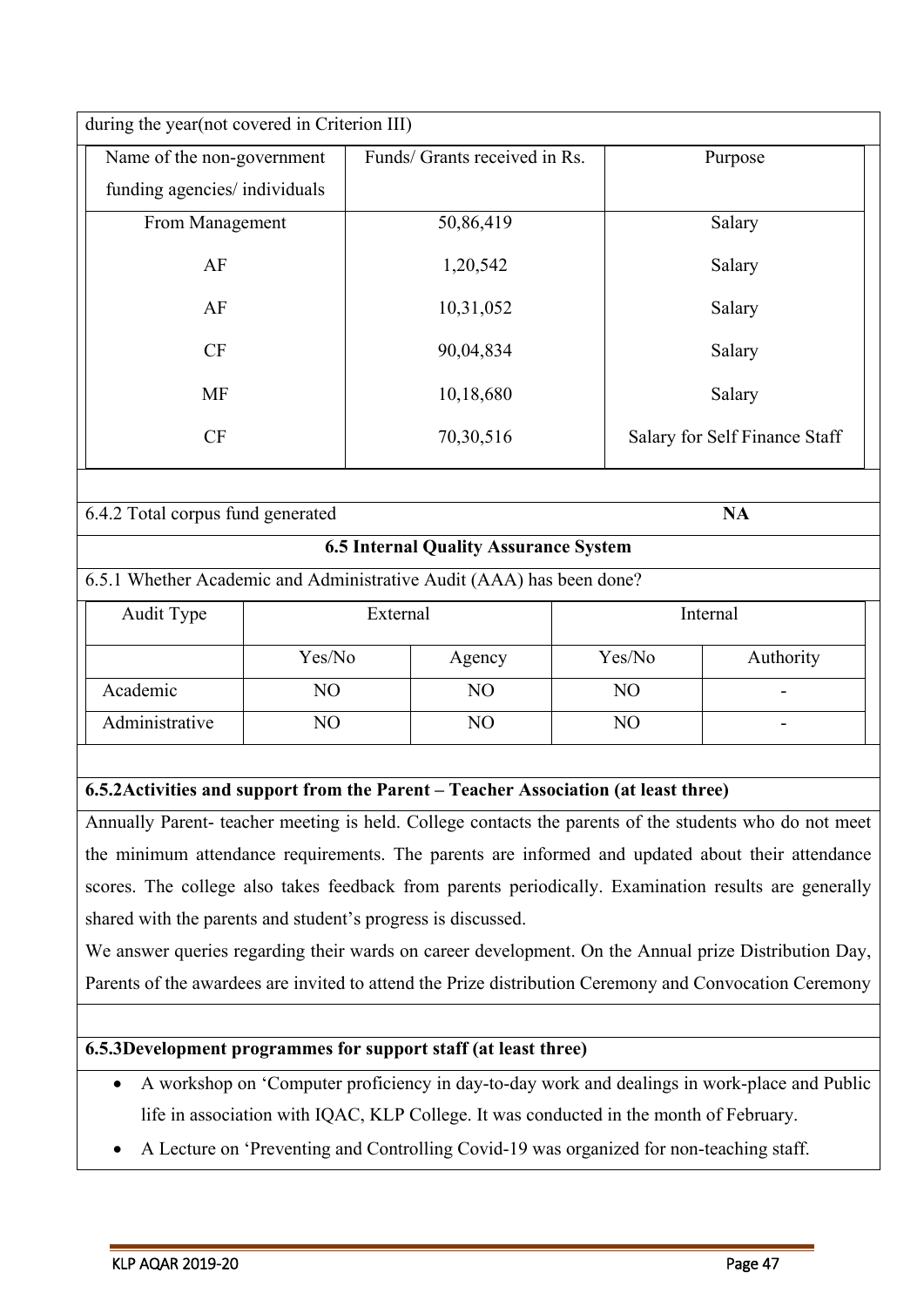during the year(not covered in Criterion III)

| Name of the non-government funding agencies/ individuals | Funds/ Grants received in Rs. | Purpose |
|---|---|---|
| From Management | 50,86,419 | Salary |
| AF | 1,20,542 | Salary |
| AF | 10,31,052 | Salary |
| CF | 90,04,834 | Salary |
| MF | 10,18,680 | Salary |
| CF | 70,30,516 | Salary for Self Finance Staff |

6.4.2 Total corpus fund generated **NA**

### 6.5 Internal Quality Assurance System

6.5.1 Whether Academic and Administrative Audit (AAA) has been done?

| Audit Type | External | | Internal | |
|---|---|---|---|---|
| | Yes/No | Agency | Yes/No | Authority |
| Academic | NO | NO | NO | - |
| Administrative | NO | NO | NO | - |

**6.5.2Activities and support from the Parent – Teacher Association (at least three)**

Annually Parent- teacher meeting is held. College contacts the parents of the students who do not meet the minimum attendance requirements. The parents are informed and updated about their attendance scores. The college also takes feedback from parents periodically. Examination results are generally shared with the parents and student's progress is discussed.

We answer queries regarding their wards on career development. On the Annual prize Distribution Day, Parents of the awardees are invited to attend the Prize distribution Ceremony and Convocation Ceremony

**6.5.3Development programmes for support staff (at least three)**

- A workshop on 'Computer proficiency in day-to-day work and dealings in work-place and Public life in association with IQAC, KLP College. It was conducted in the month of February.
- A Lecture on 'Preventing and Controlling Covid-19 was organized for non-teaching staff.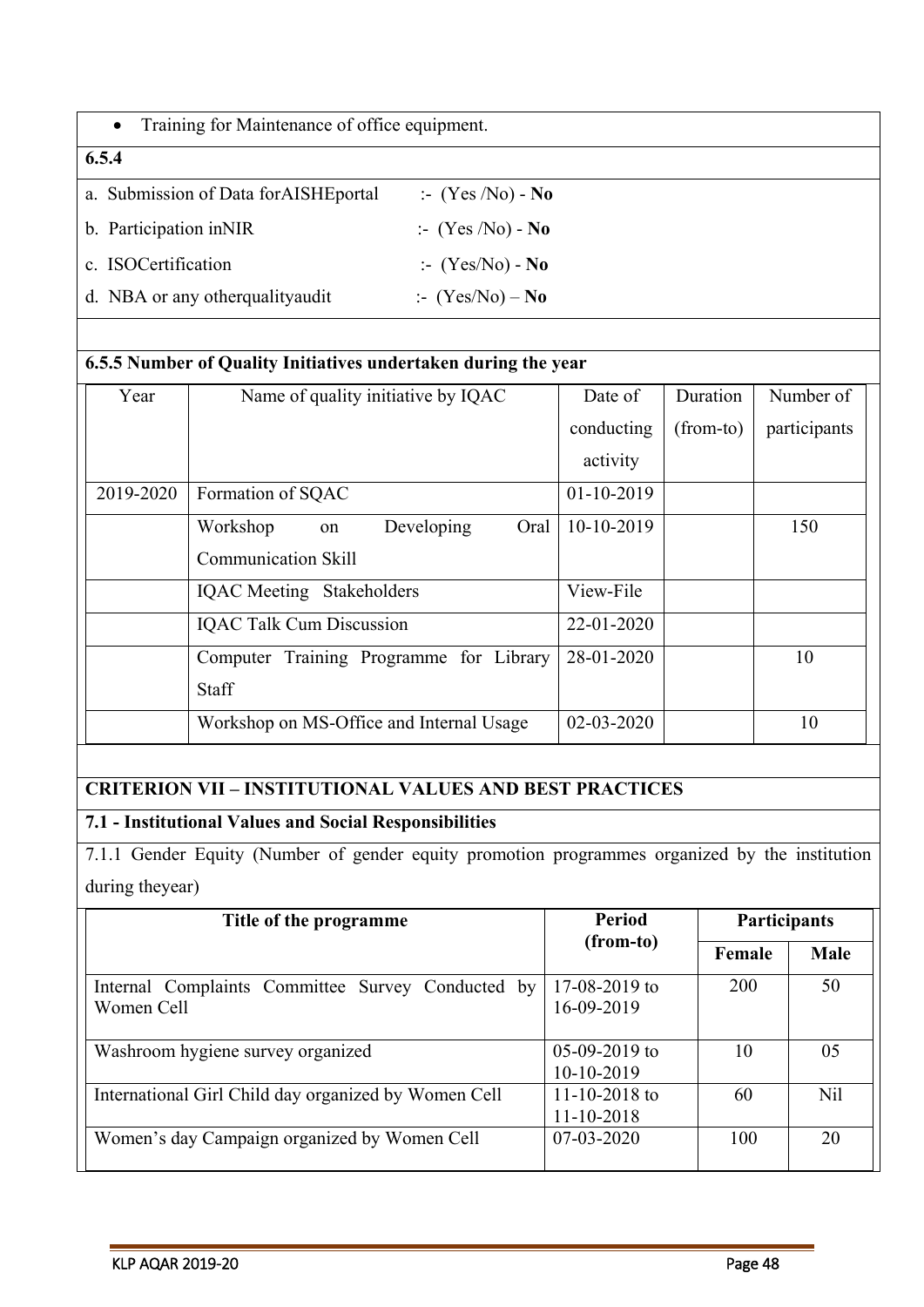- Training for Maintenance of office equipment.

**6.5.4**

a. Submission of Data forAISHEportal :- (Yes /No) - **No**

b. Participation inNIR :- (Yes /No) - **No**

c. ISOCertification :- (Yes/No) - **No**

d. NBA or any otherqualityaudit :- (Yes/No) – **No**

**6.5.5 Number of Quality Initiatives undertaken during the year**

| Year | Name of quality initiative by IQAC | Date of conducting activity | Duration (from-to) | Number of participants |
|---|---|---|---|---|
| 2019-2020 | Formation of SQAC | 01-10-2019 | | |
| | Workshop on Developing Oral Communication Skill | 10-10-2019 | | 150 |
| | IQAC Meeting Stakeholders | View-File | | |
| | IQAC Talk Cum Discussion | 22-01-2020 | | |
| | Computer Training Programme for Library Staff | 28-01-2020 | | 10 |
| | Workshop on MS-Office and Internal Usage | 02-03-2020 | | 10 |

**CRITERION VII – INSTITUTIONAL VALUES AND BEST PRACTICES**

**7.1 - Institutional Values and Social Responsibilities**

7.1.1 Gender Equity (Number of gender equity promotion programmes organized by the institution during theyear)

| Title of the programme | Period (from-to) | Participants | |
|---|---|---|---|
| | | **Female** | **Male** |
| Internal Complaints Committee Survey Conducted by Women Cell | 17-08-2019 to 16-09-2019 | 200 | 50 |
| Washroom hygiene survey organized | 05-09-2019 to 10-10-2019 | 10 | 05 |
| International Girl Child day organized by Women Cell | 11-10-2018 to 11-10-2018 | 60 | Nil |
| Women's day Campaign organized by Women Cell | 07-03-2020 | 100 | 20 |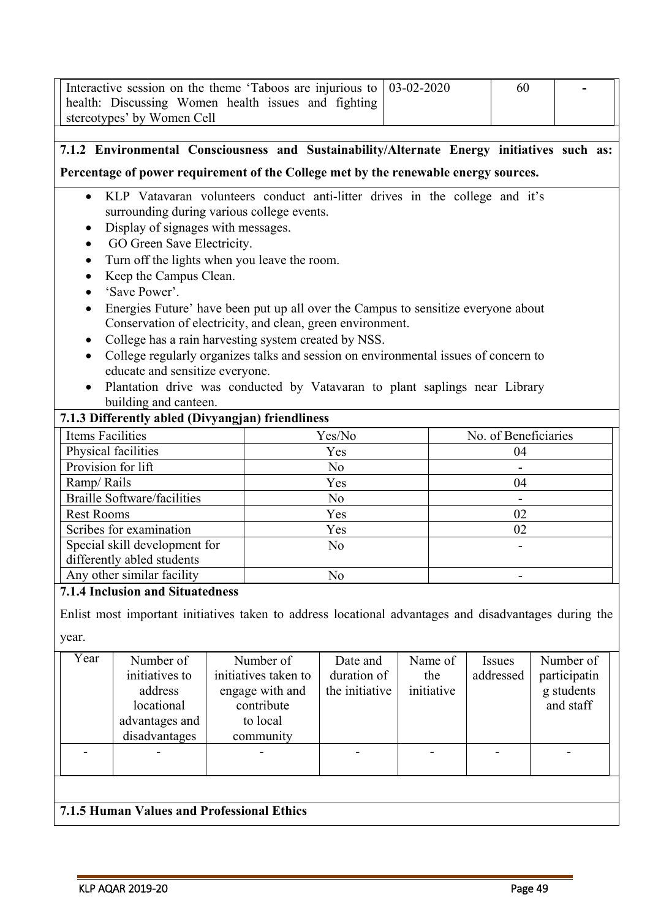| Interactive session on the theme 'Taboos are injurious to health: Discussing Women health issues and fighting stereotypes' by Women Cell | 03-02-2020 | 60 | - |
|---|---|---|---|

**7.1.2 Environmental Consciousness and Sustainability/Alternate Energy initiatives such as: Percentage of power requirement of the College met by the renewable energy sources.**

- KLP Vatavaran volunteers conduct anti-litter drives in the college and it's surrounding during various college events.
- Display of signages with messages.
- GO Green Save Electricity.
- Turn off the lights when you leave the room.
- Keep the Campus Clean.
- 'Save Power'.
- Energies Future' have been put up all over the Campus to sensitize everyone about Conservation of electricity, and clean, green environment.
- College has a rain harvesting system created by NSS.
- College regularly organizes talks and session on environmental issues of concern to educate and sensitize everyone.
- Plantation drive was conducted by Vatavaran to plant saplings near Library building and canteen.

**7.1.3 Differently abled (Divyangjan) friendliness**

| Items Facilities | Yes/No | No. of Beneficiaries |
|---|---|---|
| Physical facilities | Yes | 04 |
| Provision for lift | No | - |
| Ramp/ Rails | Yes | 04 |
| Braille Software/facilities | No | - |
| Rest Rooms | Yes | 02 |
| Scribes for examination | Yes | 02 |
| Special skill development for differently abled students | No | - |
| Any other similar facility | No | - |

**7.1.4 Inclusion and Situatedness**

Enlist most important initiatives taken to address locational advantages and disadvantages during the year.

| Year | Number of initiatives to address locational advantages and disadvantages | Number of initiatives taken to engage with and contribute to local community | Date and duration of the initiative | Name of the initiative | Issues addressed | Number of participating students and staff |
|---|---|---|---|---|---|---|
| - | - | - | - | - | - | - |

**7.1.5 Human Values and Professional Ethics**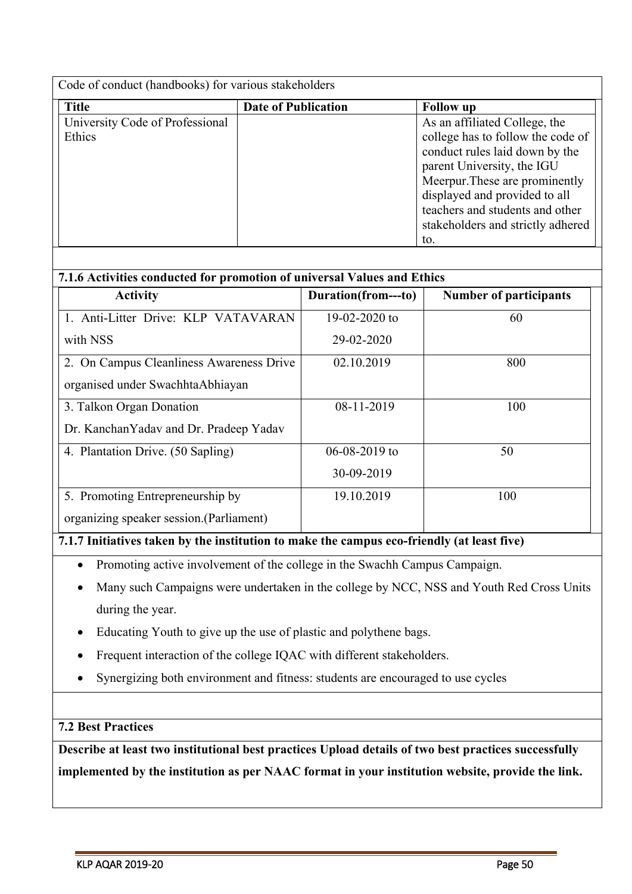Code of conduct (handbooks) for various stakeholders

| Title | Date of Publication | Follow up |
|---|---|---|
| University Code of Professional Ethics | | As an affiliated College, the college has to follow the code of conduct rules laid down by the parent University, the IGU Meerpur.These are prominently displayed and provided to all teachers and students and other stakeholders and strictly adhered to. |

**7.1.6 Activities conducted for promotion of universal Values and Ethics**

| Activity | Duration(from---to) | Number of participants |
|---|---|---|
| 1. Anti-Litter Drive: KLP VATAVARAN with NSS | 19-02-2020 to 29-02-2020 | 60 |
| 2. On Campus Cleanliness Awareness Drive organised under SwachhtaAbhiayan | 02.10.2019 | 800 |
| 3. Talkon Organ Donation Dr. KanchanYadav and Dr. Pradeep Yadav | 08-11-2019 | 100 |
| 4. Plantation Drive. (50 Sapling) | 06-08-2019 to 30-09-2019 | 50 |
| 5. Promoting Entrepreneurship by organizing speaker session.(Parliament) | 19.10.2019 | 100 |

**7.1.7 Initiatives taken by the institution to make the campus eco-friendly (at least five)**

- Promoting active involvement of the college in the Swachh Campus Campaign.
- Many such Campaigns were undertaken in the college by NCC, NSS and Youth Red Cross Units during the year.
- Educating Youth to give up the use of plastic and polythene bags.
- Frequent interaction of the college IQAC with different stakeholders.
- Synergizing both environment and fitness: students are encouraged to use cycles

**7.2 Best Practices**

**Describe at least two institutional best practices Upload details of two best practices successfully implemented by the institution as per NAAC format in your institution website, provide the link.**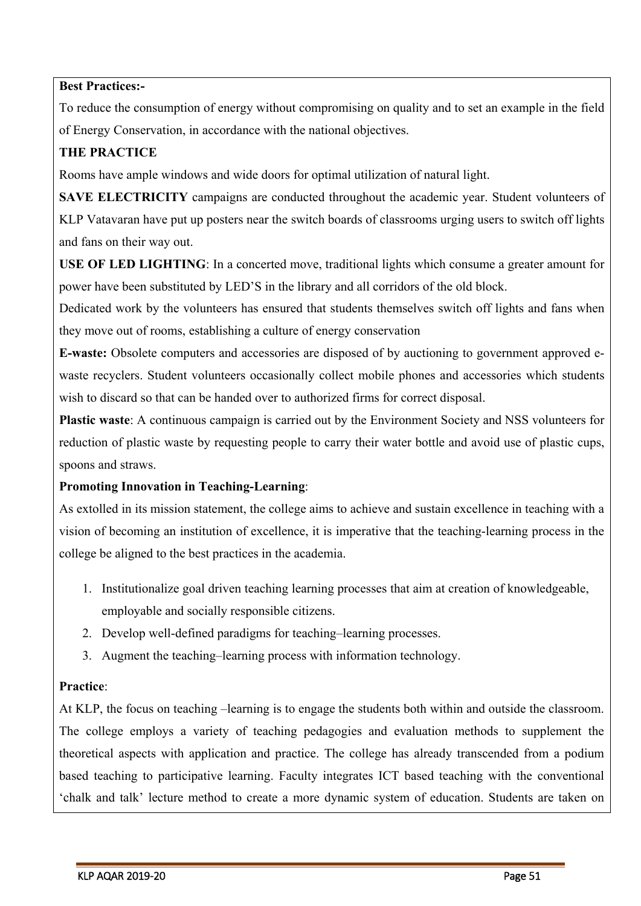**Best Practices:-**

To reduce the consumption of energy without compromising on quality and to set an example in the field of Energy Conservation, in accordance with the national objectives.

**THE PRACTICE**

Rooms have ample windows and wide doors for optimal utilization of natural light.

**SAVE ELECTRICITY** campaigns are conducted throughout the academic year. Student volunteers of KLP Vatavaran have put up posters near the switch boards of classrooms urging users to switch off lights and fans on their way out.

**USE OF LED LIGHTING**: In a concerted move, traditional lights which consume a greater amount for power have been substituted by LED'S in the library and all corridors of the old block.

Dedicated work by the volunteers has ensured that students themselves switch off lights and fans when they move out of rooms, establishing a culture of energy conservation

**E-waste:** Obsolete computers and accessories are disposed of by auctioning to government approved e-waste recyclers. Student volunteers occasionally collect mobile phones and accessories which students wish to discard so that can be handed over to authorized firms for correct disposal.

**Plastic waste**: A continuous campaign is carried out by the Environment Society and NSS volunteers for reduction of plastic waste by requesting people to carry their water bottle and avoid use of plastic cups, spoons and straws.

**Promoting Innovation in Teaching-Learning**:

As extolled in its mission statement, the college aims to achieve and sustain excellence in teaching with a vision of becoming an institution of excellence, it is imperative that the teaching-learning process in the college be aligned to the best practices in the academia.

1. Institutionalize goal driven teaching learning processes that aim at creation of knowledgeable, employable and socially responsible citizens.
2. Develop well-defined paradigms for teaching–learning processes.
3. Augment the teaching–learning process with information technology.

**Practice**:

At KLP, the focus on teaching –learning is to engage the students both within and outside the classroom. The college employs a variety of teaching pedagogies and evaluation methods to supplement the theoretical aspects with application and practice. The college has already transcended from a podium based teaching to participative learning. Faculty integrates ICT based teaching with the conventional 'chalk and talk' lecture method to create a more dynamic system of education. Students are taken on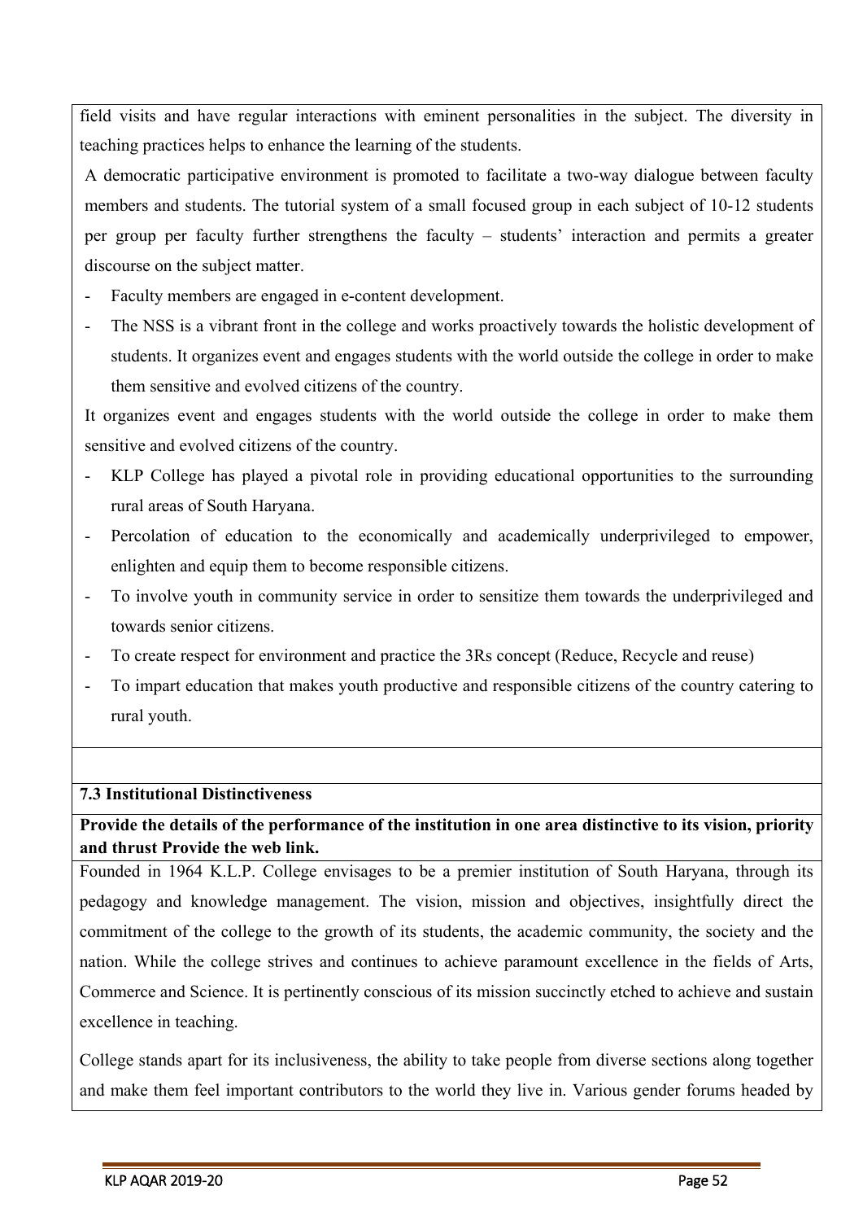field visits and have regular interactions with eminent personalities in the subject. The diversity in teaching practices helps to enhance the learning of the students.

A democratic participative environment is promoted to facilitate a two-way dialogue between faculty members and students. The tutorial system of a small focused group in each subject of 10-12 students per group per faculty further strengthens the faculty – students' interaction and permits a greater discourse on the subject matter.

- Faculty members are engaged in e-content development.
- The NSS is a vibrant front in the college and works proactively towards the holistic development of students. It organizes event and engages students with the world outside the college in order to make them sensitive and evolved citizens of the country.

It organizes event and engages students with the world outside the college in order to make them sensitive and evolved citizens of the country.

- KLP College has played a pivotal role in providing educational opportunities to the surrounding rural areas of South Haryana.
- Percolation of education to the economically and academically underprivileged to empower, enlighten and equip them to become responsible citizens.
- To involve youth in community service in order to sensitize them towards the underprivileged and towards senior citizens.
- To create respect for environment and practice the 3Rs concept (Reduce, Recycle and reuse)
- To impart education that makes youth productive and responsible citizens of the country catering to rural youth.

**7.3 Institutional Distinctiveness**

**Provide the details of the performance of the institution in one area distinctive to its vision, priority and thrust Provide the web link.**

Founded in 1964 K.L.P. College envisages to be a premier institution of South Haryana, through its pedagogy and knowledge management. The vision, mission and objectives, insightfully direct the commitment of the college to the growth of its students, the academic community, the society and the nation. While the college strives and continues to achieve paramount excellence in the fields of Arts, Commerce and Science. It is pertinently conscious of its mission succinctly etched to achieve and sustain excellence in teaching.

College stands apart for its inclusiveness, the ability to take people from diverse sections along together and make them feel important contributors to the world they live in. Various gender forums headed by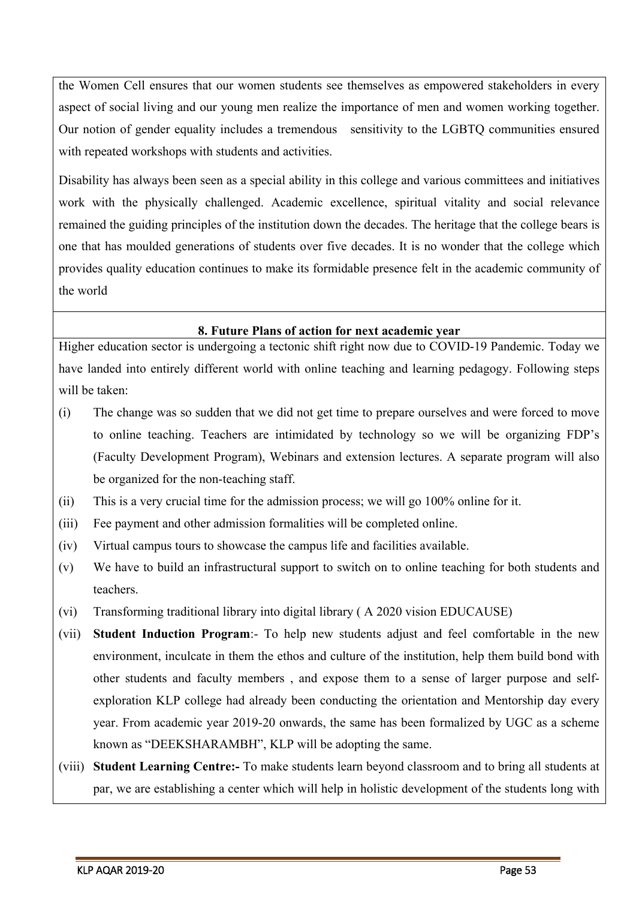the Women Cell ensures that our women students see themselves as empowered stakeholders in every aspect of social living and our young men realize the importance of men and women working together. Our notion of gender equality includes a tremendous sensitivity to the LGBTQ communities ensured with repeated workshops with students and activities.

Disability has always been seen as a special ability in this college and various committees and initiatives work with the physically challenged. Academic excellence, spiritual vitality and social relevance remained the guiding principles of the institution down the decades. The heritage that the college bears is one that has moulded generations of students over five decades. It is no wonder that the college which provides quality education continues to make its formidable presence felt in the academic community of the world

## 8. Future Plans of action for next academic year

Higher education sector is undergoing a tectonic shift right now due to COVID-19 Pandemic. Today we have landed into entirely different world with online teaching and learning pedagogy. Following steps will be taken:

(i) The change was so sudden that we did not get time to prepare ourselves and were forced to move to online teaching. Teachers are intimidated by technology so we will be organizing FDP's (Faculty Development Program), Webinars and extension lectures. A separate program will also be organized for the non-teaching staff.

(ii) This is a very crucial time for the admission process; we will go 100% online for it.

(iii) Fee payment and other admission formalities will be completed online.

(iv) Virtual campus tours to showcase the campus life and facilities available.

(v) We have to build an infrastructural support to switch on to online teaching for both students and teachers.

(vi) Transforming traditional library into digital library ( A 2020 vision EDUCAUSE)

(vii) **Student Induction Program**:- To help new students adjust and feel comfortable in the new environment, inculcate in them the ethos and culture of the institution, help them build bond with other students and faculty members , and expose them to a sense of larger purpose and self-exploration KLP college had already been conducting the orientation and Mentorship day every year. From academic year 2019-20 onwards, the same has been formalized by UGC as a scheme known as "DEEKSHARAMBH", KLP will be adopting the same.

(viii) **Student Learning Centre:-** To make students learn beyond classroom and to bring all students at par, we are establishing a center which will help in holistic development of the students long with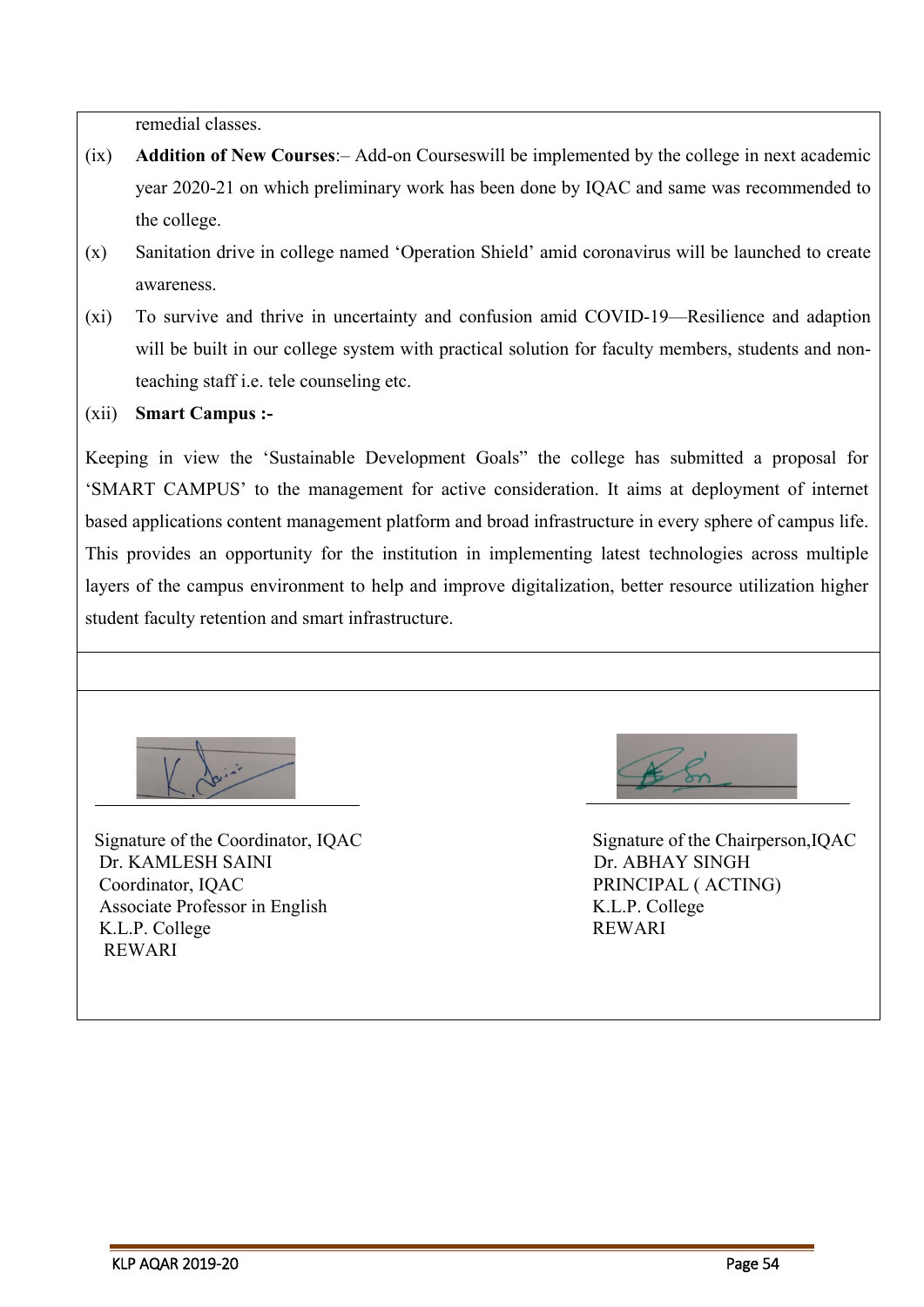remedial classes.

(ix) **Addition of New Courses**:– Add-on Courseswill be implemented by the college in next academic year 2020-21 on which preliminary work has been done by IQAC and same was recommended to the college.

(x) Sanitation drive in college named 'Operation Shield' amid coronavirus will be launched to create awareness.

(xi) To survive and thrive in uncertainty and confusion amid COVID-19—Resilience and adaption will be built in our college system with practical solution for faculty members, students and non-teaching staff i.e. tele counseling etc.

(xii) **Smart Campus :-**

Keeping in view the 'Sustainable Development Goals" the college has submitted a proposal for 'SMART CAMPUS' to the management for active consideration. It aims at deployment of internet based applications content management platform and broad infrastructure in every sphere of campus life. This provides an opportunity for the institution in implementing latest technologies across multiple layers of the campus environment to help and improve digitalization, better resource utilization higher student faculty retention and smart infrastructure.

Signature of the Coordinator, IQAC
Dr. KAMLESH SAINI
Coordinator, IQAC
Associate Professor in English
K.L.P. College
REWARI

Signature of the Chairperson,IQAC
Dr. ABHAY SINGH
PRINCIPAL ( ACTING)
K.L.P. College
REWARI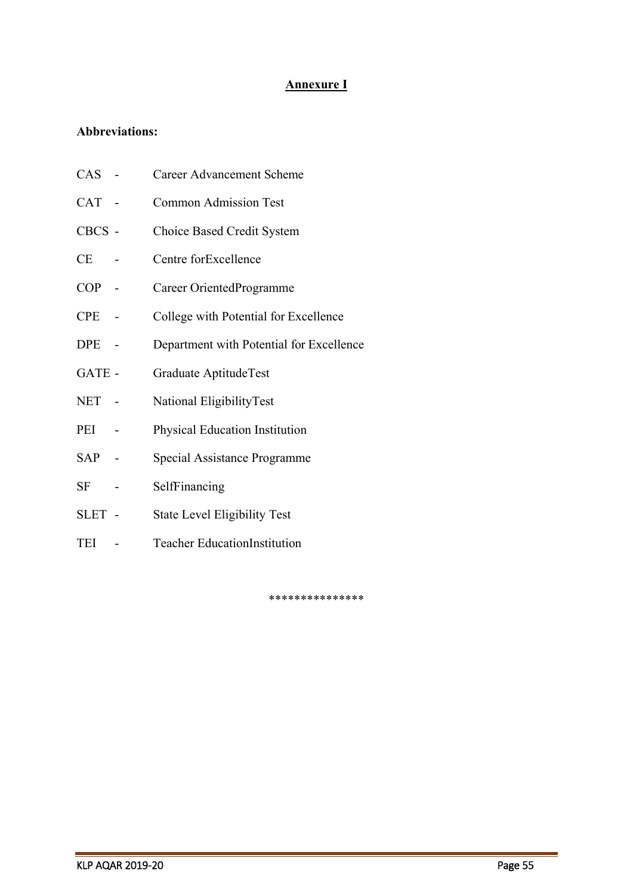# Annexure I

**Abbreviations:**

CAS - Career Advancement Scheme

CAT - Common Admission Test

CBCS - Choice Based Credit System

CE - Centre forExcellence

COP - Career OrientedProgramme

CPE - College with Potential for Excellence

DPE - Department with Potential for Excellence

GATE - Graduate AptitudeTest

NET - National EligibilityTest

PEI - Physical Education Institution

SAP - Special Assistance Programme

SF - SelfFinancing

SLET - State Level Eligibility Test

TEI - Teacher EducationInstitution

***************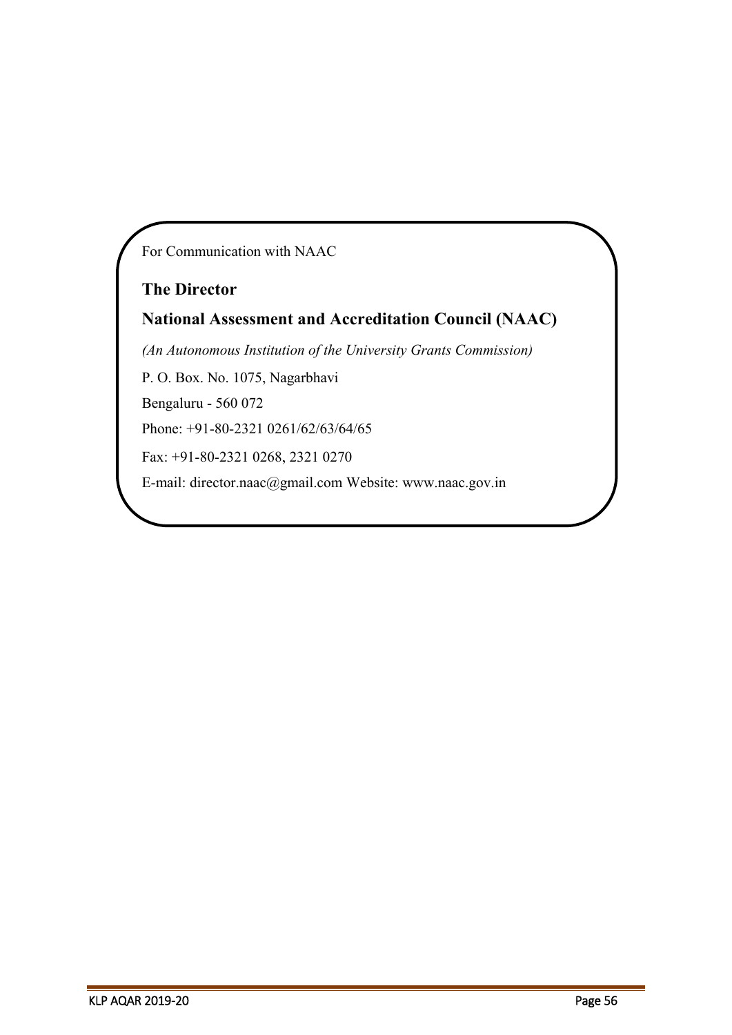For Communication with NAAC

**The Director**

**National Assessment and Accreditation Council (NAAC)**

*(An Autonomous Institution of the University Grants Commission)*

P. O. Box. No. 1075, Nagarbhavi

Bengaluru - 560 072

Phone: +91-80-2321 0261/62/63/64/65

Fax: +91-80-2321 0268, 2321 0270

E-mail: director.naac@gmail.com Website: www.naac.gov.in